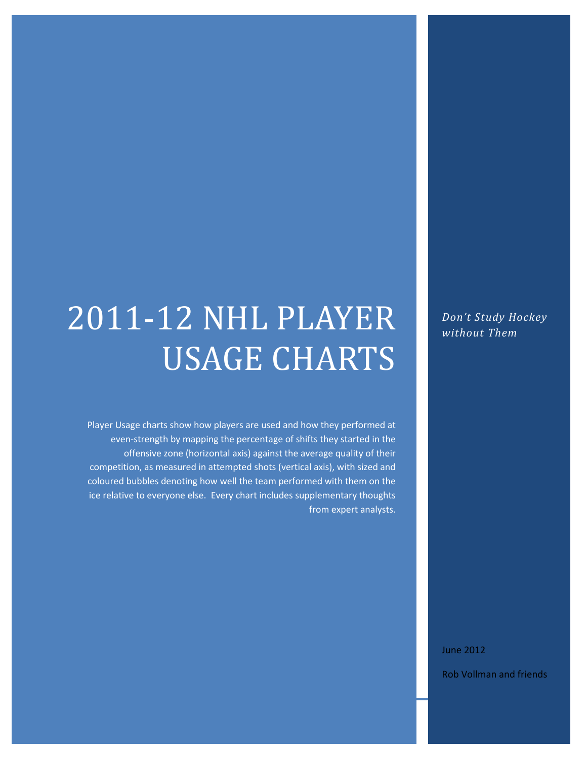# 2011-12 NHL PLAYER USAGE CHARTS

*Don't Study Hockey without Them*

Player Usage charts show how players are used and how they performed at even-strength by mapping the percentage of shifts they started in the offensive zone (horizontal axis) against the average quality of their competition, as measured in attempted shots (vertical axis), with sized and coloured bubbles denoting how well the team performed with them on the ice relative to everyone else. Every chart includes supplementary thoughts from expert analysts.

June 2012

Rob Vollman and friends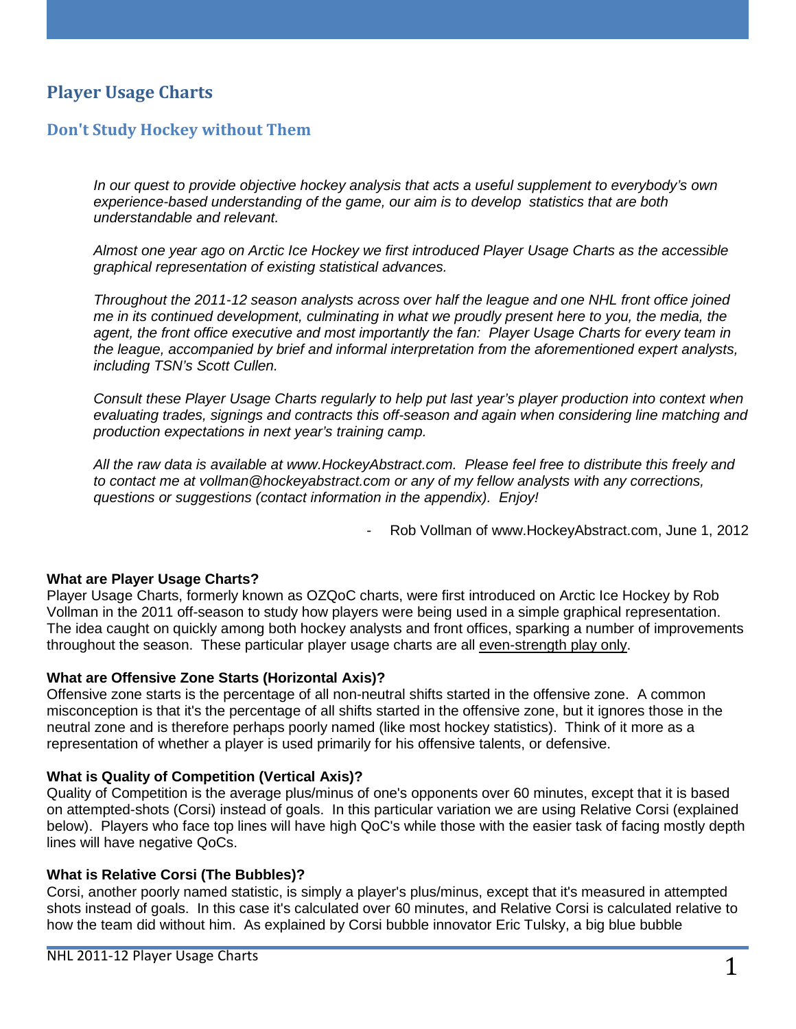# Player Usage Charts

## Don't Study Hockey without Them

*In our quest to provide objective hockey analysis that acts a useful supplement to everybody's own experience-based understanding of the game, our aim is to develop statistics that are both understandable and relevant.*

*Almost one year ago on Arctic Ice Hockey we first introduced Player Usage Charts as the accessible graphical representation of existing statistical advances.*

*Throughout the 2011-12 season analysts across over half the league and one NHL front office joined me in its continued development, culminating in what we proudly present here to you, the media, the agent, the front office executive and most importantly the fan: Player Usage Charts for every team in the league, accompanied by brief and informal interpretation from the aforementioned expert analysts, including TSN's Scott Cullen.*

*Consult these Player Usage Charts regularly to help put last year's player production into context when evaluating trades, signings and contracts this off-season and again when considering line matching and production expectations in next year's training camp.*

*All the raw data is available at www.HockeyAbstract.com. Please feel free to distribute this freely and to contact me at vollman@hockeyabstract.com or any of my fellow analysts with any corrections, questions or suggestions (contact information in the appendix). Enjoy!*

- Rob Vollman of www.HockeyAbstract.com, June 1, 2012

**What are Player Usage Charts?**
Player Usage Charts, formerly known as OZQoC charts, were first introduced on Arctic Ice Hockey by Rob Vollman in the 2011 off-season to study how players were being used in a simple graphical representation. The idea caught on quickly among both hockey analysts and front offices, sparking a number of improvements throughout the season. These particular player usage charts are all <u>even-strength play only</u>.

**What are Offensive Zone Starts (Horizontal Axis)?**
Offensive zone starts is the percentage of all non-neutral shifts started in the offensive zone. A common misconception is that it's the percentage of all shifts started in the offensive zone, but it ignores those in the neutral zone and is therefore perhaps poorly named (like most hockey statistics). Think of it more as a representation of whether a player is used primarily for his offensive talents, or defensive.

**What is Quality of Competition (Vertical Axis)?**
Quality of Competition is the average plus/minus of one's opponents over 60 minutes, except that it is based on attempted-shots (Corsi) instead of goals. In this particular variation we are using Relative Corsi (explained below). Players who face top lines will have high QoC's while those with the easier task of facing mostly depth lines will have negative QoCs.

**What is Relative Corsi (The Bubbles)?**
Corsi, another poorly named statistic, is simply a player's plus/minus, except that it's measured in attempted shots instead of goals. In this case it's calculated over 60 minutes, and Relative Corsi is calculated relative to how the team did without him. As explained by Corsi bubble innovator Eric Tulsky, a big blue bubble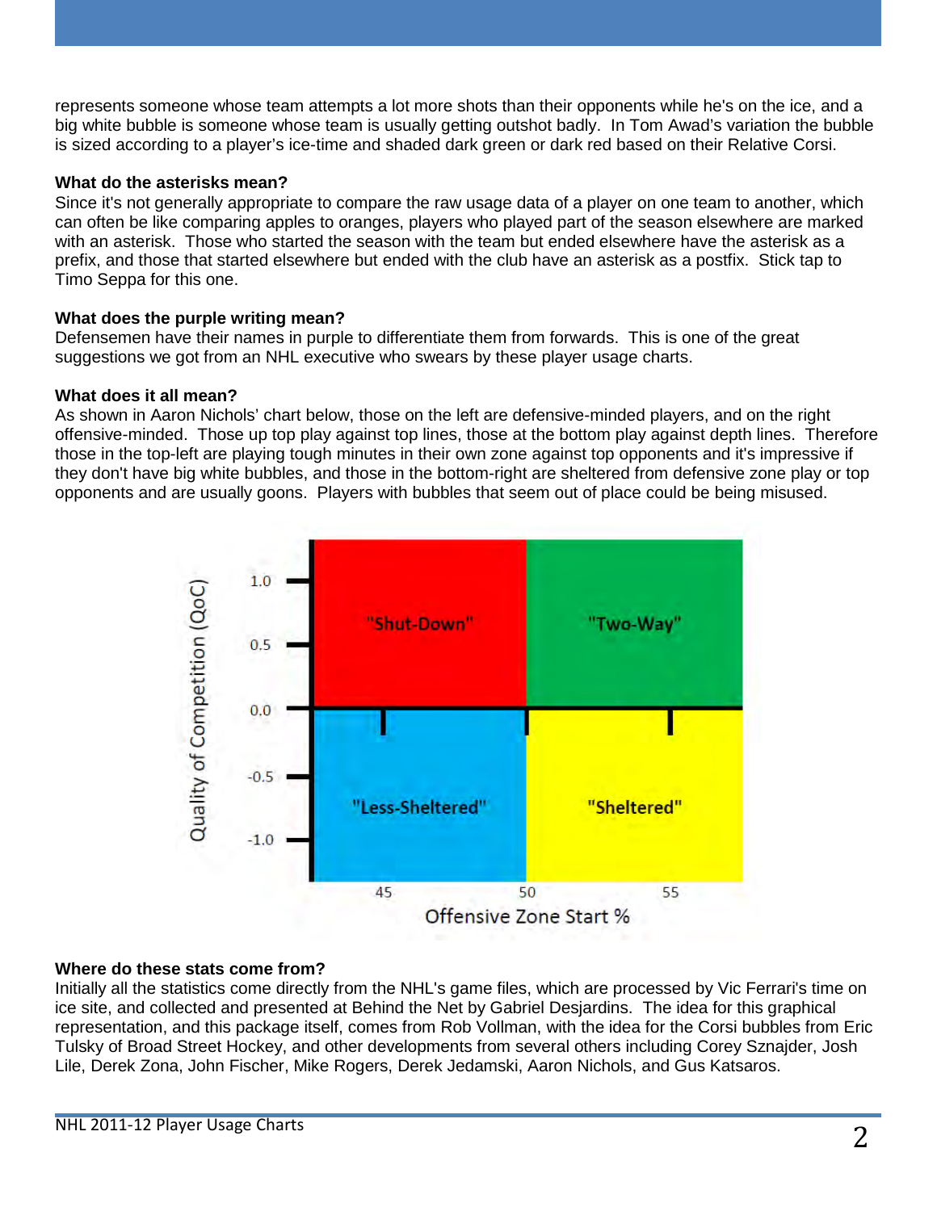represents someone whose team attempts a lot more shots than their opponents while he's on the ice, and a big white bubble is someone whose team is usually getting outshot badly. In Tom Awad's variation the bubble is sized according to a player's ice-time and shaded dark green or dark red based on their Relative Corsi.

**What do the asterisks mean?**

Since it's not generally appropriate to compare the raw usage data of a player on one team to another, which can often be like comparing apples to oranges, players who played part of the season elsewhere are marked with an asterisk. Those who started the season with the team but ended elsewhere have the asterisk as a prefix, and those that started elsewhere but ended with the club have an asterisk as a postfix. Stick tap to Timo Seppa for this one.

**What does the purple writing mean?**

Defensemen have their names in purple to differentiate them from forwards. This is one of the great suggestions we got from an NHL executive who swears by these player usage charts.

**What does it all mean?**

As shown in Aaron Nichols' chart below, those on the left are defensive-minded players, and on the right offensive-minded. Those up top play against top lines, those at the bottom play against depth lines. Therefore those in the top-left are playing tough minutes in their own zone against top opponents and it's impressive if they don't have big white bubbles, and those in the bottom-right are sheltered from defensive zone play or top opponents and are usually goons. Players with bubbles that seem out of place could be being misused.

**Where do these stats come from?**

Initially all the statistics come directly from the NHL's game files, which are processed by Vic Ferrari's time on ice site, and collected and presented at Behind the Net by Gabriel Desjardins. The idea for this graphical representation, and this package itself, comes from Rob Vollman, with the idea for the Corsi bubbles from Eric Tulsky of Broad Street Hockey, and other developments from several others including Corey Sznajder, Josh Lile, Derek Zona, John Fischer, Mike Rogers, Derek Jedamski, Aaron Nichols, and Gus Katsaros.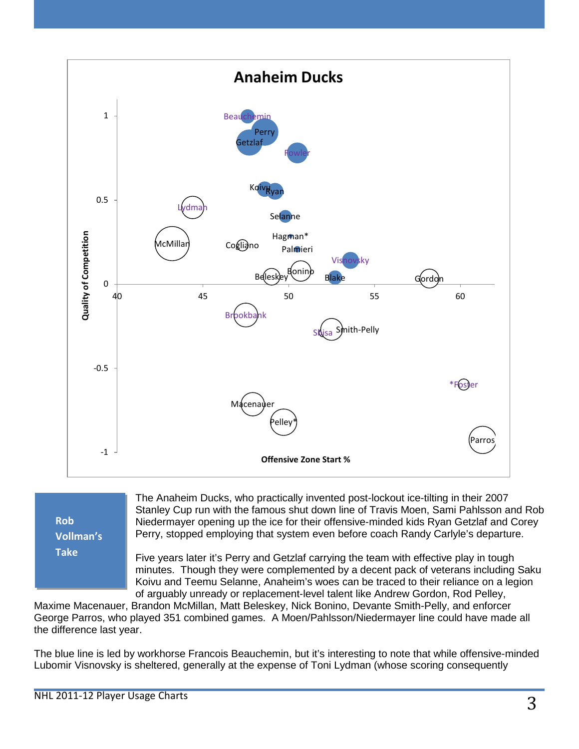**Anaheim Ducks**

**Rob Vollman's Take**

The Anaheim Ducks, who practically invented post-lockout ice-tilting in their 2007 Stanley Cup run with the famous shut down line of Travis Moen, Sami Pahlsson and Rob Niedermayer opening up the ice for their offensive-minded kids Ryan Getzlaf and Corey Perry, stopped employing that system even before coach Randy Carlyle's departure.

Five years later it's Perry and Getzlaf carrying the team with effective play in tough minutes. Though they were complemented by a decent pack of veterans including Saku Koivu and Teemu Selanne, Anaheim's woes can be traced to their reliance on a legion of arguably unready or replacement-level talent like Andrew Gordon, Rod Pelley, Maxime Macenauer, Brandon McMillan, Matt Beleskey, Nick Bonino, Devante Smith-Pelly, and enforcer George Parros, who played 351 combined games. A Moen/Pahlsson/Niedermayer line could have made all the difference last year.

The blue line is led by workhorse Francois Beauchemin, but it's interesting to note that while offensive-minded Lubomir Visnovsky is sheltered, generally at the expense of Toni Lydman (whose scoring consequently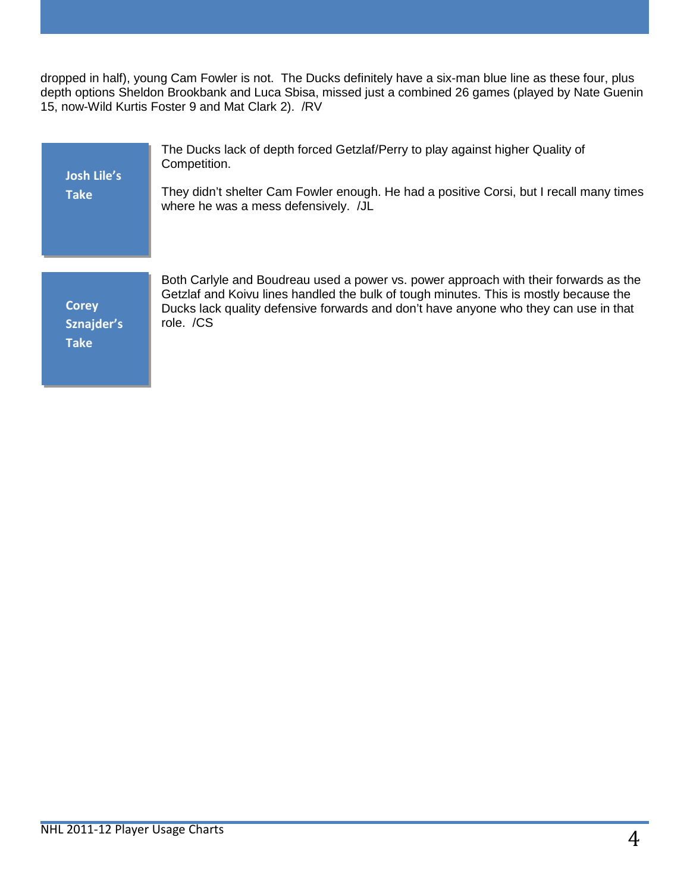dropped in half), young Cam Fowler is not. The Ducks definitely have a six-man blue line as these four, plus depth options Sheldon Brookbank and Luca Sbisa, missed just a combined 26 games (played by Nate Guenin 15, now-Wild Kurtis Foster 9 and Mat Clark 2). /RV

**Josh Lile's Take**

The Ducks lack of depth forced Getzlaf/Perry to play against higher Quality of Competition.

They didn't shelter Cam Fowler enough. He had a positive Corsi, but I recall many times where he was a mess defensively. /JL

**Corey Sznajder's Take**

Both Carlyle and Boudreau used a power vs. power approach with their forwards as the Getzlaf and Koivu lines handled the bulk of tough minutes. This is mostly because the Ducks lack quality defensive forwards and don't have anyone who they can use in that role. /CS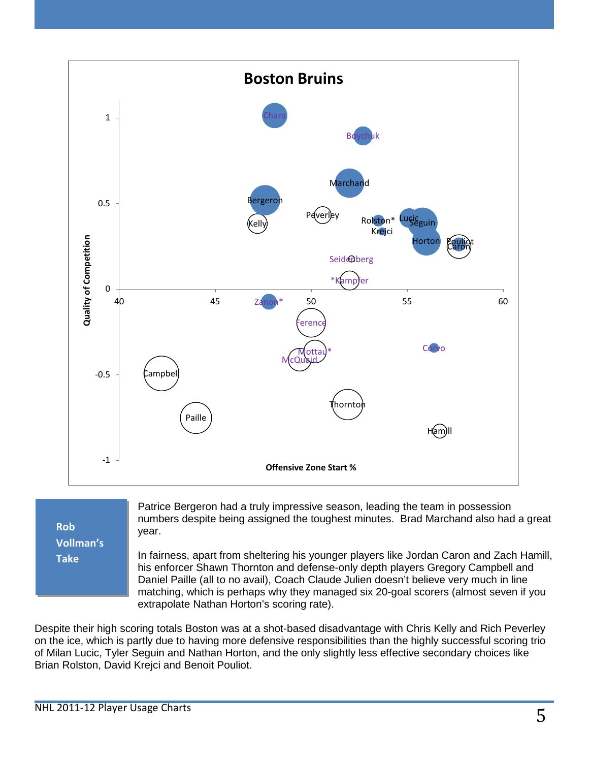## Boston Bruins

**Rob Vollman's Take**

Patrice Bergeron had a truly impressive season, leading the team in possession numbers despite being assigned the toughest minutes. Brad Marchand also had a great year.

In fairness, apart from sheltering his younger players like Jordan Caron and Zach Hamill, his enforcer Shawn Thornton and defense-only depth players Gregory Campbell and Daniel Paille (all to no avail), Coach Claude Julien doesn't believe very much in line matching, which is perhaps why they managed six 20-goal scorers (almost seven if you extrapolate Nathan Horton's scoring rate).

Despite their high scoring totals Boston was at a shot-based disadvantage with Chris Kelly and Rich Peverley on the ice, which is partly due to having more defensive responsibilities than the highly successful scoring trio of Milan Lucic, Tyler Seguin and Nathan Horton, and the only slightly less effective secondary choices like Brian Rolston, David Krejci and Benoit Pouliot.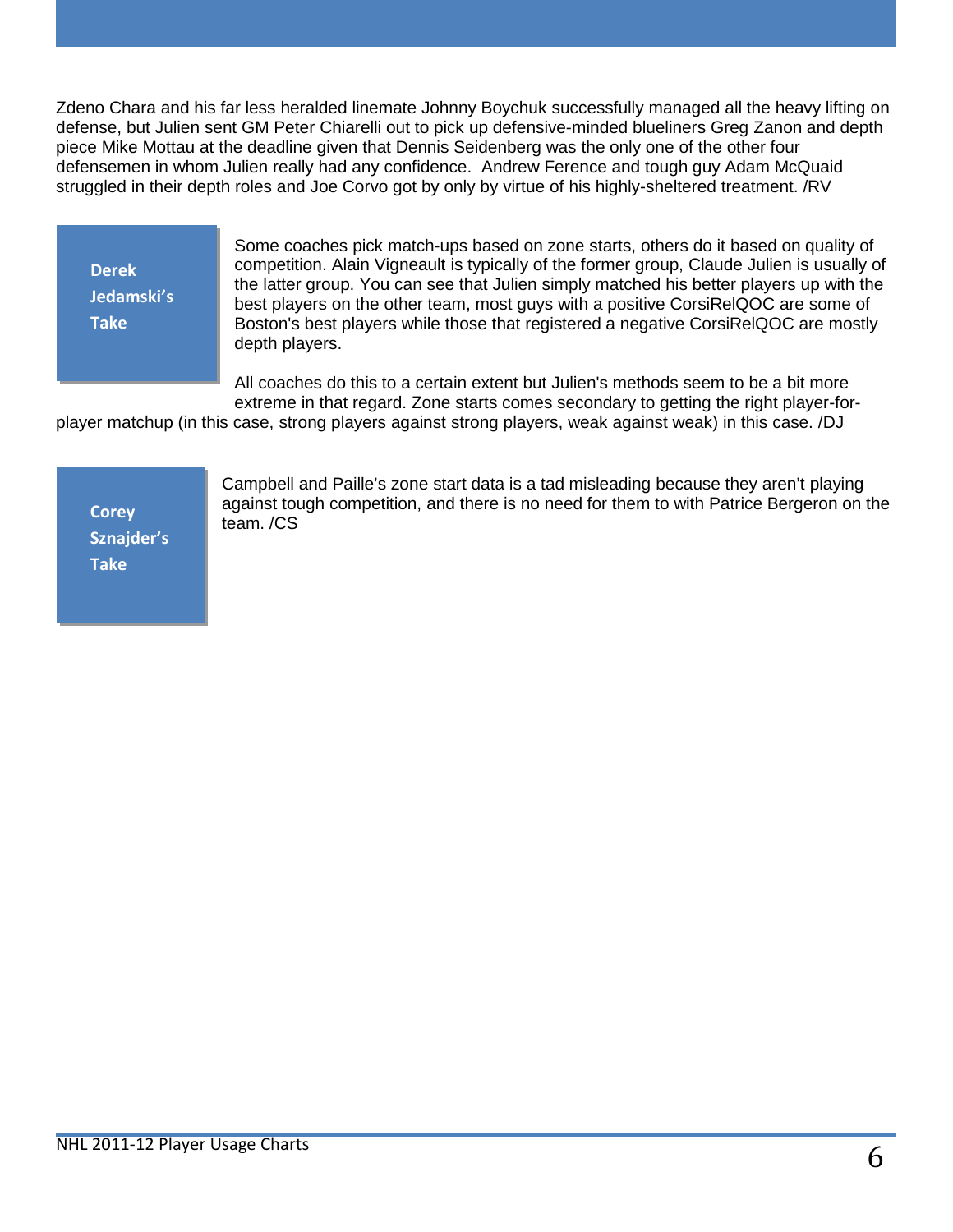Zdeno Chara and his far less heralded linemate Johnny Boychuk successfully managed all the heavy lifting on defense, but Julien sent GM Peter Chiarelli out to pick up defensive-minded blueliners Greg Zanon and depth piece Mike Mottau at the deadline given that Dennis Seidenberg was the only one of the other four defensemen in whom Julien really had any confidence. Andrew Ference and tough guy Adam McQuaid struggled in their depth roles and Joe Corvo got by only by virtue of his highly-sheltered treatment. /RV

**Derek Jedamski's Take**

Some coaches pick match-ups based on zone starts, others do it based on quality of competition. Alain Vigneault is typically of the former group, Claude Julien is usually of the latter group. You can see that Julien simply matched his better players up with the best players on the other team, most guys with a positive CorsiRelQOC are some of Boston's best players while those that registered a negative CorsiRelQOC are mostly depth players.

All coaches do this to a certain extent but Julien's methods seem to be a bit more extreme in that regard. Zone starts comes secondary to getting the right player-for-player matchup (in this case, strong players against strong players, weak against weak) in this case. /DJ

**Corey Sznajder's Take**

Campbell and Paille's zone start data is a tad misleading because they aren't playing against tough competition, and there is no need for them to with Patrice Bergeron on the team. /CS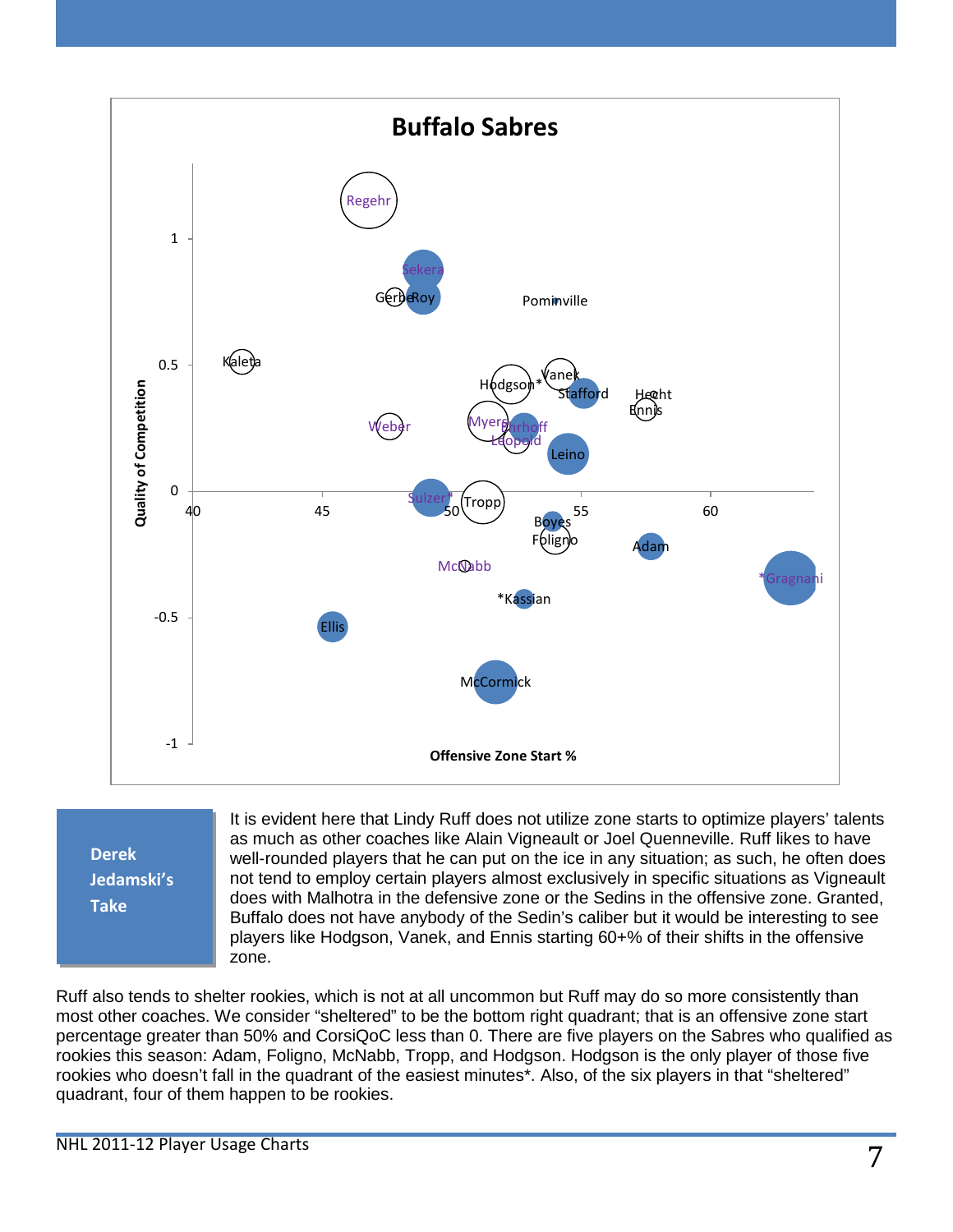## Buffalo Sabres

*(Chart: Quality of Competition vs. Offensive Zone Start %)*

**Derek Jedamski's Take**

It is evident here that Lindy Ruff does not utilize zone starts to optimize players' talents as much as other coaches like Alain Vigneault or Joel Quenneville. Ruff likes to have well-rounded players that he can put on the ice in any situation; as such, he often does not tend to employ certain players almost exclusively in specific situations as Vigneault does with Malhotra in the defensive zone or the Sedins in the offensive zone. Granted, Buffalo does not have anybody of the Sedin's caliber but it would be interesting to see players like Hodgson, Vanek, and Ennis starting 60+% of their shifts in the offensive zone.

Ruff also tends to shelter rookies, which is not at all uncommon but Ruff may do so more consistently than most other coaches. We consider "sheltered" to be the bottom right quadrant; that is an offensive zone start percentage greater than 50% and CorsiQoC less than 0. There are five players on the Sabres who qualified as rookies this season: Adam, Foligno, McNabb, Tropp, and Hodgson. Hodgson is the only player of those five rookies who doesn't fall in the quadrant of the easiest minutes*. Also, of the six players in that "sheltered" quadrant, four of them happen to be rookies.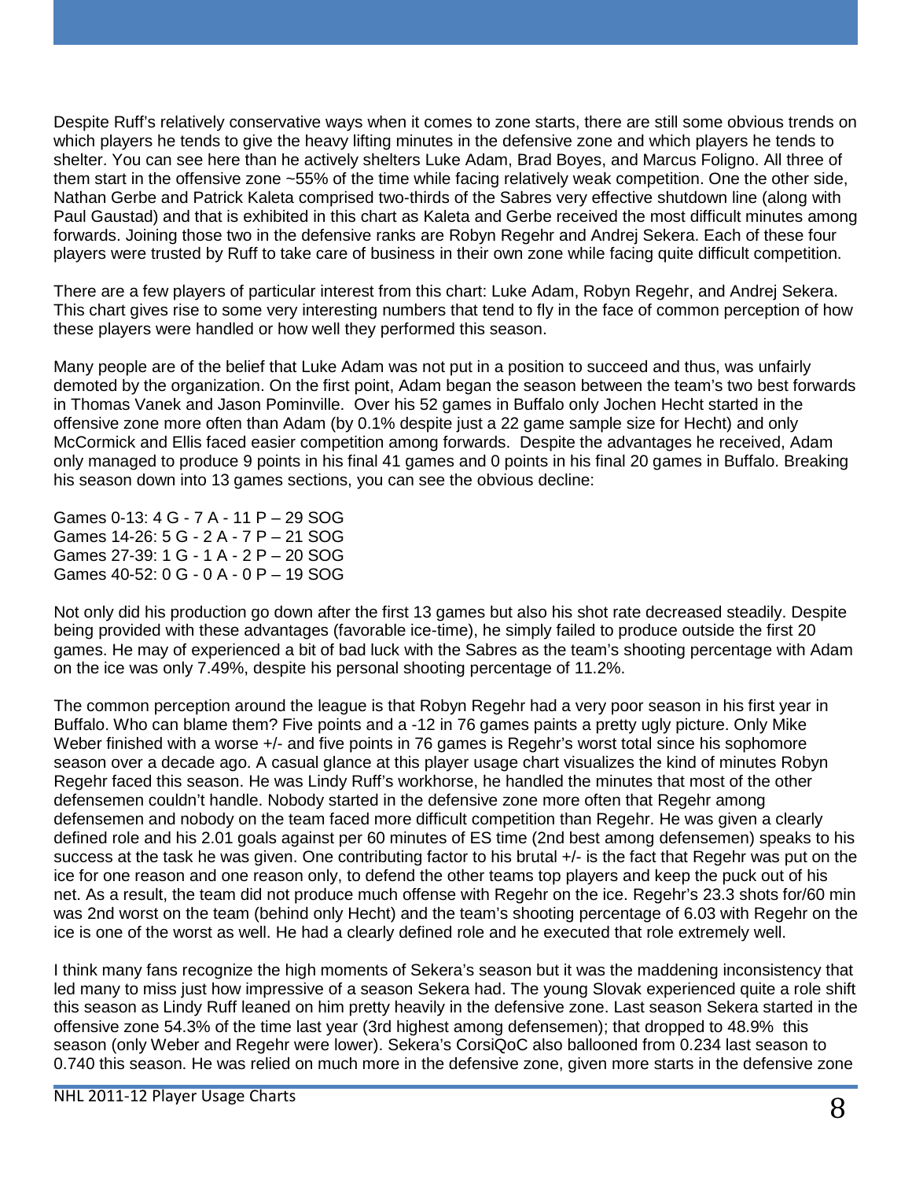Despite Ruff's relatively conservative ways when it comes to zone starts, there are still some obvious trends on which players he tends to give the heavy lifting minutes in the defensive zone and which players he tends to shelter. You can see here than he actively shelters Luke Adam, Brad Boyes, and Marcus Foligno. All three of them start in the offensive zone ~55% of the time while facing relatively weak competition. One the other side, Nathan Gerbe and Patrick Kaleta comprised two-thirds of the Sabres very effective shutdown line (along with Paul Gaustad) and that is exhibited in this chart as Kaleta and Gerbe received the most difficult minutes among forwards. Joining those two in the defensive ranks are Robyn Regehr and Andrej Sekera. Each of these four players were trusted by Ruff to take care of business in their own zone while facing quite difficult competition.

There are a few players of particular interest from this chart: Luke Adam, Robyn Regehr, and Andrej Sekera. This chart gives rise to some very interesting numbers that tend to fly in the face of common perception of how these players were handled or how well they performed this season.

Many people are of the belief that Luke Adam was not put in a position to succeed and thus, was unfairly demoted by the organization. On the first point, Adam began the season between the team's two best forwards in Thomas Vanek and Jason Pominville. Over his 52 games in Buffalo only Jochen Hecht started in the offensive zone more often than Adam (by 0.1% despite just a 22 game sample size for Hecht) and only McCormick and Ellis faced easier competition among forwards. Despite the advantages he received, Adam only managed to produce 9 points in his final 41 games and 0 points in his final 20 games in Buffalo. Breaking his season down into 13 games sections, you can see the obvious decline:

Games 0-13: 4 G - 7 A - 11 P – 29 SOG
Games 14-26: 5 G - 2 A - 7 P – 21 SOG
Games 27-39: 1 G - 1 A - 2 P – 20 SOG
Games 40-52: 0 G - 0 A - 0 P – 19 SOG

Not only did his production go down after the first 13 games but also his shot rate decreased steadily. Despite being provided with these advantages (favorable ice-time), he simply failed to produce outside the first 20 games. He may of experienced a bit of bad luck with the Sabres as the team's shooting percentage with Adam on the ice was only 7.49%, despite his personal shooting percentage of 11.2%.

The common perception around the league is that Robyn Regehr had a very poor season in his first year in Buffalo. Who can blame them? Five points and a -12 in 76 games paints a pretty ugly picture. Only Mike Weber finished with a worse +/- and five points in 76 games is Regehr's worst total since his sophomore season over a decade ago. A casual glance at this player usage chart visualizes the kind of minutes Robyn Regehr faced this season. He was Lindy Ruff's workhorse, he handled the minutes that most of the other defensemen couldn't handle. Nobody started in the defensive zone more often that Regehr among defensemen and nobody on the team faced more difficult competition than Regehr. He was given a clearly defined role and his 2.01 goals against per 60 minutes of ES time (2nd best among defensemen) speaks to his success at the task he was given. One contributing factor to his brutal +/- is the fact that Regehr was put on the ice for one reason and one reason only, to defend the other teams top players and keep the puck out of his net. As a result, the team did not produce much offense with Regehr on the ice. Regehr's 23.3 shots for/60 min was 2nd worst on the team (behind only Hecht) and the team's shooting percentage of 6.03 with Regehr on the ice is one of the worst as well. He had a clearly defined role and he executed that role extremely well.

I think many fans recognize the high moments of Sekera's season but it was the maddening inconsistency that led many to miss just how impressive of a season Sekera had. The young Slovak experienced quite a role shift this season as Lindy Ruff leaned on him pretty heavily in the defensive zone. Last season Sekera started in the offensive zone 54.3% of the time last year (3rd highest among defensemen); that dropped to 48.9% this season (only Weber and Regehr were lower). Sekera's CorsiQoC also ballooned from 0.234 last season to 0.740 this season. He was relied on much more in the defensive zone, given more starts in the defensive zone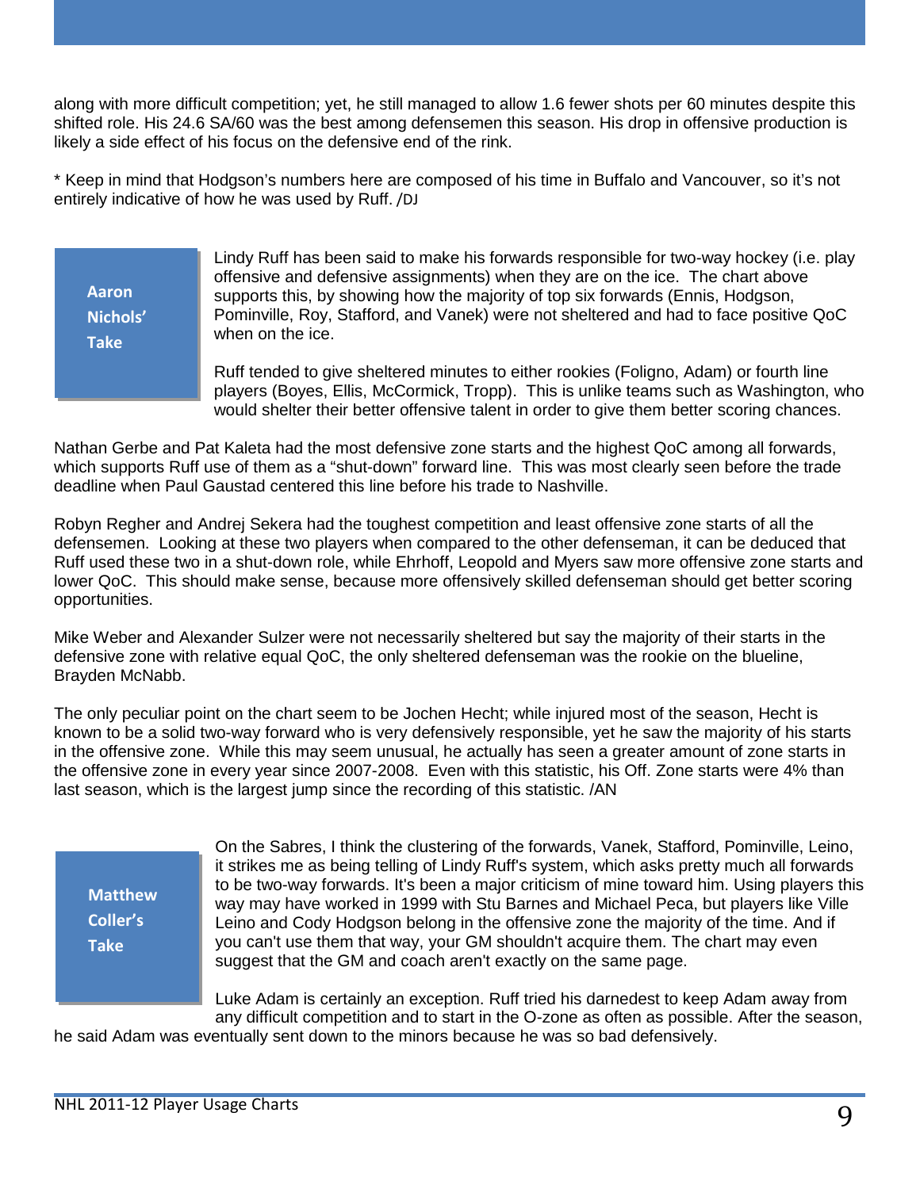along with more difficult competition; yet, he still managed to allow 1.6 fewer shots per 60 minutes despite this shifted role. His 24.6 SA/60 was the best among defensemen this season. His drop in offensive production is likely a side effect of his focus on the defensive end of the rink.

* Keep in mind that Hodgson's numbers here are composed of his time in Buffalo and Vancouver, so it's not entirely indicative of how he was used by Ruff. /DJ

**Aaron Nichols' Take**

Lindy Ruff has been said to make his forwards responsible for two-way hockey (i.e. play offensive and defensive assignments) when they are on the ice. The chart above supports this, by showing how the majority of top six forwards (Ennis, Hodgson, Pominville, Roy, Stafford, and Vanek) were not sheltered and had to face positive QoC when on the ice.

Ruff tended to give sheltered minutes to either rookies (Foligno, Adam) or fourth line players (Boyes, Ellis, McCormick, Tropp). This is unlike teams such as Washington, who would shelter their better offensive talent in order to give them better scoring chances.

Nathan Gerbe and Pat Kaleta had the most defensive zone starts and the highest QoC among all forwards, which supports Ruff use of them as a "shut-down" forward line. This was most clearly seen before the trade deadline when Paul Gaustad centered this line before his trade to Nashville.

Robyn Regher and Andrej Sekera had the toughest competition and least offensive zone starts of all the defensemen. Looking at these two players when compared to the other defenseman, it can be deduced that Ruff used these two in a shut-down role, while Ehrhoff, Leopold and Myers saw more offensive zone starts and lower QoC. This should make sense, because more offensively skilled defenseman should get better scoring opportunities.

Mike Weber and Alexander Sulzer were not necessarily sheltered but say the majority of their starts in the defensive zone with relative equal QoC, the only sheltered defenseman was the rookie on the blueline, Brayden McNabb.

The only peculiar point on the chart seem to be Jochen Hecht; while injured most of the season, Hecht is known to be a solid two-way forward who is very defensively responsible, yet he saw the majority of his starts in the offensive zone. While this may seem unusual, he actually has seen a greater amount of zone starts in the offensive zone in every year since 2007-2008. Even with this statistic, his Off. Zone starts were 4% than last season, which is the largest jump since the recording of this statistic. /AN

**Matthew Coller's Take**

On the Sabres, I think the clustering of the forwards, Vanek, Stafford, Pominville, Leino, it strikes me as being telling of Lindy Ruff's system, which asks pretty much all forwards to be two-way forwards. It's been a major criticism of mine toward him. Using players this way may have worked in 1999 with Stu Barnes and Michael Peca, but players like Ville Leino and Cody Hodgson belong in the offensive zone the majority of the time. And if you can't use them that way, your GM shouldn't acquire them. The chart may even suggest that the GM and coach aren't exactly on the same page.

Luke Adam is certainly an exception. Ruff tried his darnedest to keep Adam away from any difficult competition and to start in the O-zone as often as possible. After the season, he said Adam was eventually sent down to the minors because he was so bad defensively.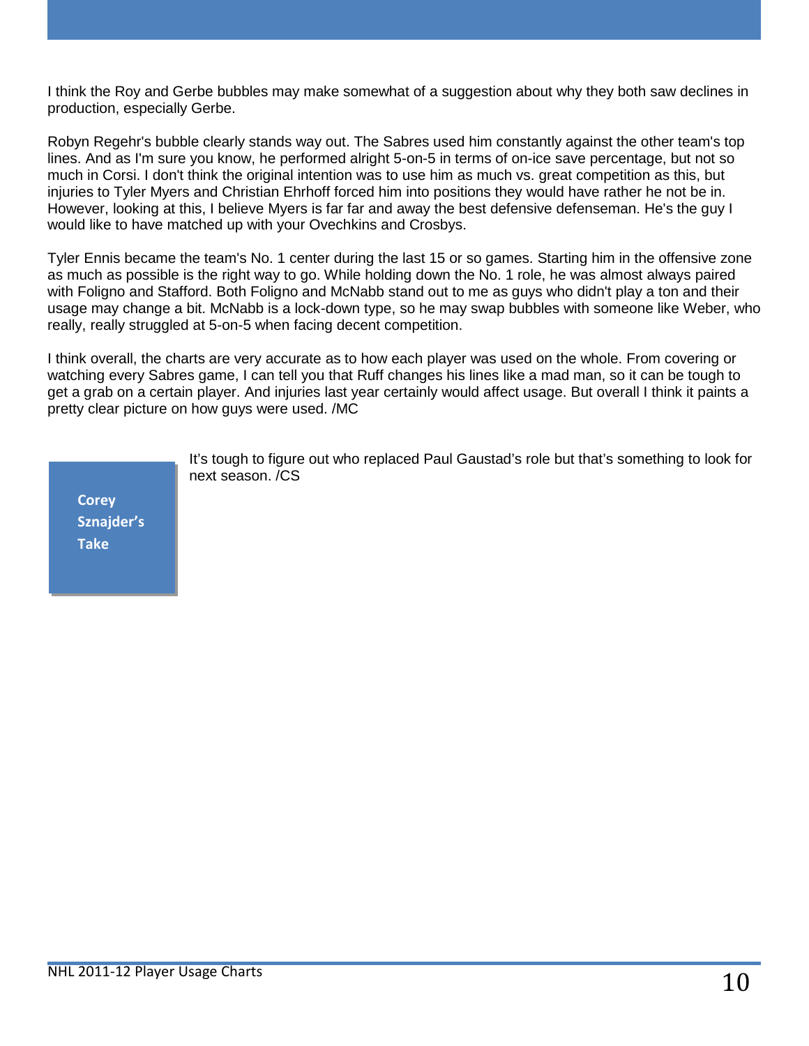I think the Roy and Gerbe bubbles may make somewhat of a suggestion about why they both saw declines in production, especially Gerbe.

Robyn Regehr's bubble clearly stands way out. The Sabres used him constantly against the other team's top lines. And as I'm sure you know, he performed alright 5-on-5 in terms of on-ice save percentage, but not so much in Corsi. I don't think the original intention was to use him as much vs. great competition as this, but injuries to Tyler Myers and Christian Ehrhoff forced him into positions they would have rather he not be in. However, looking at this, I believe Myers is far far and away the best defensive defenseman. He's the guy I would like to have matched up with your Ovechkins and Crosbys.

Tyler Ennis became the team's No. 1 center during the last 15 or so games. Starting him in the offensive zone as much as possible is the right way to go. While holding down the No. 1 role, he was almost always paired with Foligno and Stafford. Both Foligno and McNabb stand out to me as guys who didn't play a ton and their usage may change a bit. McNabb is a lock-down type, so he may swap bubbles with someone like Weber, who really, really struggled at 5-on-5 when facing decent competition.

I think overall, the charts are very accurate as to how each player was used on the whole. From covering or watching every Sabres game, I can tell you that Ruff changes his lines like a mad man, so it can be tough to get a grab on a certain player. And injuries last year certainly would affect usage. But overall I think it paints a pretty clear picture on how guys were used. /MC

**Corey Sznajder's Take**

It's tough to figure out who replaced Paul Gaustad's role but that's something to look for next season. /CS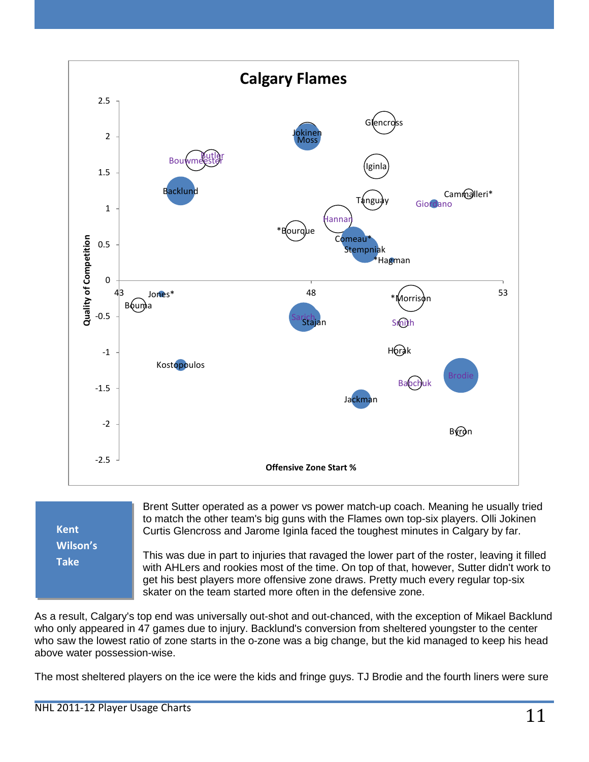## Calgary Flames

Quality of Competition

Offensive Zone Start %

Glencross, Jokinen, Moss, Butler, Bouwmeester, Iginla, Backlund, Cammalleri*, Tanguay, Giordano, Hannan, *Bourque, Comeau*, Stempniak, *Hagman, Jones*, Bouma, *Morrison, Sarich, Stajan, Smith, Horak, Kostopoulos, Brodie, Babchuk, Jackman, Byron

**Kent Wilson's Take**

Brent Sutter operated as a power vs power match-up coach. Meaning he usually tried to match the other team's big guns with the Flames own top-six players. Olli Jokinen Curtis Glencross and Jarome Iginla faced the toughest minutes in Calgary by far.

This was due in part to injuries that ravaged the lower part of the roster, leaving it filled with AHLers and rookies most of the time. On top of that, however, Sutter didn't work to get his best players more offensive zone draws. Pretty much every regular top-six skater on the team started more often in the defensive zone.

As a result, Calgary's top end was universally out-shot and out-chanced, with the exception of Mikael Backlund who only appeared in 47 games due to injury. Backlund's conversion from sheltered youngster to the center who saw the lowest ratio of zone starts in the o-zone was a big change, but the kid managed to keep his head above water possession-wise.

The most sheltered players on the ice were the kids and fringe guys. TJ Brodie and the fourth liners were sure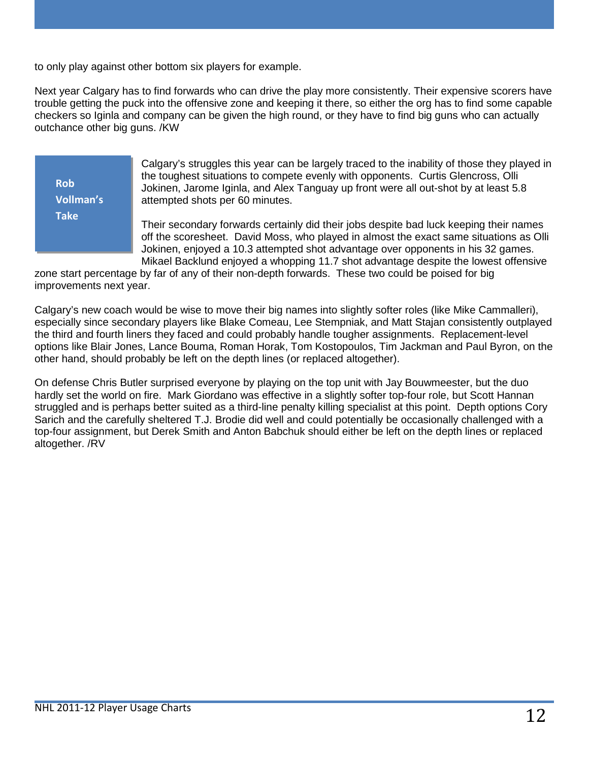to only play against other bottom six players for example.

Next year Calgary has to find forwards who can drive the play more consistently. Their expensive scorers have trouble getting the puck into the offensive zone and keeping it there, so either the org has to find some capable checkers so Iginla and company can be given the high round, or they have to find big guns who can actually outchance other big guns. /KW

## Rob Vollman's Take

Calgary's struggles this year can be largely traced to the inability of those they played in the toughest situations to compete evenly with opponents. Curtis Glencross, Olli Jokinen, Jarome Iginla, and Alex Tanguay up front were all out-shot by at least 5.8 attempted shots per 60 minutes.

Their secondary forwards certainly did their jobs despite bad luck keeping their names off the scoresheet. David Moss, who played in almost the exact same situations as Olli Jokinen, enjoyed a 10.3 attempted shot advantage over opponents in his 32 games. Mikael Backlund enjoyed a whopping 11.7 shot advantage despite the lowest offensive zone start percentage by far of any of their non-depth forwards. These two could be poised for big improvements next year.

Calgary's new coach would be wise to move their big names into slightly softer roles (like Mike Cammalleri), especially since secondary players like Blake Comeau, Lee Stempniak, and Matt Stajan consistently outplayed the third and fourth liners they faced and could probably handle tougher assignments. Replacement-level options like Blair Jones, Lance Bouma, Roman Horak, Tom Kostopoulos, Tim Jackman and Paul Byron, on the other hand, should probably be left on the depth lines (or replaced altogether).

On defense Chris Butler surprised everyone by playing on the top unit with Jay Bouwmeester, but the duo hardly set the world on fire. Mark Giordano was effective in a slightly softer top-four role, but Scott Hannan struggled and is perhaps better suited as a third-line penalty killing specialist at this point. Depth options Cory Sarich and the carefully sheltered T.J. Brodie did well and could potentially be occasionally challenged with a top-four assignment, but Derek Smith and Anton Babchuk should either be left on the depth lines or replaced altogether. /RV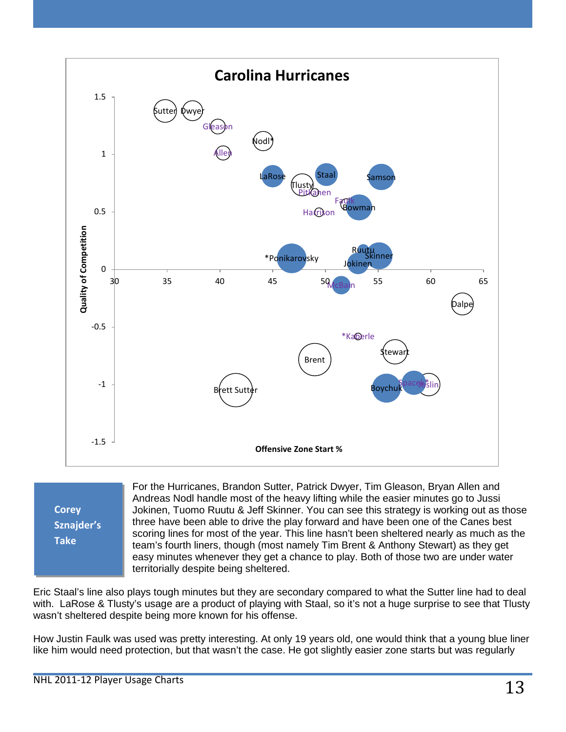## Carolina Hurricanes

**Corey Sznajder's Take**

For the Hurricanes, Brandon Sutter, Patrick Dwyer, Tim Gleason, Bryan Allen and Andreas Nodl handle most of the heavy lifting while the easier minutes go to Jussi Jokinen, Tuomo Ruutu & Jeff Skinner. You can see this strategy is working out as those three have been able to drive the play forward and have been one of the Canes best scoring lines for most of the year. This line hasn't been sheltered nearly as much as the team's fourth liners, though (most namely Tim Brent & Anthony Stewart) as they get easy minutes whenever they get a chance to play. Both of those two are under water territorially despite being sheltered.

Eric Staal's line also plays tough minutes but they are secondary compared to what the Sutter line had to deal with. LaRose & Tlusty's usage are a product of playing with Staal, so it's not a huge surprise to see that Tlusty wasn't sheltered despite being more known for his offense.

How Justin Faulk was used was pretty interesting. At only 19 years old, one would think that a young blue liner like him would need protection, but that wasn't the case. He got slightly easier zone starts but was regularly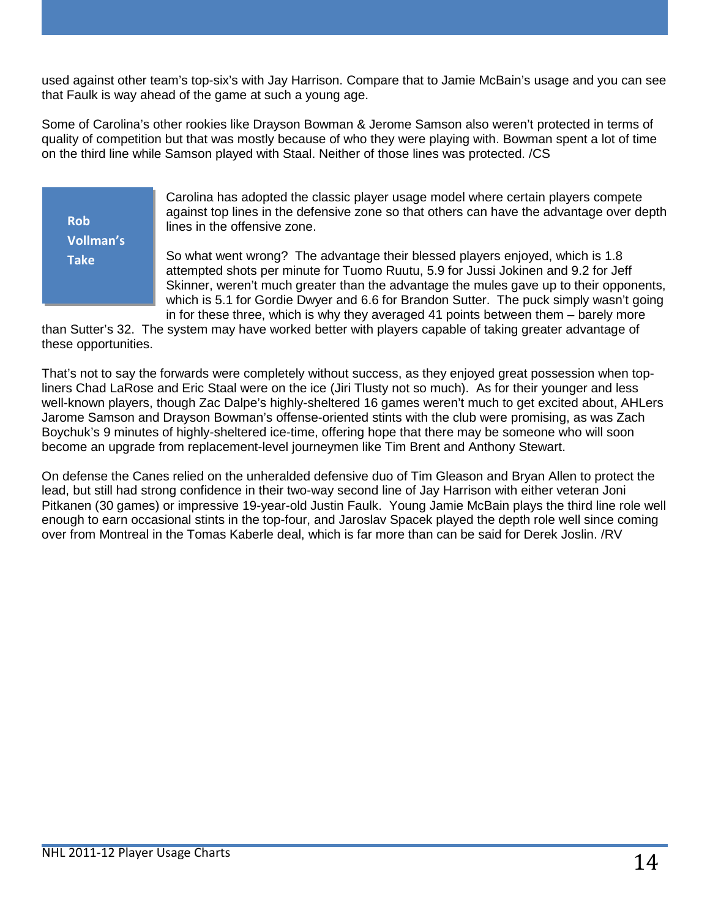used against other team's top-six's with Jay Harrison. Compare that to Jamie McBain's usage and you can see that Faulk is way ahead of the game at such a young age.

Some of Carolina's other rookies like Drayson Bowman & Jerome Samson also weren't protected in terms of quality of competition but that was mostly because of who they were playing with. Bowman spent a lot of time on the third line while Samson played with Staal. Neither of those lines was protected. /CS

**Rob Vollman's Take**

Carolina has adopted the classic player usage model where certain players compete against top lines in the defensive zone so that others can have the advantage over depth lines in the offensive zone.

So what went wrong? The advantage their blessed players enjoyed, which is 1.8 attempted shots per minute for Tuomo Ruutu, 5.9 for Jussi Jokinen and 9.2 for Jeff Skinner, weren't much greater than the advantage the mules gave up to their opponents, which is 5.1 for Gordie Dwyer and 6.6 for Brandon Sutter. The puck simply wasn't going in for these three, which is why they averaged 41 points between them – barely more than Sutter's 32. The system may have worked better with players capable of taking greater advantage of these opportunities.

That's not to say the forwards were completely without success, as they enjoyed great possession when top-liners Chad LaRose and Eric Staal were on the ice (Jiri Tlusty not so much). As for their younger and less well-known players, though Zac Dalpe's highly-sheltered 16 games weren't much to get excited about, AHLers Jarome Samson and Drayson Bowman's offense-oriented stints with the club were promising, as was Zach Boychuk's 9 minutes of highly-sheltered ice-time, offering hope that there may be someone who will soon become an upgrade from replacement-level journeymen like Tim Brent and Anthony Stewart.

On defense the Canes relied on the unheralded defensive duo of Tim Gleason and Bryan Allen to protect the lead, but still had strong confidence in their two-way second line of Jay Harrison with either veteran Joni Pitkanen (30 games) or impressive 19-year-old Justin Faulk. Young Jamie McBain plays the third line role well enough to earn occasional stints in the top-four, and Jaroslav Spacek played the depth role well since coming over from Montreal in the Tomas Kaberle deal, which is far more than can be said for Derek Joslin. /RV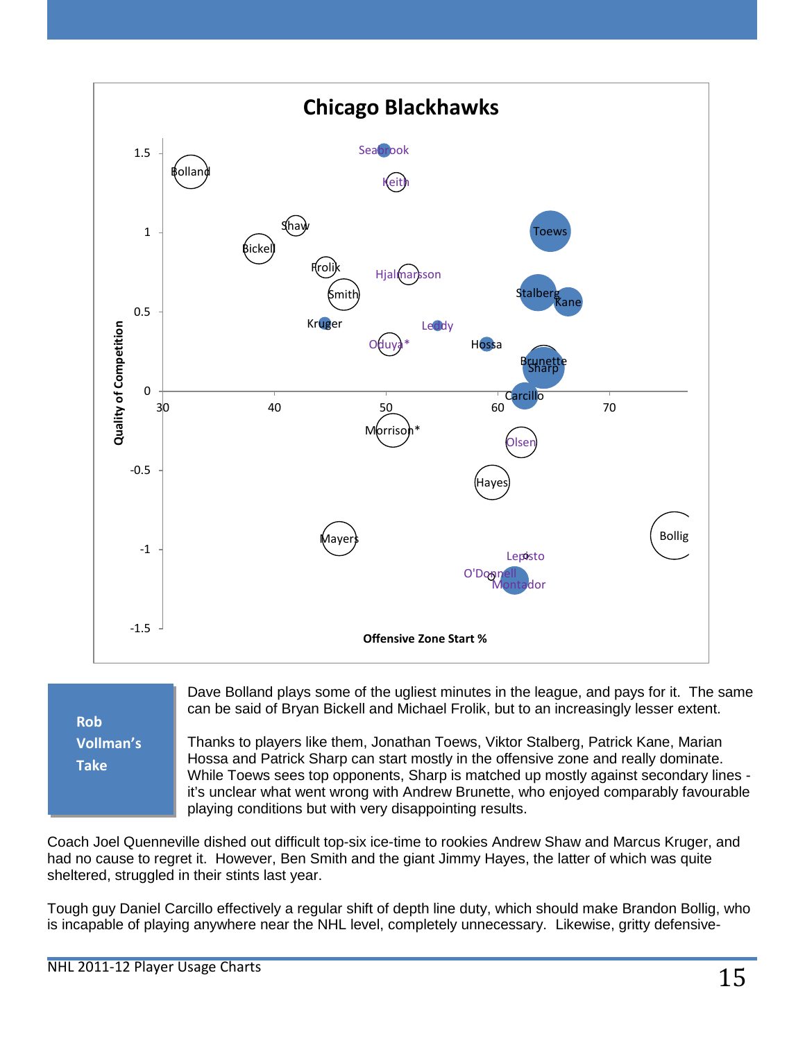## Chicago Blackhawks

Quality of Competition

Offensive Zone Start %

Seabrook, Bolland, Keith, Shaw, Toews, Bickell, Frolik, Hjalmarsson, Smith, Stalberg, Kane, Kruger, Leddy, Oduya*, Hossa, Brunette, Sharp, Carcillo, Morrison*, Olsen, Hayes, Mayers, Bollig, Lepisto, O'Donnell, Montador

**Rob Vollman's Take**

Dave Bolland plays some of the ugliest minutes in the league, and pays for it. The same can be said of Bryan Bickell and Michael Frolik, but to an increasingly lesser extent.

Thanks to players like them, Jonathan Toews, Viktor Stalberg, Patrick Kane, Marian Hossa and Patrick Sharp can start mostly in the offensive zone and really dominate. While Toews sees top opponents, Sharp is matched up mostly against secondary lines - it's unclear what went wrong with Andrew Brunette, who enjoyed comparably favourable playing conditions but with very disappointing results.

Coach Joel Quenneville dished out difficult top-six ice-time to rookies Andrew Shaw and Marcus Kruger, and had no cause to regret it. However, Ben Smith and the giant Jimmy Hayes, the latter of which was quite sheltered, struggled in their stints last year.

Tough guy Daniel Carcillo effectively a regular shift of depth line duty, which should make Brandon Bollig, who is incapable of playing anywhere near the NHL level, completely unnecessary. Likewise, gritty defensive-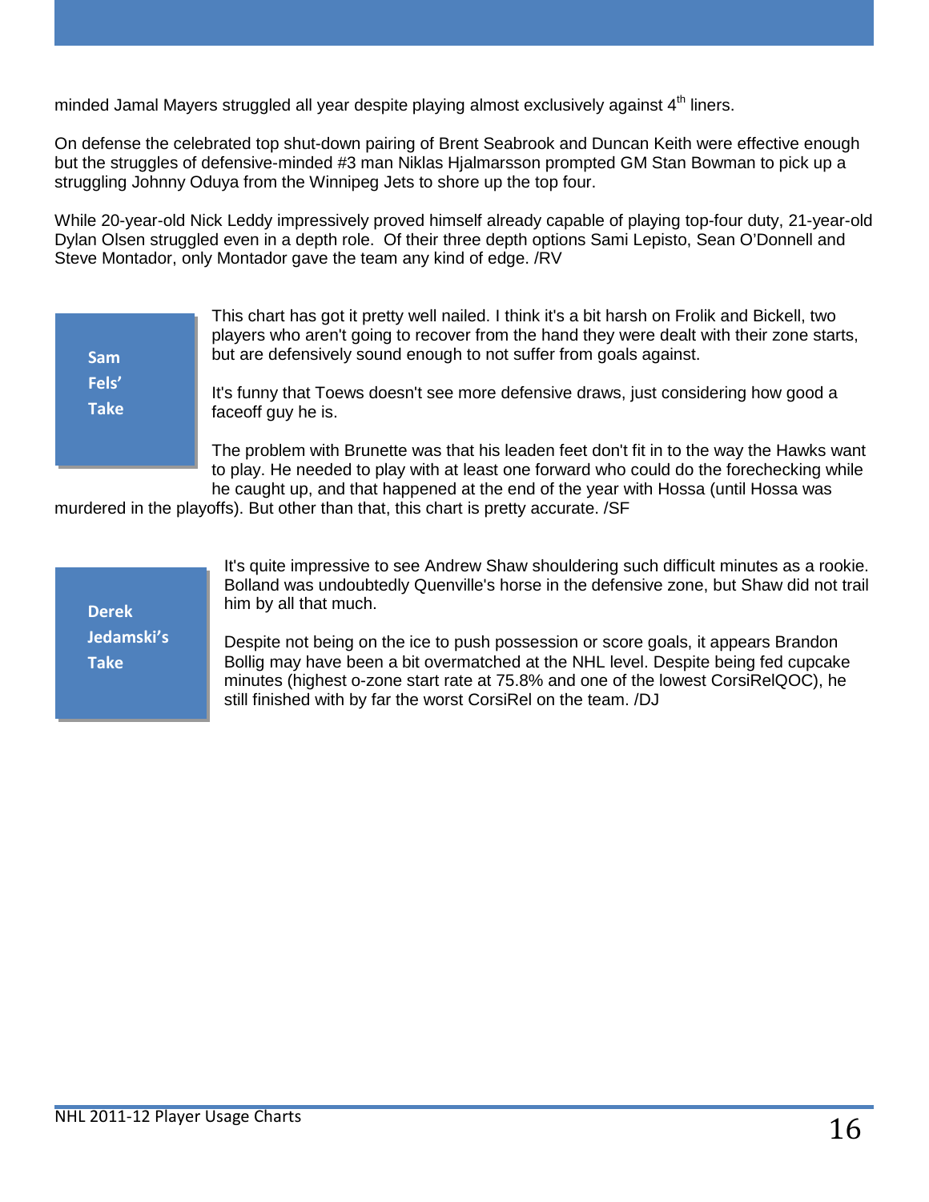minded Jamal Mayers struggled all year despite playing almost exclusively against 4th liners.

On defense the celebrated top shut-down pairing of Brent Seabrook and Duncan Keith were effective enough but the struggles of defensive-minded #3 man Niklas Hjalmarsson prompted GM Stan Bowman to pick up a struggling Johnny Oduya from the Winnipeg Jets to shore up the top four.

While 20-year-old Nick Leddy impressively proved himself already capable of playing top-four duty, 21-year-old Dylan Olsen struggled even in a depth role. Of their three depth options Sami Lepisto, Sean O'Donnell and Steve Montador, only Montador gave the team any kind of edge. /RV

**Sam Fels' Take**

This chart has got it pretty well nailed. I think it's a bit harsh on Frolik and Bickell, two players who aren't going to recover from the hand they were dealt with their zone starts, but are defensively sound enough to not suffer from goals against.

It's funny that Toews doesn't see more defensive draws, just considering how good a faceoff guy he is.

The problem with Brunette was that his leaden feet don't fit in to the way the Hawks want to play. He needed to play with at least one forward who could do the forechecking while he caught up, and that happened at the end of the year with Hossa (until Hossa was murdered in the playoffs). But other than that, this chart is pretty accurate. /SF

**Derek Jedamski's Take**

It's quite impressive to see Andrew Shaw shouldering such difficult minutes as a rookie. Bolland was undoubtedly Quenville's horse in the defensive zone, but Shaw did not trail him by all that much.

Despite not being on the ice to push possession or score goals, it appears Brandon Bollig may have been a bit overmatched at the NHL level. Despite being fed cupcake minutes (highest o-zone start rate at 75.8% and one of the lowest CorsiRelQOC), he still finished with by far the worst CorsiRel on the team. /DJ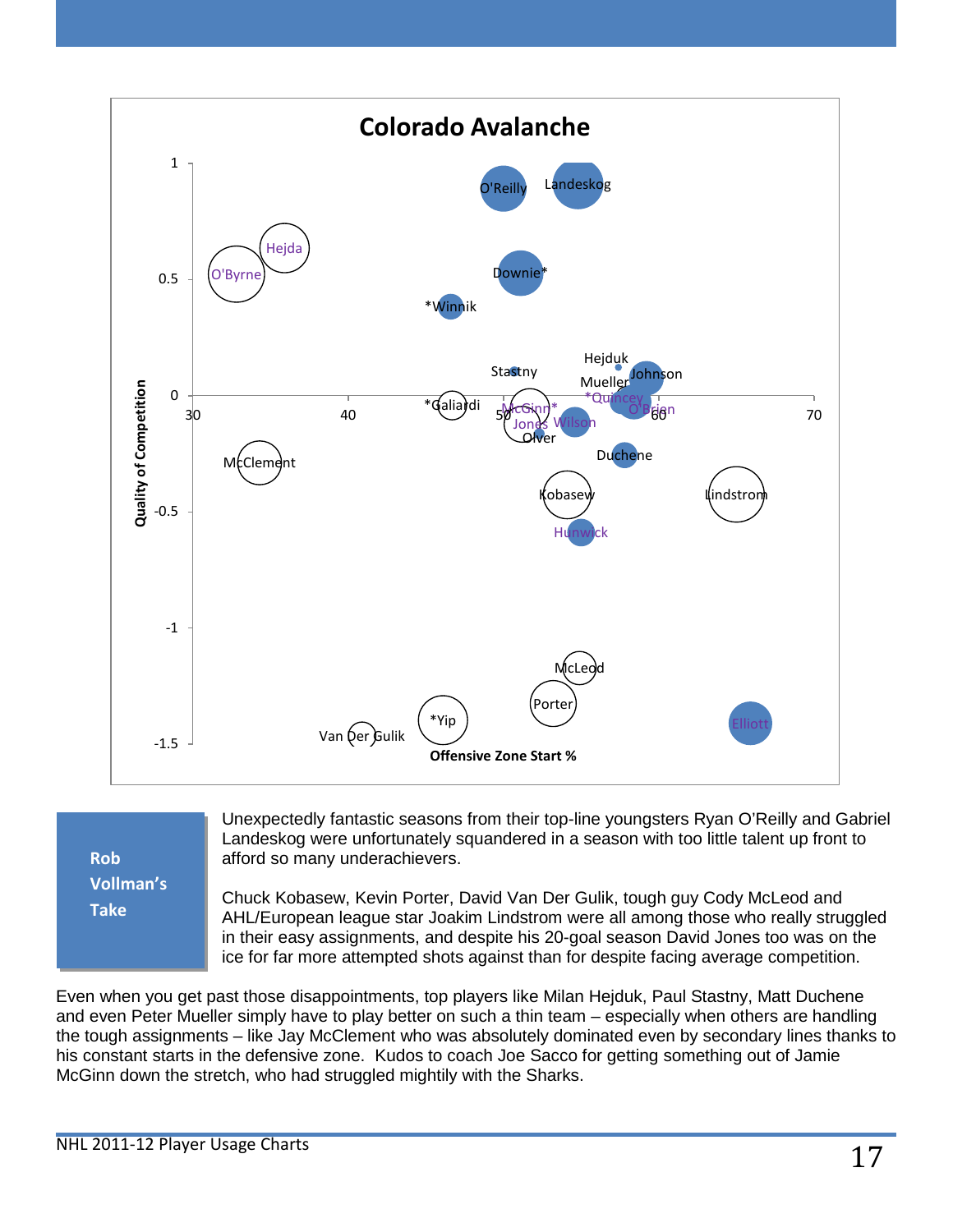## Colorado Avalanche

**Rob Vollman's Take**

Unexpectedly fantastic seasons from their top-line youngsters Ryan O'Reilly and Gabriel Landeskog were unfortunately squandered in a season with too little talent up front to afford so many underachievers.

Chuck Kobasew, Kevin Porter, David Van Der Gulik, tough guy Cody McLeod and AHL/European league star Joakim Lindstrom were all among those who really struggled in their easy assignments, and despite his 20-goal season David Jones too was on the ice for far more attempted shots against than for despite facing average competition.

Even when you get past those disappointments, top players like Milan Hejduk, Paul Stastny, Matt Duchene and even Peter Mueller simply have to play better on such a thin team – especially when others are handling the tough assignments – like Jay McClement who was absolutely dominated even by secondary lines thanks to his constant starts in the defensive zone. Kudos to coach Joe Sacco for getting something out of Jamie McGinn down the stretch, who had struggled mightily with the Sharks.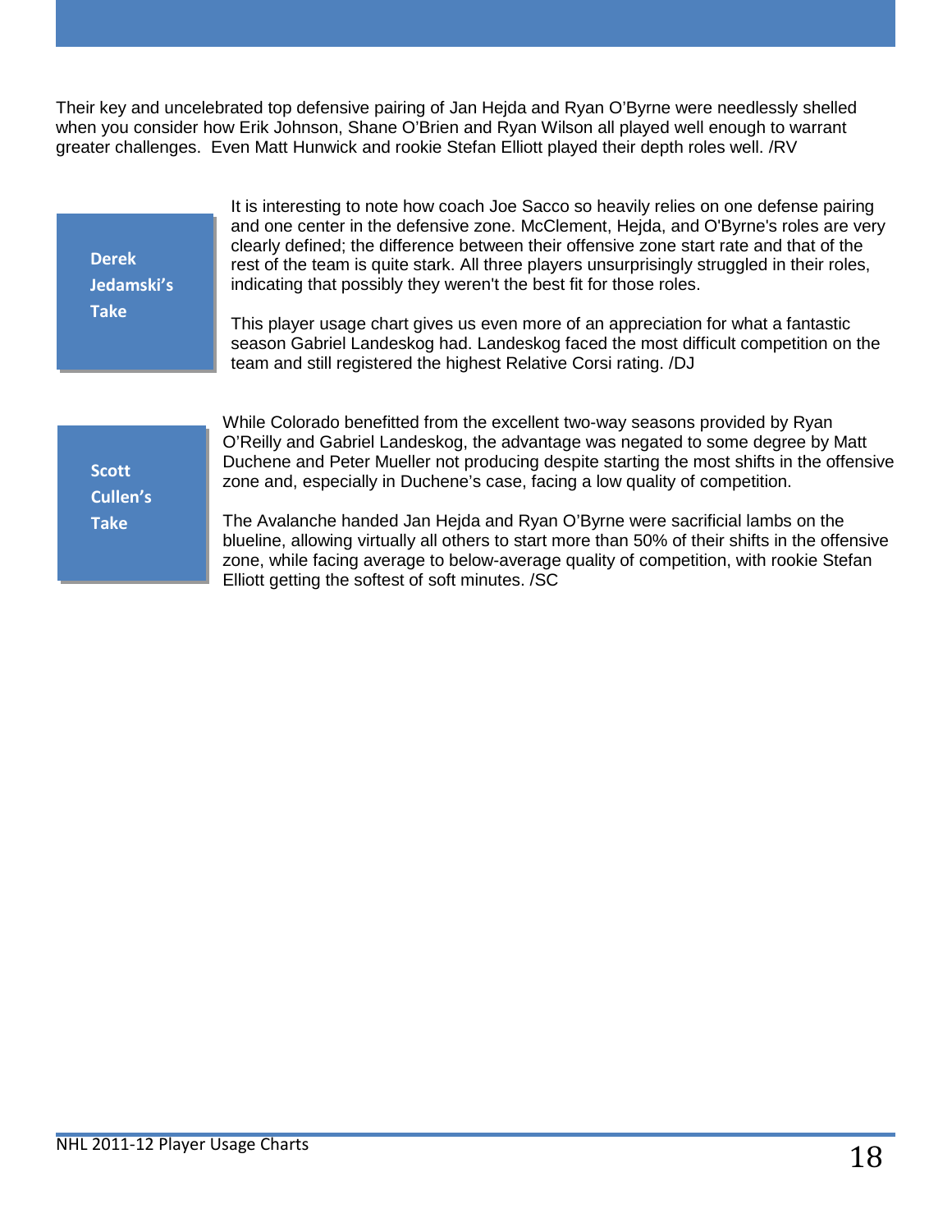Their key and uncelebrated top defensive pairing of Jan Hejda and Ryan O'Byrne were needlessly shelled when you consider how Erik Johnson, Shane O'Brien and Ryan Wilson all played well enough to warrant greater challenges. Even Matt Hunwick and rookie Stefan Elliott played their depth roles well. /RV

**Derek Jedamski's Take**

It is interesting to note how coach Joe Sacco so heavily relies on one defense pairing and one center in the defensive zone. McClement, Hejda, and O'Byrne's roles are very clearly defined; the difference between their offensive zone start rate and that of the rest of the team is quite stark. All three players unsurprisingly struggled in their roles, indicating that possibly they weren't the best fit for those roles.

This player usage chart gives us even more of an appreciation for what a fantastic season Gabriel Landeskog had. Landeskog faced the most difficult competition on the team and still registered the highest Relative Corsi rating. /DJ

**Scott Cullen's Take**

While Colorado benefitted from the excellent two-way seasons provided by Ryan O'Reilly and Gabriel Landeskog, the advantage was negated to some degree by Matt Duchene and Peter Mueller not producing despite starting the most shifts in the offensive zone and, especially in Duchene's case, facing a low quality of competition.

The Avalanche handed Jan Hejda and Ryan O'Byrne were sacrificial lambs on the blueline, allowing virtually all others to start more than 50% of their shifts in the offensive zone, while facing average to below-average quality of competition, with rookie Stefan Elliott getting the softest of soft minutes. /SC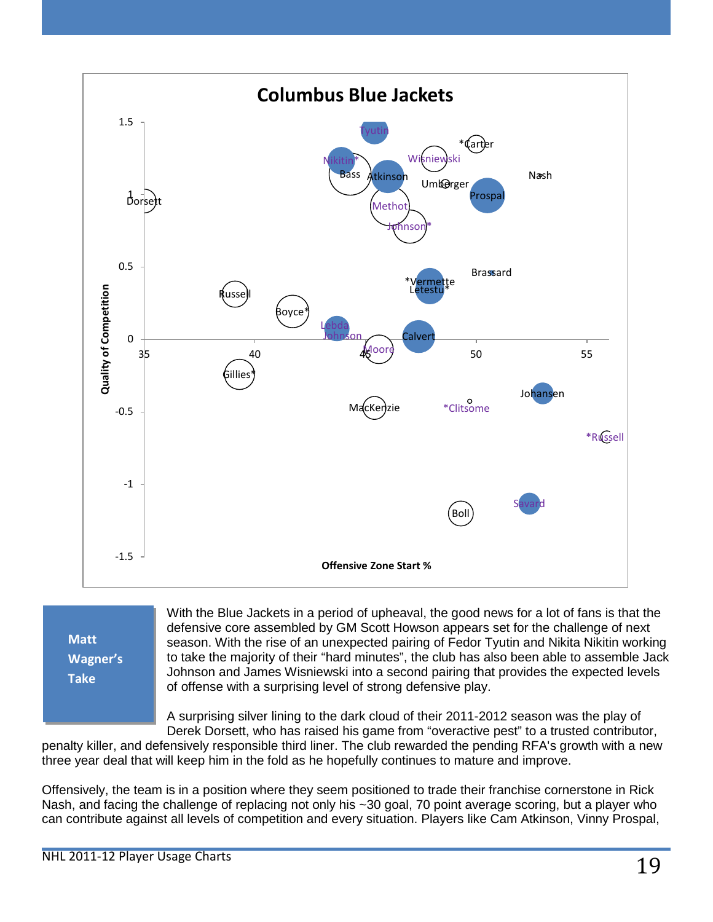## Columbus Blue Jackets

**Matt Wagner's Take**

With the Blue Jackets in a period of upheaval, the good news for a lot of fans is that the defensive core assembled by GM Scott Howson appears set for the challenge of next season. With the rise of an unexpected pairing of Fedor Tyutin and Nikita Nikitin working to take the majority of their "hard minutes", the club has also been able to assemble Jack Johnson and James Wisniewski into a second pairing that provides the expected levels of offense with a surprising level of strong defensive play.

A surprising silver lining to the dark cloud of their 2011-2012 season was the play of Derek Dorsett, who has raised his game from "overactive pest" to a trusted contributor, penalty killer, and defensively responsible third liner. The club rewarded the pending RFA's growth with a new three year deal that will keep him in the fold as he hopefully continues to mature and improve.

Offensively, the team is in a position where they seem positioned to trade their franchise cornerstone in Rick Nash, and facing the challenge of replacing not only his ~30 goal, 70 point average scoring, but a player who can contribute against all levels of competition and every situation. Players like Cam Atkinson, Vinny Prospal,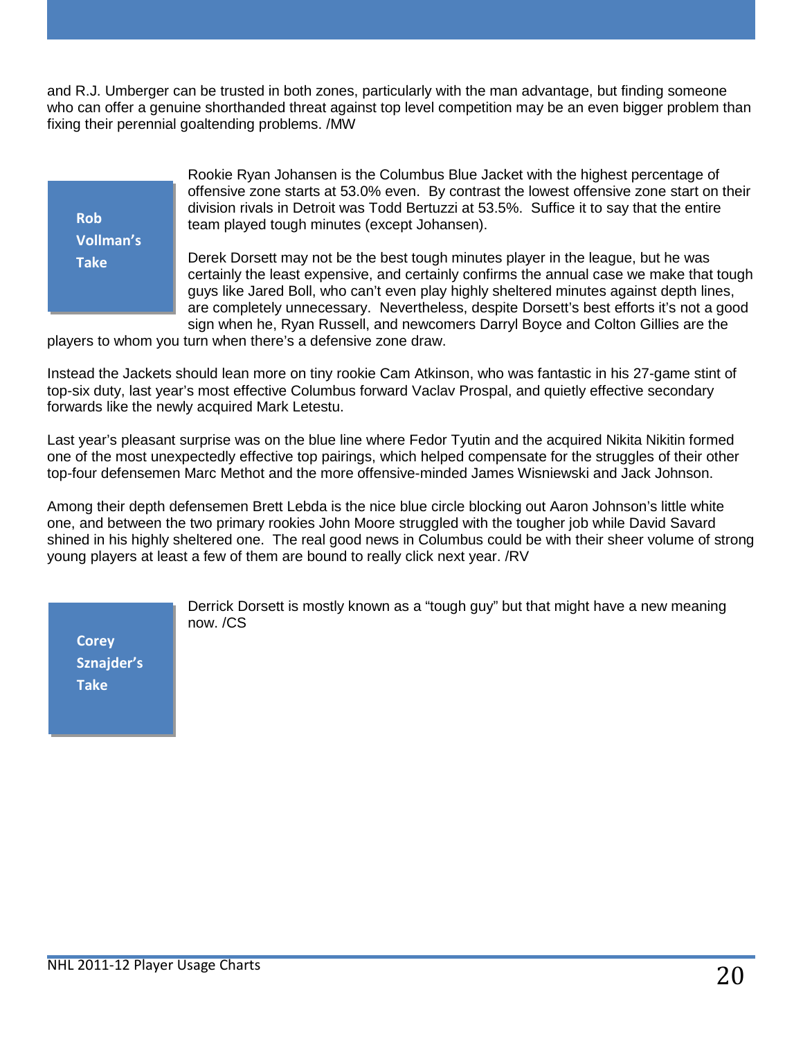and R.J. Umberger can be trusted in both zones, particularly with the man advantage, but finding someone who can offer a genuine shorthanded threat against top level competition may be an even bigger problem than fixing their perennial goaltending problems. /MW

**Rob Vollman's Take**

Rookie Ryan Johansen is the Columbus Blue Jacket with the highest percentage of offensive zone starts at 53.0% even. By contrast the lowest offensive zone start on their division rivals in Detroit was Todd Bertuzzi at 53.5%. Suffice it to say that the entire team played tough minutes (except Johansen).

Derek Dorsett may not be the best tough minutes player in the league, but he was certainly the least expensive, and certainly confirms the annual case we make that tough guys like Jared Boll, who can't even play highly sheltered minutes against depth lines, are completely unnecessary. Nevertheless, despite Dorsett's best efforts it's not a good sign when he, Ryan Russell, and newcomers Darryl Boyce and Colton Gillies are the players to whom you turn when there's a defensive zone draw.

Instead the Jackets should lean more on tiny rookie Cam Atkinson, who was fantastic in his 27-game stint of top-six duty, last year's most effective Columbus forward Vaclav Prospal, and quietly effective secondary forwards like the newly acquired Mark Letestu.

Last year's pleasant surprise was on the blue line where Fedor Tyutin and the acquired Nikita Nikitin formed one of the most unexpectedly effective top pairings, which helped compensate for the struggles of their other top-four defensemen Marc Methot and the more offensive-minded James Wisniewski and Jack Johnson.

Among their depth defensemen Brett Lebda is the nice blue circle blocking out Aaron Johnson's little white one, and between the two primary rookies John Moore struggled with the tougher job while David Savard shined in his highly sheltered one. The real good news in Columbus could be with their sheer volume of strong young players at least a few of them are bound to really click next year. /RV

**Corey Sznajder's Take**

Derrick Dorsett is mostly known as a "tough guy" but that might have a new meaning now. /CS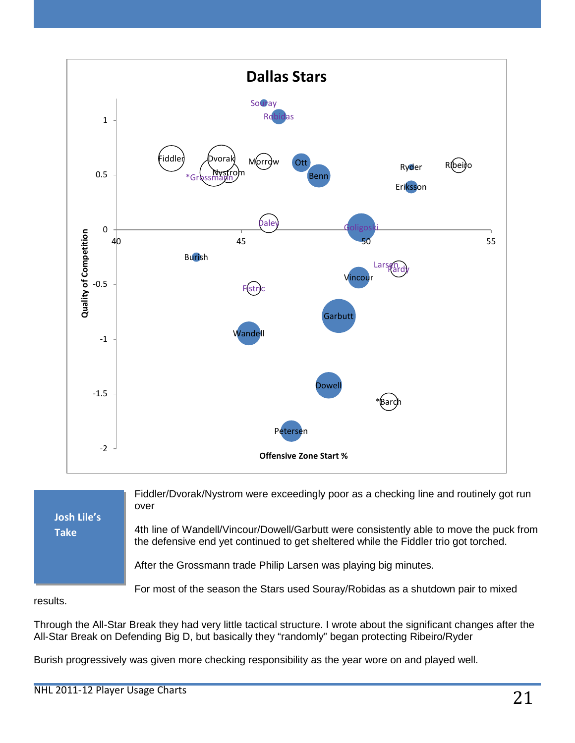## Dallas Stars

Quality of Competition

Offensive Zone Start %

Souray, Robidas, Fiddler, Dvorak, Nystrom, *Grossmann, Morrow, Ott, Benn, Ryder, Ribeiro, Eriksson, Daley, Goligoski, Burish, Larsen, Pardy, Vincour, Fistric, Garbutt, Wandell, Dowell, *Barch, Petersen

**Josh Lile's Take**

Fiddler/Dvorak/Nystrom were exceedingly poor as a checking line and routinely got run over

4th line of Wandell/Vincour/Dowell/Garbutt were consistently able to move the puck from the defensive end yet continued to get sheltered while the Fiddler trio got torched.

After the Grossmann trade Philip Larsen was playing big minutes.

For most of the season the Stars used Souray/Robidas as a shutdown pair to mixed results.

Through the All-Star Break they had very little tactical structure. I wrote about the significant changes after the All-Star Break on Defending Big D, but basically they "randomly" began protecting Ribeiro/Ryder

Burish progressively was given more checking responsibility as the year wore on and played well.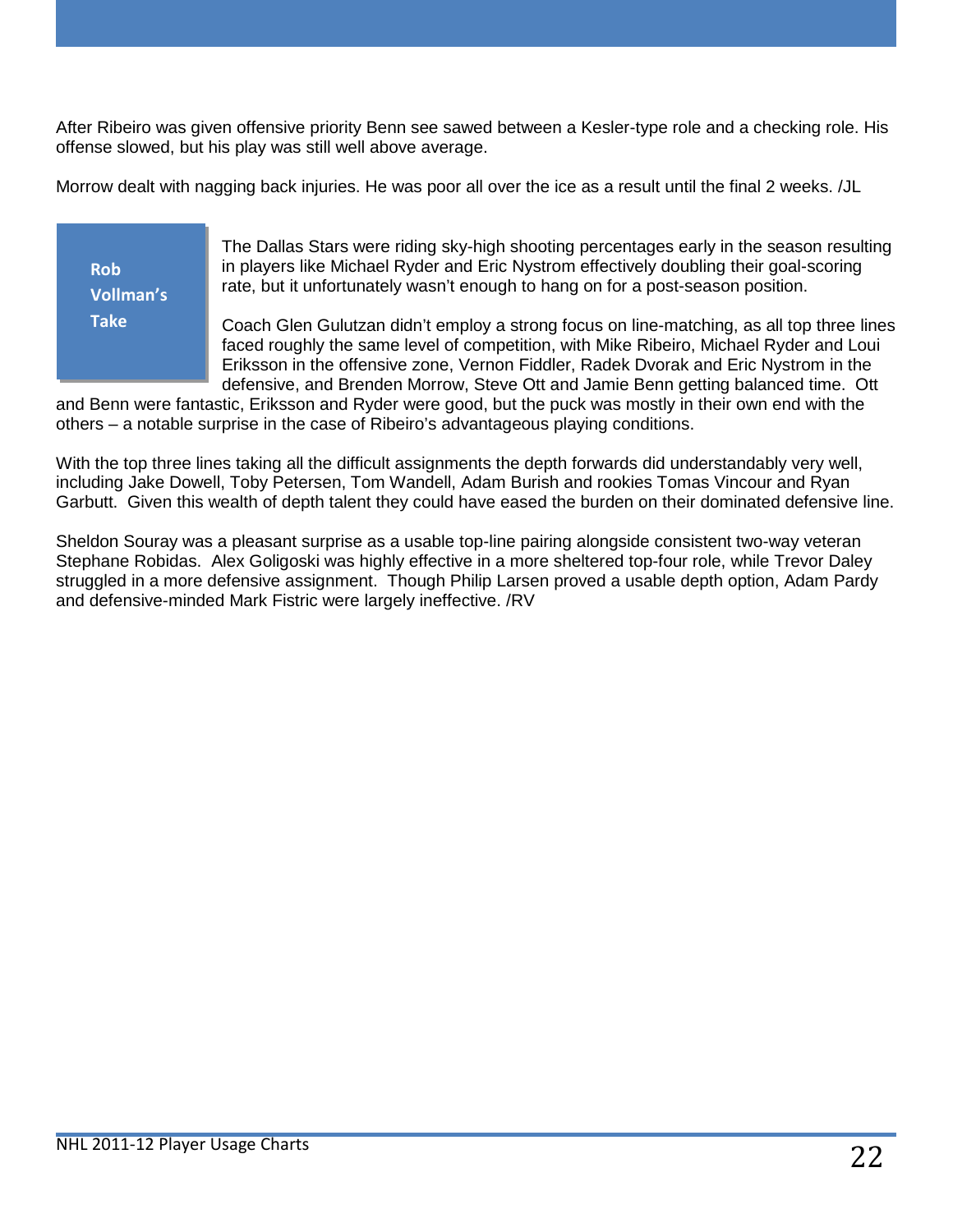After Ribeiro was given offensive priority Benn see sawed between a Kesler-type role and a checking role. His offense slowed, but his play was still well above average.

Morrow dealt with nagging back injuries. He was poor all over the ice as a result until the final 2 weeks. /JL

**Rob Vollman's Take**

The Dallas Stars were riding sky-high shooting percentages early in the season resulting in players like Michael Ryder and Eric Nystrom effectively doubling their goal-scoring rate, but it unfortunately wasn't enough to hang on for a post-season position.

Coach Glen Gulutzan didn't employ a strong focus on line-matching, as all top three lines faced roughly the same level of competition, with Mike Ribeiro, Michael Ryder and Loui Eriksson in the offensive zone, Vernon Fiddler, Radek Dvorak and Eric Nystrom in the defensive, and Brenden Morrow, Steve Ott and Jamie Benn getting balanced time. Ott and Benn were fantastic, Eriksson and Ryder were good, but the puck was mostly in their own end with the others – a notable surprise in the case of Ribeiro's advantageous playing conditions.

With the top three lines taking all the difficult assignments the depth forwards did understandably very well, including Jake Dowell, Toby Petersen, Tom Wandell, Adam Burish and rookies Tomas Vincour and Ryan Garbutt. Given this wealth of depth talent they could have eased the burden on their dominated defensive line.

Sheldon Souray was a pleasant surprise as a usable top-line pairing alongside consistent two-way veteran Stephane Robidas. Alex Goligoski was highly effective in a more sheltered top-four role, while Trevor Daley struggled in a more defensive assignment. Though Philip Larsen proved a usable depth option, Adam Pardy and defensive-minded Mark Fistric were largely ineffective. /RV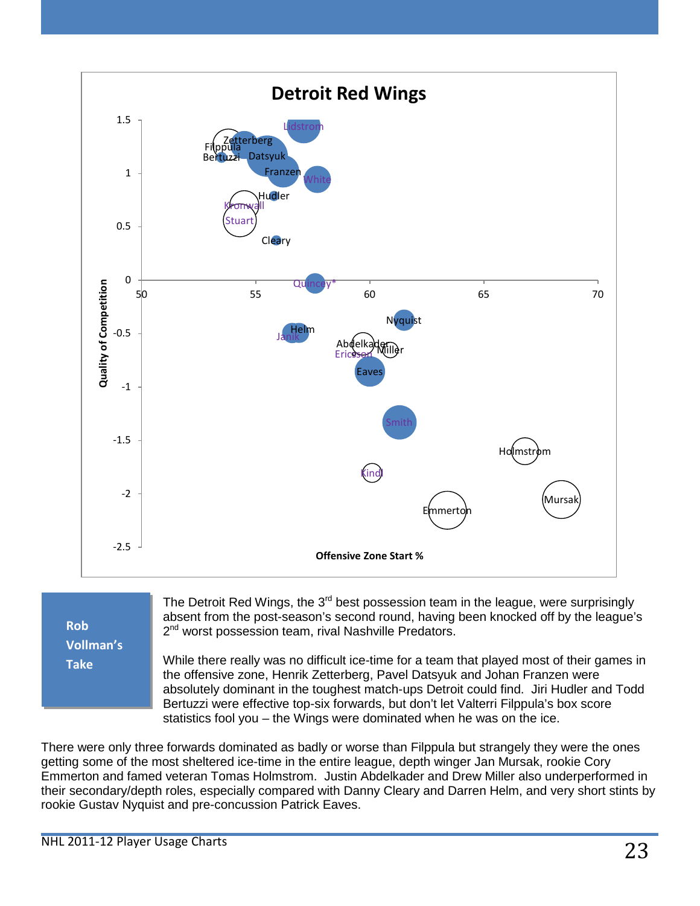## Detroit Red Wings

Quality of Competition

Offensive Zone Start %

**Rob Vollman's Take**

The Detroit Red Wings, the 3rd best possession team in the league, were surprisingly absent from the post-season's second round, having been knocked off by the league's 2nd worst possession team, rival Nashville Predators.

While there really was no difficult ice-time for a team that played most of their games in the offensive zone, Henrik Zetterberg, Pavel Datsyuk and Johan Franzen were absolutely dominant in the toughest match-ups Detroit could find. Jiri Hudler and Todd Bertuzzi were effective top-six forwards, but don't let Valterri Filppula's box score statistics fool you – the Wings were dominated when he was on the ice.

There were only three forwards dominated as badly or worse than Filppula but strangely they were the ones getting some of the most sheltered ice-time in the entire league, depth winger Jan Mursak, rookie Cory Emmerton and famed veteran Tomas Holmstrom. Justin Abdelkader and Drew Miller also underperformed in their secondary/depth roles, especially compared with Danny Cleary and Darren Helm, and very short stints by rookie Gustav Nyquist and pre-concussion Patrick Eaves.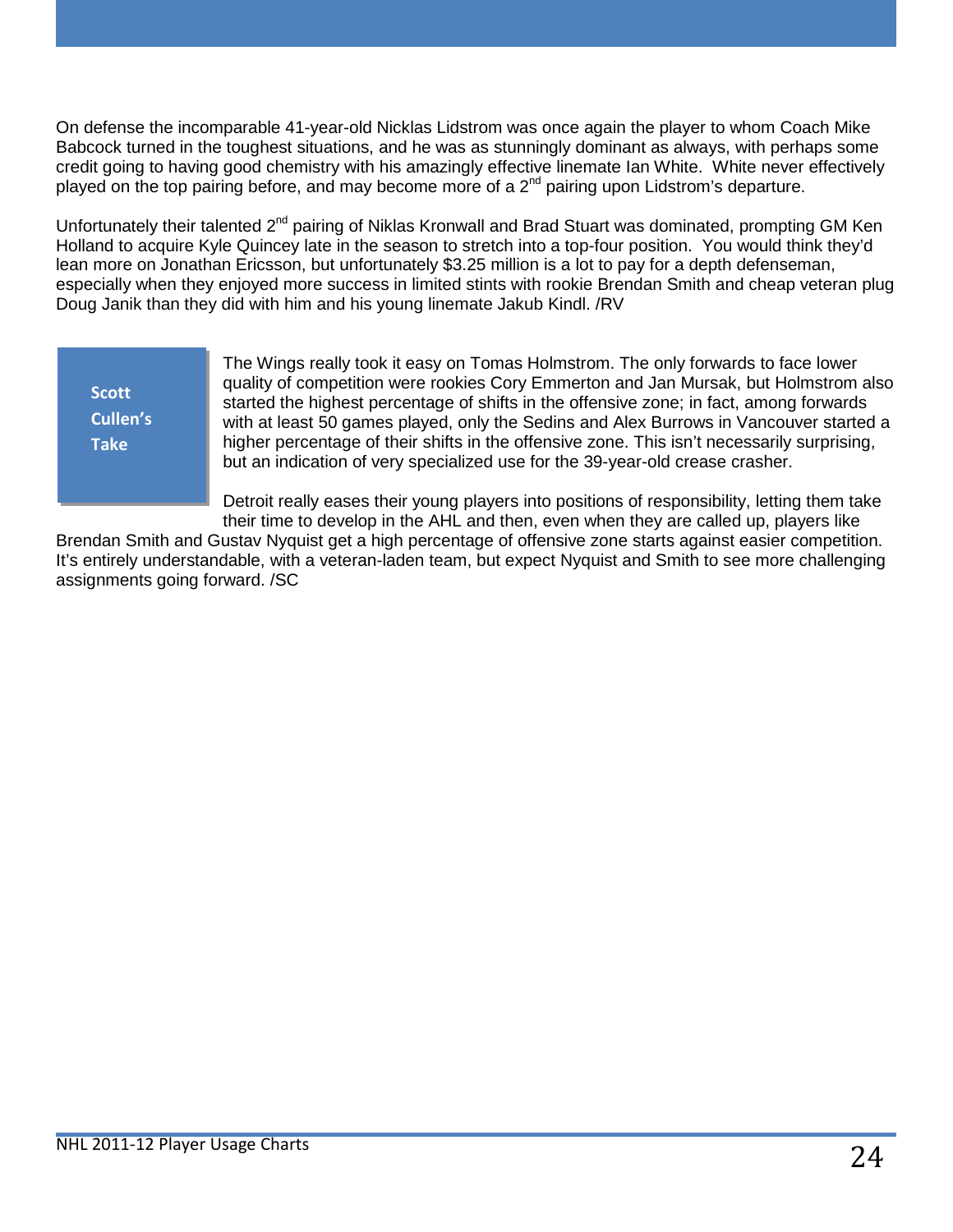On defense the incomparable 41-year-old Nicklas Lidstrom was once again the player to whom Coach Mike Babcock turned in the toughest situations, and he was as stunningly dominant as always, with perhaps some credit going to having good chemistry with his amazingly effective linemate Ian White. White never effectively played on the top pairing before, and may become more of a 2nd pairing upon Lidstrom's departure.

Unfortunately their talented 2nd pairing of Niklas Kronwall and Brad Stuart was dominated, prompting GM Ken Holland to acquire Kyle Quincey late in the season to stretch into a top-four position. You would think they'd lean more on Jonathan Ericsson, but unfortunately $3.25 million is a lot to pay for a depth defenseman, especially when they enjoyed more success in limited stints with rookie Brendan Smith and cheap veteran plug Doug Janik than they did with him and his young linemate Jakub Kindl. /RV

**Scott Cullen's Take**

The Wings really took it easy on Tomas Holmstrom. The only forwards to face lower quality of competition were rookies Cory Emmerton and Jan Mursak, but Holmstrom also started the highest percentage of shifts in the offensive zone; in fact, among forwards with at least 50 games played, only the Sedins and Alex Burrows in Vancouver started a higher percentage of their shifts in the offensive zone. This isn't necessarily surprising, but an indication of very specialized use for the 39-year-old crease crasher.

Detroit really eases their young players into positions of responsibility, letting them take their time to develop in the AHL and then, even when they are called up, players like Brendan Smith and Gustav Nyquist get a high percentage of offensive zone starts against easier competition. It's entirely understandable, with a veteran-laden team, but expect Nyquist and Smith to see more challenging assignments going forward. /SC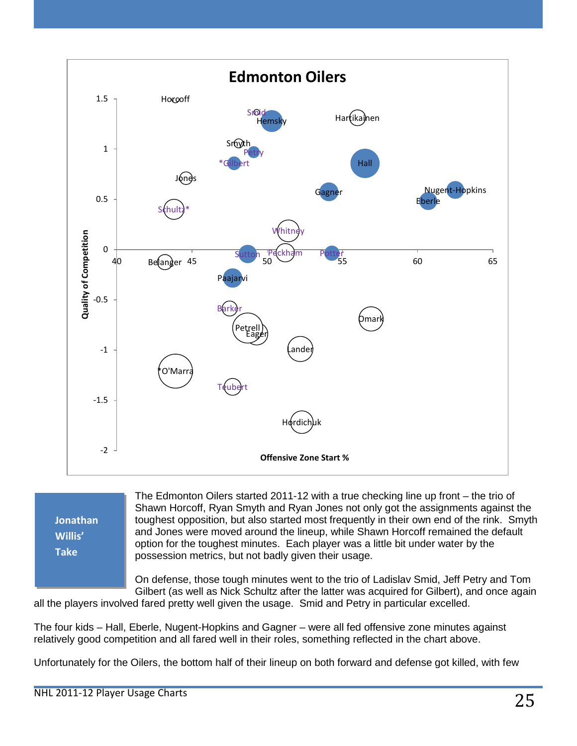**Jonathan Willis' Take**

The Edmonton Oilers started 2011-12 with a true checking line up front – the trio of Shawn Horcoff, Ryan Smyth and Ryan Jones not only got the assignments against the toughest opposition, but also started most frequently in their own end of the rink. Smyth and Jones were moved around the lineup, while Shawn Horcoff remained the default option for the toughest minutes. Each player was a little bit under water by the possession metrics, but not badly given their usage.

On defense, those tough minutes went to the trio of Ladislav Smid, Jeff Petry and Tom Gilbert (as well as Nick Schultz after the latter was acquired for Gilbert), and once again all the players involved fared pretty well given the usage. Smid and Petry in particular excelled.

The four kids – Hall, Eberle, Nugent-Hopkins and Gagner – were all fed offensive zone minutes against relatively good competition and all fared well in their roles, something reflected in the chart above.

Unfortunately for the Oilers, the bottom half of their lineup on both forward and defense got killed, with few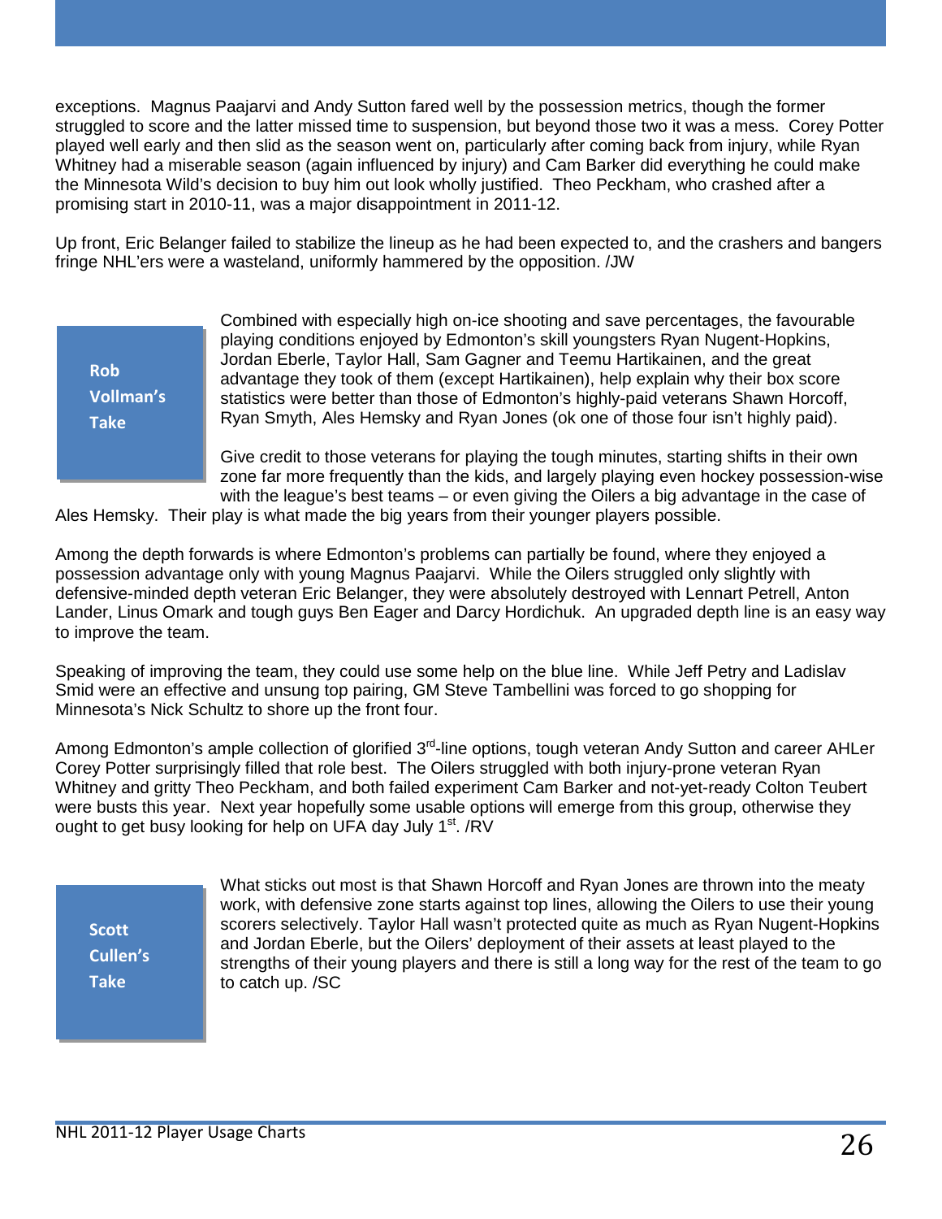exceptions. Magnus Paajarvi and Andy Sutton fared well by the possession metrics, though the former struggled to score and the latter missed time to suspension, but beyond those two it was a mess. Corey Potter played well early and then slid as the season went on, particularly after coming back from injury, while Ryan Whitney had a miserable season (again influenced by injury) and Cam Barker did everything he could make the Minnesota Wild's decision to buy him out look wholly justified. Theo Peckham, who crashed after a promising start in 2010-11, was a major disappointment in 2011-12.

Up front, Eric Belanger failed to stabilize the lineup as he had been expected to, and the crashers and bangers fringe NHL'ers were a wasteland, uniformly hammered by the opposition. /JW

**Rob Vollman's Take**

Combined with especially high on-ice shooting and save percentages, the favourable playing conditions enjoyed by Edmonton's skill youngsters Ryan Nugent-Hopkins, Jordan Eberle, Taylor Hall, Sam Gagner and Teemu Hartikainen, and the great advantage they took of them (except Hartikainen), help explain why their box score statistics were better than those of Edmonton's highly-paid veterans Shawn Horcoff, Ryan Smyth, Ales Hemsky and Ryan Jones (ok one of those four isn't highly paid).

Give credit to those veterans for playing the tough minutes, starting shifts in their own zone far more frequently than the kids, and largely playing even hockey possession-wise with the league's best teams – or even giving the Oilers a big advantage in the case of Ales Hemsky. Their play is what made the big years from their younger players possible.

Among the depth forwards is where Edmonton's problems can partially be found, where they enjoyed a possession advantage only with young Magnus Paajarvi. While the Oilers struggled only slightly with defensive-minded depth veteran Eric Belanger, they were absolutely destroyed with Lennart Petrell, Anton Lander, Linus Omark and tough guys Ben Eager and Darcy Hordichuk. An upgraded depth line is an easy way to improve the team.

Speaking of improving the team, they could use some help on the blue line. While Jeff Petry and Ladislav Smid were an effective and unsung top pairing, GM Steve Tambellini was forced to go shopping for Minnesota's Nick Schultz to shore up the front four.

Among Edmonton's ample collection of glorified 3rd-line options, tough veteran Andy Sutton and career AHLer Corey Potter surprisingly filled that role best. The Oilers struggled with both injury-prone veteran Ryan Whitney and gritty Theo Peckham, and both failed experiment Cam Barker and not-yet-ready Colton Teubert were busts this year. Next year hopefully some usable options will emerge from this group, otherwise they ought to get busy looking for help on UFA day July 1st. /RV

**Scott Cullen's Take**

What sticks out most is that Shawn Horcoff and Ryan Jones are thrown into the meaty work, with defensive zone starts against top lines, allowing the Oilers to use their young scorers selectively. Taylor Hall wasn't protected quite as much as Ryan Nugent-Hopkins and Jordan Eberle, but the Oilers' deployment of their assets at least played to the strengths of their young players and there is still a long way for the rest of the team to go to catch up. /SC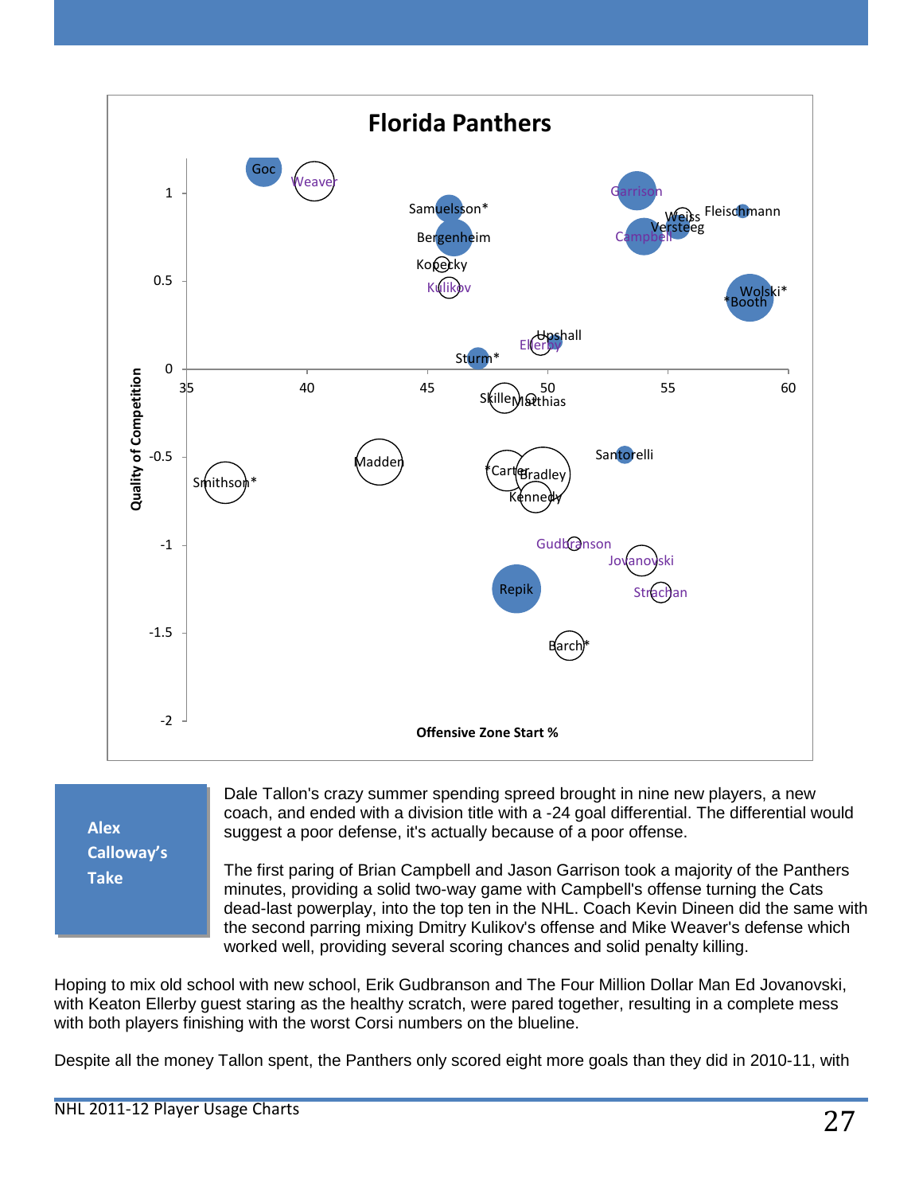## Florida Panthers

Quality of Competition

Offensive Zone Start %

**Alex Calloway's Take**

Dale Tallon's crazy summer spending spread brought in nine new players, a new coach, and ended with a division title with a -24 goal differential. The differential would suggest a poor defense, it's actually because of a poor offense.

The first paring of Brian Campbell and Jason Garrison took a majority of the Panthers minutes, providing a solid two-way game with Campbell's offense turning the Cats dead-last powerplay, into the top ten in the NHL. Coach Kevin Dineen did the same with the second parring mixing Dmitry Kulikov's offense and Mike Weaver's defense which worked well, providing several scoring chances and solid penalty killing.

Hoping to mix old school with new school, Erik Gudbranson and The Four Million Dollar Man Ed Jovanovski, with Keaton Ellerby guest staring as the healthy scratch, were pared together, resulting in a complete mess with both players finishing with the worst Corsi numbers on the blueline.

Despite all the money Tallon spent, the Panthers only scored eight more goals than they did in 2010-11, with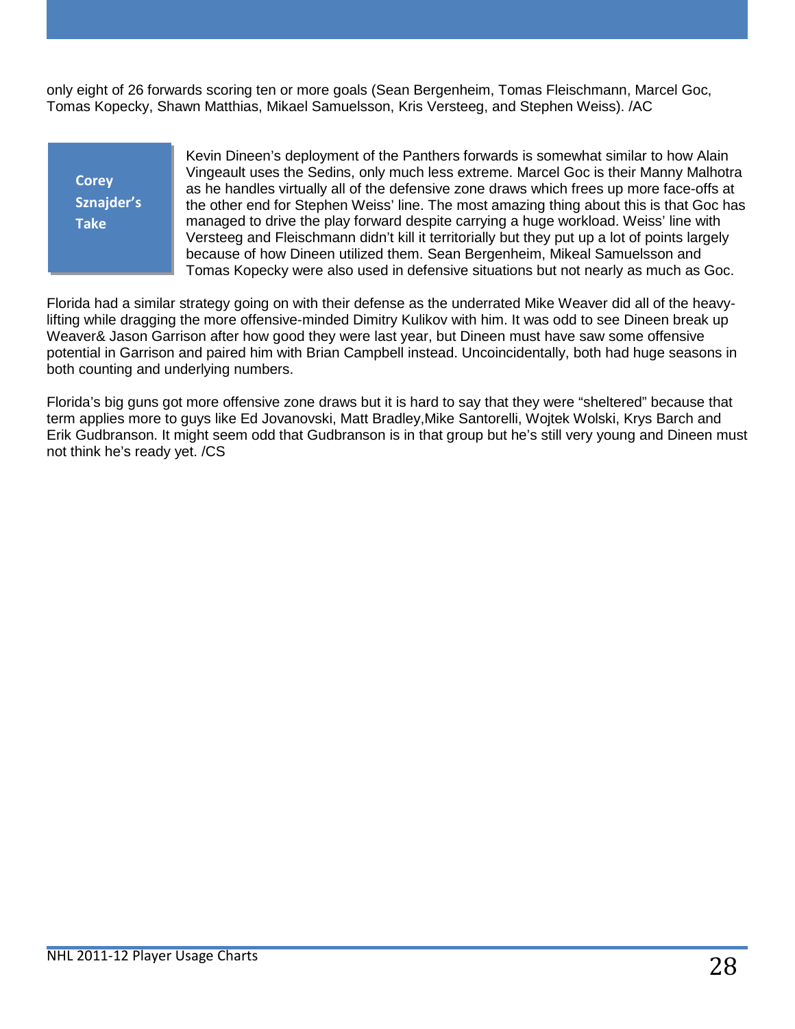only eight of 26 forwards scoring ten or more goals (Sean Bergenheim, Tomas Fleischmann, Marcel Goc, Tomas Kopecky, Shawn Matthias, Mikael Samuelsson, Kris Versteeg, and Stephen Weiss). /AC

**Corey Sznajder's Take**

Kevin Dineen's deployment of the Panthers forwards is somewhat similar to how Alain Vingeault uses the Sedins, only much less extreme. Marcel Goc is their Manny Malhotra as he handles virtually all of the defensive zone draws which frees up more face-offs at the other end for Stephen Weiss' line. The most amazing thing about this is that Goc has managed to drive the play forward despite carrying a huge workload. Weiss' line with Versteeg and Fleischmann didn't kill it territorially but they put up a lot of points largely because of how Dineen utilized them. Sean Bergenheim, Mikeal Samuelsson and Tomas Kopecky were also used in defensive situations but not nearly as much as Goc.

Florida had a similar strategy going on with their defense as the underrated Mike Weaver did all of the heavy-lifting while dragging the more offensive-minded Dimitry Kulikov with him. It was odd to see Dineen break up Weaver& Jason Garrison after how good they were last year, but Dineen must have saw some offensive potential in Garrison and paired him with Brian Campbell instead. Uncoincidentally, both had huge seasons in both counting and underlying numbers.

Florida's big guns got more offensive zone draws but it is hard to say that they were "sheltered" because that term applies more to guys like Ed Jovanovski, Matt Bradley,Mike Santorelli, Wojtek Wolski, Krys Barch and Erik Gudbranson. It might seem odd that Gudbranson is in that group but he's still very young and Dineen must not think he's ready yet. /CS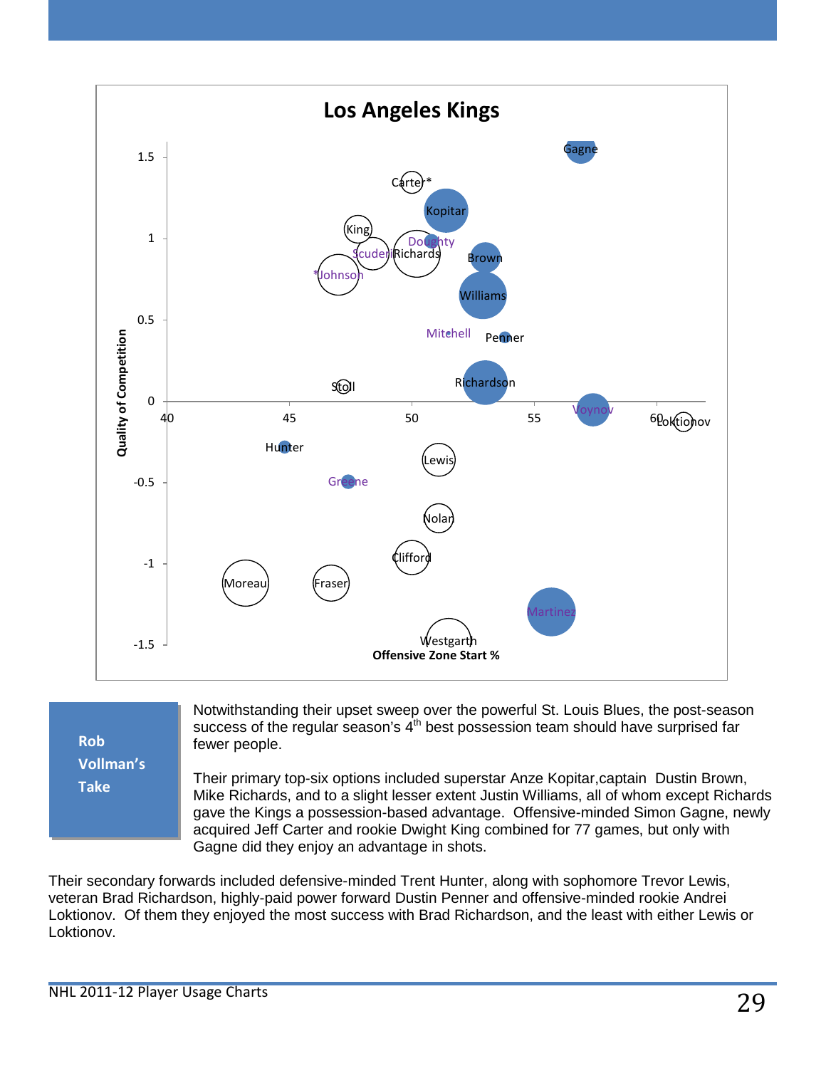## Los Angeles Kings

**Rob Vollman's Take**

Notwithstanding their upset sweep over the powerful St. Louis Blues, the post-season success of the regular season's 4th best possession team should have surprised far fewer people.

Their primary top-six options included superstar Anze Kopitar,captain Dustin Brown, Mike Richards, and to a slight lesser extent Justin Williams, all of whom except Richards gave the Kings a possession-based advantage. Offensive-minded Simon Gagne, newly acquired Jeff Carter and rookie Dwight King combined for 77 games, but only with Gagne did they enjoy an advantage in shots.

Their secondary forwards included defensive-minded Trent Hunter, along with sophomore Trevor Lewis, veteran Brad Richardson, highly-paid power forward Dustin Penner and offensive-minded rookie Andrei Loktionov. Of them they enjoyed the most success with Brad Richardson, and the least with either Lewis or Loktionov.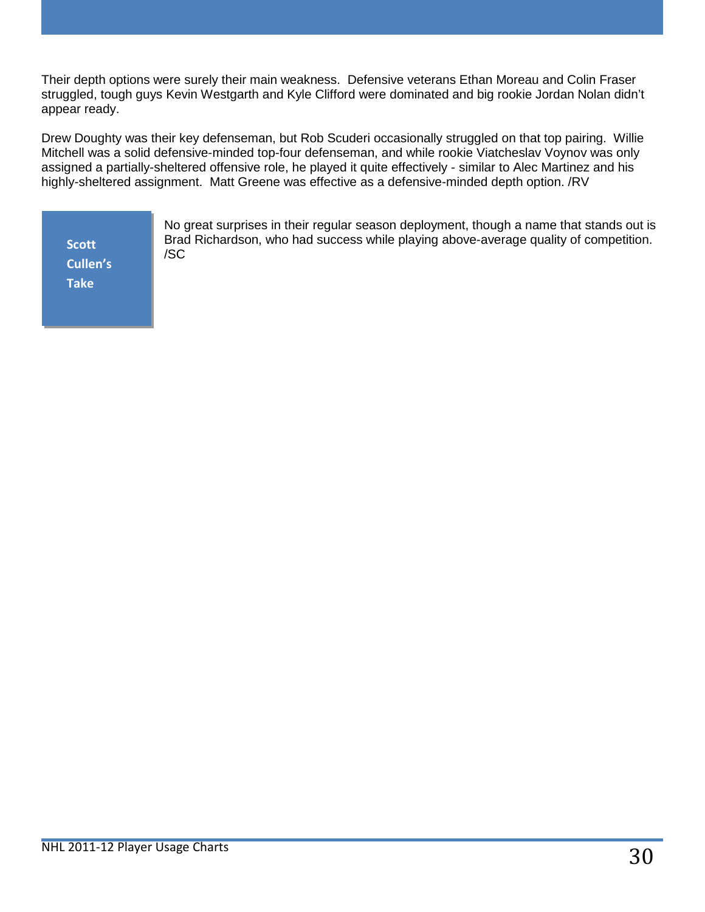Their depth options were surely their main weakness. Defensive veterans Ethan Moreau and Colin Fraser struggled, tough guys Kevin Westgarth and Kyle Clifford were dominated and big rookie Jordan Nolan didn't appear ready.

Drew Doughty was their key defenseman, but Rob Scuderi occasionally struggled on that top pairing. Willie Mitchell was a solid defensive-minded top-four defenseman, and while rookie Viatcheslav Voynov was only assigned a partially-sheltered offensive role, he played it quite effectively - similar to Alec Martinez and his highly-sheltered assignment. Matt Greene was effective as a defensive-minded depth option. /RV

**Scott Cullen's Take**

No great surprises in their regular season deployment, though a name that stands out is Brad Richardson, who had success while playing above-average quality of competition. /SC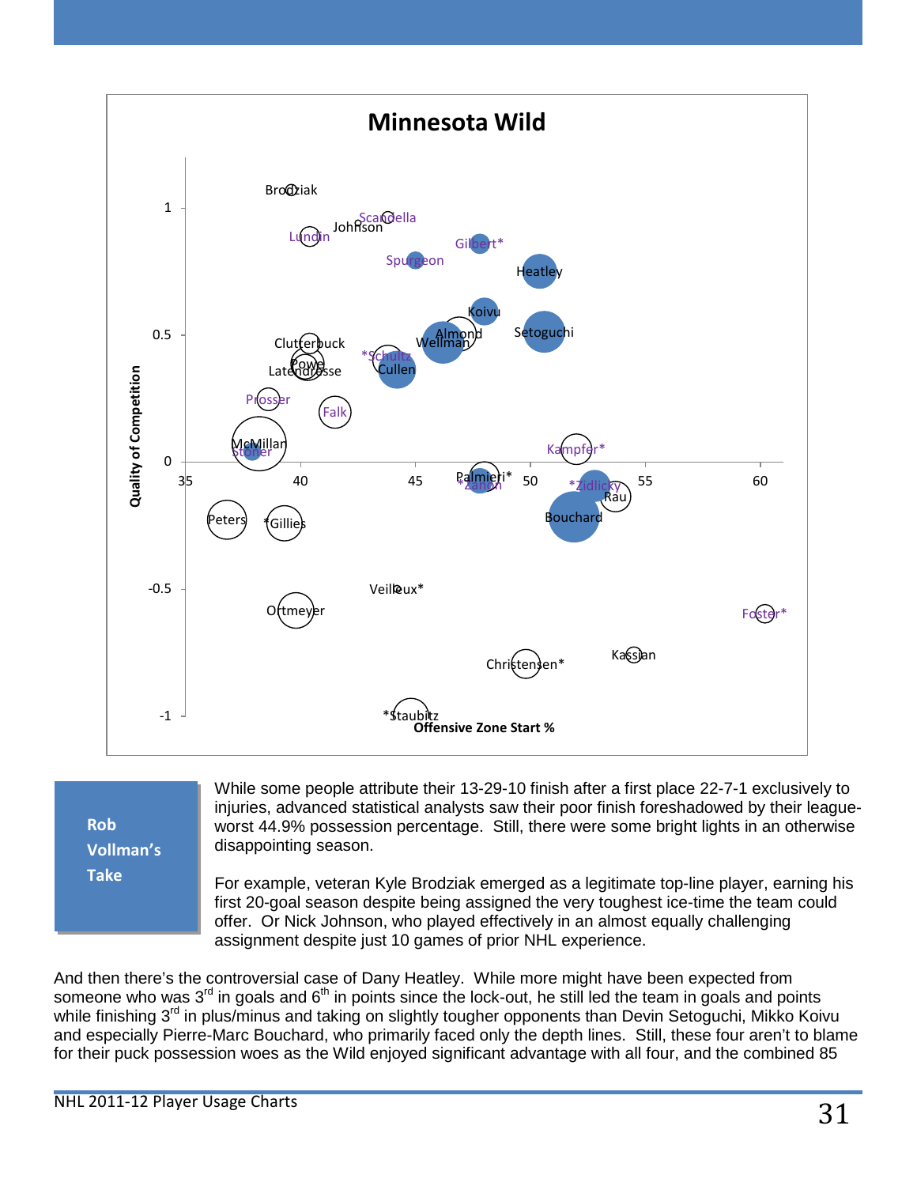## Minnesota Wild

**Rob Vollman's Take**

While some people attribute their 13-29-10 finish after a first place 22-7-1 exclusively to injuries, advanced statistical analysts saw their poor finish foreshadowed by their league-worst 44.9% possession percentage. Still, there were some bright lights in an otherwise disappointing season.

For example, veteran Kyle Brodziak emerged as a legitimate top-line player, earning his first 20-goal season despite being assigned the very toughest ice-time the team could offer. Or Nick Johnson, who played effectively in an almost equally challenging assignment despite just 10 games of prior NHL experience.

And then there's the controversial case of Dany Heatley. While more might have been expected from someone who was 3rd in goals and 6th in points since the lock-out, he still led the team in goals and points while finishing 3rd in plus/minus and taking on slightly tougher opponents than Devin Setoguchi, Mikko Koivu and especially Pierre-Marc Bouchard, who primarily faced only the depth lines. Still, these four aren't to blame for their puck possession woes as the Wild enjoyed significant advantage with all four, and the combined 85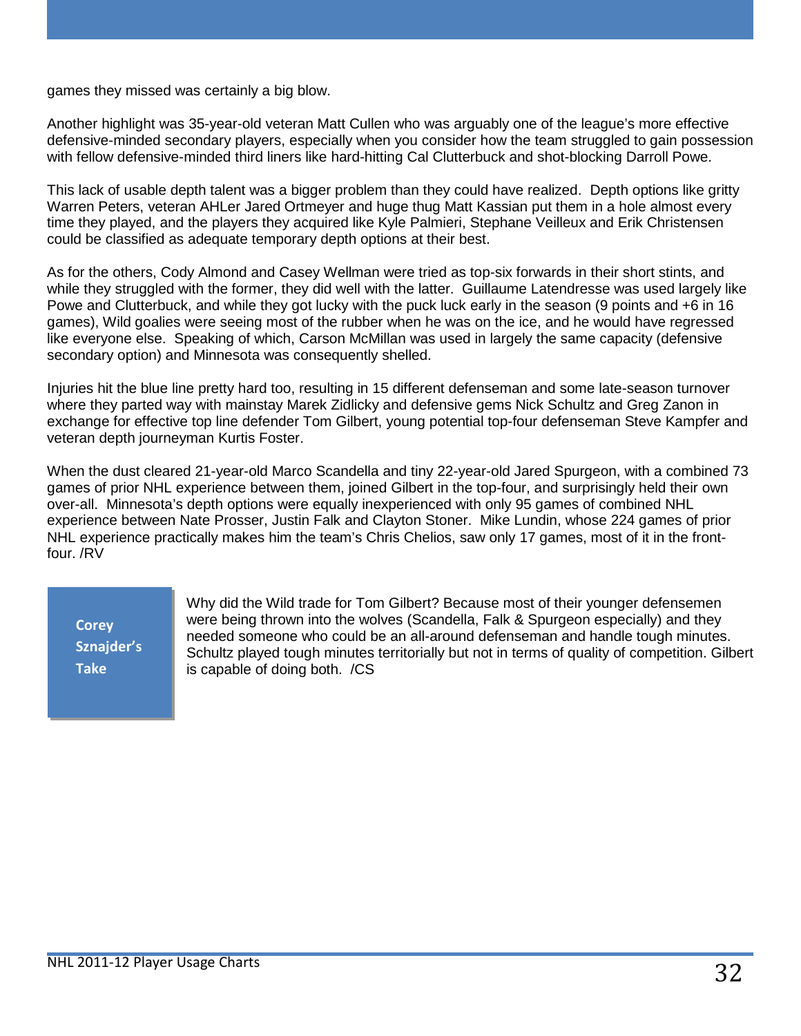games they missed was certainly a big blow.

Another highlight was 35-year-old veteran Matt Cullen who was arguably one of the league's more effective defensive-minded secondary players, especially when you consider how the team struggled to gain possession with fellow defensive-minded third liners like hard-hitting Cal Clutterbuck and shot-blocking Darroll Powe.

This lack of usable depth talent was a bigger problem than they could have realized. Depth options like gritty Warren Peters, veteran AHLer Jared Ortmeyer and huge thug Matt Kassian put them in a hole almost every time they played, and the players they acquired like Kyle Palmieri, Stephane Veilleux and Erik Christensen could be classified as adequate temporary depth options at their best.

As for the others, Cody Almond and Casey Wellman were tried as top-six forwards in their short stints, and while they struggled with the former, they did well with the latter. Guillaume Latendresse was used largely like Powe and Clutterbuck, and while they got lucky with the puck luck early in the season (9 points and +6 in 16 games), Wild goalies were seeing most of the rubber when he was on the ice, and he would have regressed like everyone else. Speaking of which, Carson McMillan was used in largely the same capacity (defensive secondary option) and Minnesota was consequently shelled.

Injuries hit the blue line pretty hard too, resulting in 15 different defenseman and some late-season turnover where they parted way with mainstay Marek Zidlicky and defensive gems Nick Schultz and Greg Zanon in exchange for effective top line defender Tom Gilbert, young potential top-four defenseman Steve Kampfer and veteran depth journeyman Kurtis Foster.

When the dust cleared 21-year-old Marco Scandella and tiny 22-year-old Jared Spurgeon, with a combined 73 games of prior NHL experience between them, joined Gilbert in the top-four, and surprisingly held their own over-all. Minnesota's depth options were equally inexperienced with only 95 games of combined NHL experience between Nate Prosser, Justin Falk and Clayton Stoner. Mike Lundin, whose 224 games of prior NHL experience practically makes him the team's Chris Chelios, saw only 17 games, most of it in the front-four. /RV

**Corey Sznajder's Take**

Why did the Wild trade for Tom Gilbert? Because most of their younger defensemen were being thrown into the wolves (Scandella, Falk & Spurgeon especially) and they needed someone who could be an all-around defenseman and handle tough minutes. Schultz played tough minutes territorially but not in terms of quality of competition. Gilbert is capable of doing both. /CS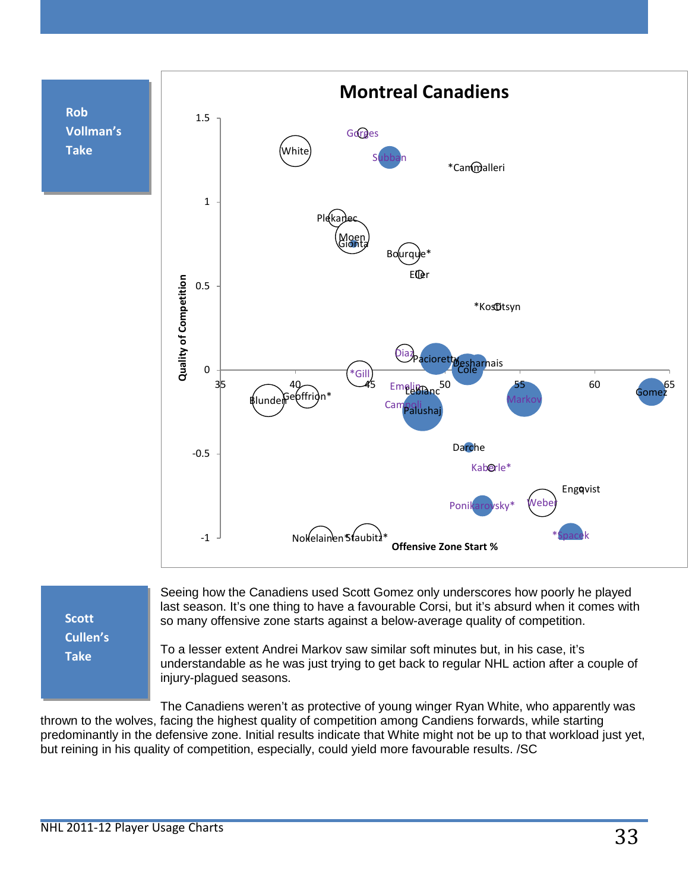**Rob Vollman's Take**

**Montreal Canadiens**

Quality of Competition vs. Offensive Zone Start %

Players: White, Gorges, Subban, *Cammalleri, Plekanec, Moen, Gionta, Bourque*, Eller, *Kostitsyn, Diaz, Pacioretty, Desharnais, Cole, *Gill, Emelin, Leblanc, Blunden, Geoffrion*, Campoli, Palushaj, Markov, Gomez, Darche, Kaberle*, Engqvist, Ponikarovsky*, Weber, *Spacek, Nokelainen, *Staubitz*

**Scott Cullen's Take**

Seeing how the Canadiens used Scott Gomez only underscores how poorly he played last season. It's one thing to have a favourable Corsi, but it's absurd when it comes with so many offensive zone starts against a below-average quality of competition.

To a lesser extent Andrei Markov saw similar soft minutes but, in his case, it's understandable as he was just trying to get back to regular NHL action after a couple of injury-plagued seasons.

The Canadiens weren't as protective of young winger Ryan White, who apparently was thrown to the wolves, facing the highest quality of competition among Candiens forwards, while starting predominantly in the defensive zone. Initial results indicate that White might not be up to that workload just yet, but reining in his quality of competition, especially, could yield more favourable results. /SC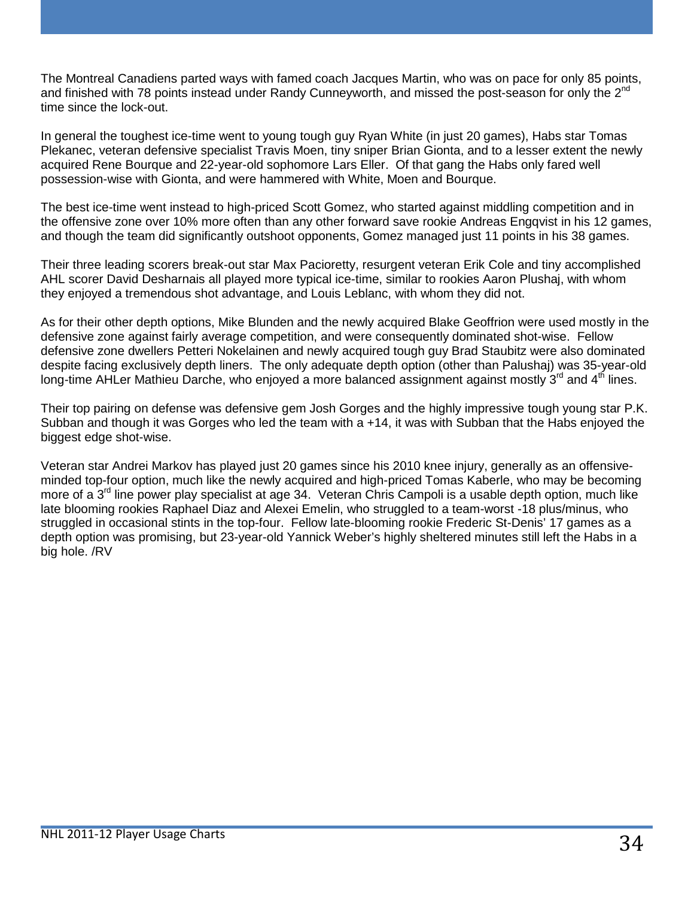The Montreal Canadiens parted ways with famed coach Jacques Martin, who was on pace for only 85 points, and finished with 78 points instead under Randy Cunneyworth, and missed the post-season for only the 2nd time since the lock-out.

In general the toughest ice-time went to young tough guy Ryan White (in just 20 games), Habs star Tomas Plekanec, veteran defensive specialist Travis Moen, tiny sniper Brian Gionta, and to a lesser extent the newly acquired Rene Bourque and 22-year-old sophomore Lars Eller. Of that gang the Habs only fared well possession-wise with Gionta, and were hammered with White, Moen and Bourque.

The best ice-time went instead to high-priced Scott Gomez, who started against middling competition and in the offensive zone over 10% more often than any other forward save rookie Andreas Engqvist in his 12 games, and though the team did significantly outshoot opponents, Gomez managed just 11 points in his 38 games.

Their three leading scorers break-out star Max Pacioretty, resurgent veteran Erik Cole and tiny accomplished AHL scorer David Desharnais all played more typical ice-time, similar to rookies Aaron Plushaj, with whom they enjoyed a tremendous shot advantage, and Louis Leblanc, with whom they did not.

As for their other depth options, Mike Blunden and the newly acquired Blake Geoffrion were used mostly in the defensive zone against fairly average competition, and were consequently dominated shot-wise. Fellow defensive zone dwellers Petteri Nokelainen and newly acquired tough guy Brad Staubitz were also dominated despite facing exclusively depth liners. The only adequate depth option (other than Palushaj) was 35-year-old long-time AHLer Mathieu Darche, who enjoyed a more balanced assignment against mostly 3rd and 4th lines.

Their top pairing on defense was defensive gem Josh Gorges and the highly impressive tough young star P.K. Subban and though it was Gorges who led the team with a +14, it was with Subban that the Habs enjoyed the biggest edge shot-wise.

Veteran star Andrei Markov has played just 20 games since his 2010 knee injury, generally as an offensive-minded top-four option, much like the newly acquired and high-priced Tomas Kaberle, who may be becoming more of a 3rd line power play specialist at age 34. Veteran Chris Campoli is a usable depth option, much like late blooming rookies Raphael Diaz and Alexei Emelin, who struggled to a team-worst -18 plus/minus, who struggled in occasional stints in the top-four. Fellow late-blooming rookie Frederic St-Denis' 17 games as a depth option was promising, but 23-year-old Yannick Weber's highly sheltered minutes still left the Habs in a big hole. /RV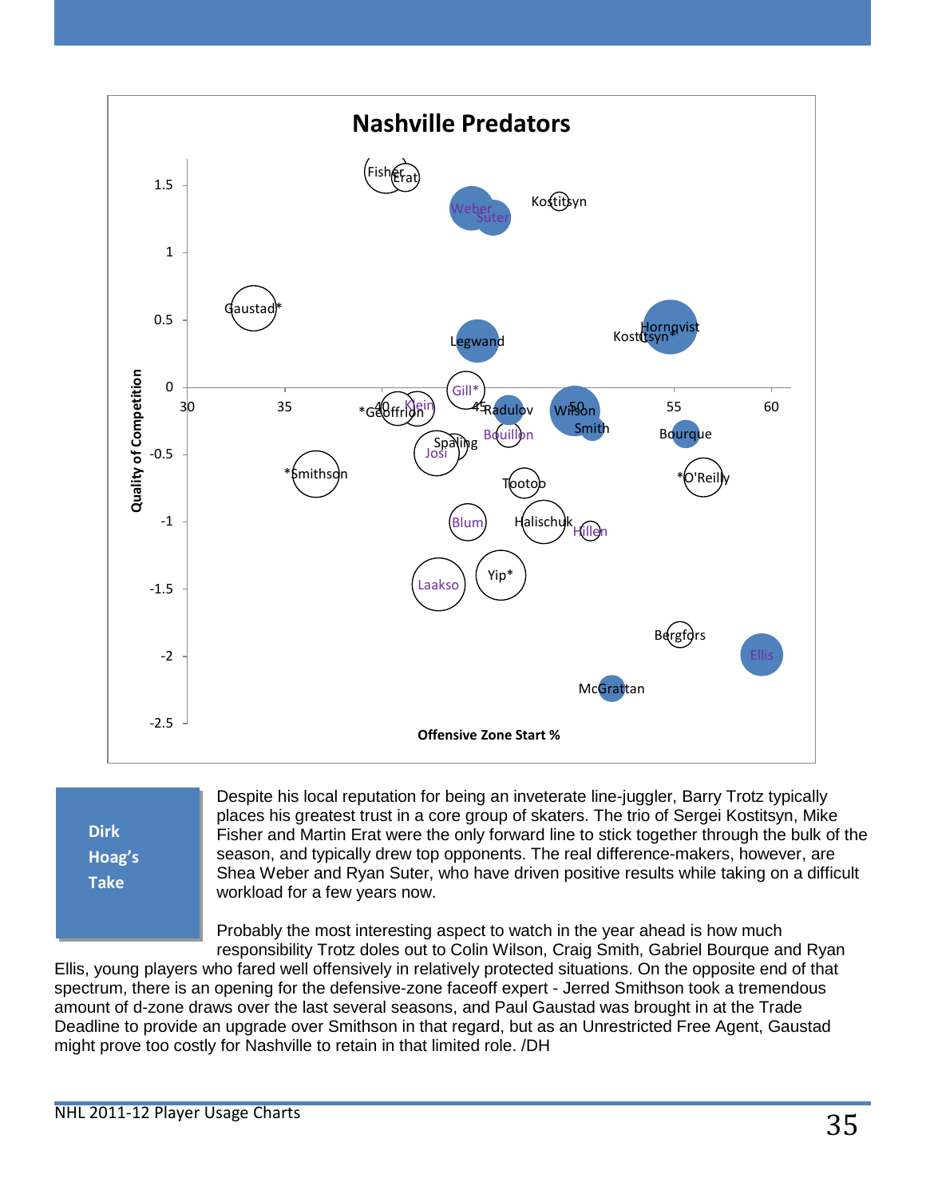## Nashville Predators

**Quality of Competition** vs. **Offensive Zone Start %**

**Dirk Hoag's Take**

Despite his local reputation for being an inveterate line-juggler, Barry Trotz typically places his greatest trust in a core group of skaters. The trio of Sergei Kostitsyn, Mike Fisher and Martin Erat were the only forward line to stick together through the bulk of the season, and typically drew top opponents. The real difference-makers, however, are Shea Weber and Ryan Suter, who have driven positive results while taking on a difficult workload for a few years now.

Probably the most interesting aspect to watch in the year ahead is how much responsibility Trotz doles out to Colin Wilson, Craig Smith, Gabriel Bourque and Ryan Ellis, young players who fared well offensively in relatively protected situations. On the opposite end of that spectrum, there is an opening for the defensive-zone faceoff expert - Jerred Smithson took a tremendous amount of d-zone draws over the last several seasons, and Paul Gaustad was brought in at the Trade Deadline to provide an upgrade over Smithson in that regard, but as an Unrestricted Free Agent, Gaustad might prove too costly for Nashville to retain in that limited role. /DH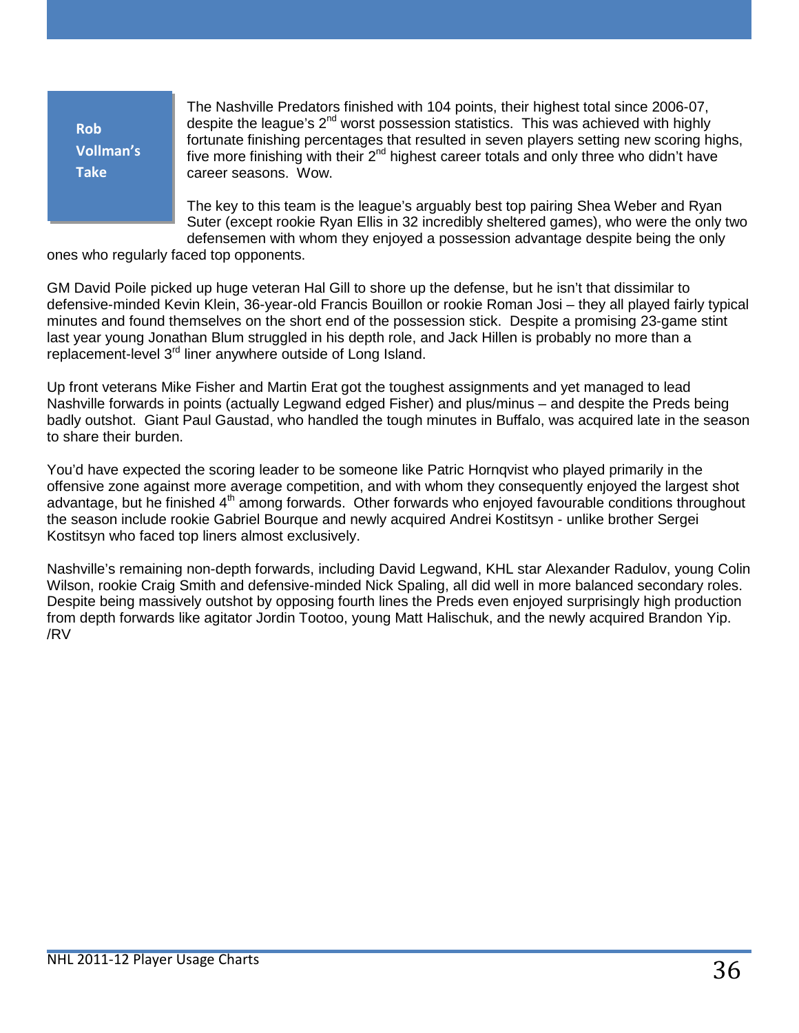**Rob Vollman's Take**

The Nashville Predators finished with 104 points, their highest total since 2006-07, despite the league's 2nd worst possession statistics. This was achieved with highly fortunate finishing percentages that resulted in seven players setting new scoring highs, five more finishing with their 2nd highest career totals and only three who didn't have career seasons. Wow.

The key to this team is the league's arguably best top pairing Shea Weber and Ryan Suter (except rookie Ryan Ellis in 32 incredibly sheltered games), who were the only two defensemen with whom they enjoyed a possession advantage despite being the only ones who regularly faced top opponents.

GM David Poile picked up huge veteran Hal Gill to shore up the defense, but he isn't that dissimilar to defensive-minded Kevin Klein, 36-year-old Francis Bouillon or rookie Roman Josi – they all played fairly typical minutes and found themselves on the short end of the possession stick. Despite a promising 23-game stint last year young Jonathan Blum struggled in his depth role, and Jack Hillen is probably no more than a replacement-level 3rd liner anywhere outside of Long Island.

Up front veterans Mike Fisher and Martin Erat got the toughest assignments and yet managed to lead Nashville forwards in points (actually Legwand edged Fisher) and plus/minus – and despite the Preds being badly outshot. Giant Paul Gaustad, who handled the tough minutes in Buffalo, was acquired late in the season to share their burden.

You'd have expected the scoring leader to be someone like Patric Hornqvist who played primarily in the offensive zone against more average competition, and with whom they consequently enjoyed the largest shot advantage, but he finished 4th among forwards. Other forwards who enjoyed favourable conditions throughout the season include rookie Gabriel Bourque and newly acquired Andrei Kostitsyn - unlike brother Sergei Kostitsyn who faced top liners almost exclusively.

Nashville's remaining non-depth forwards, including David Legwand, KHL star Alexander Radulov, young Colin Wilson, rookie Craig Smith and defensive-minded Nick Spaling, all did well in more balanced secondary roles. Despite being massively outshot by opposing fourth lines the Preds even enjoyed surprisingly high production from depth forwards like agitator Jordin Tootoo, young Matt Halischuk, and the newly acquired Brandon Yip. /RV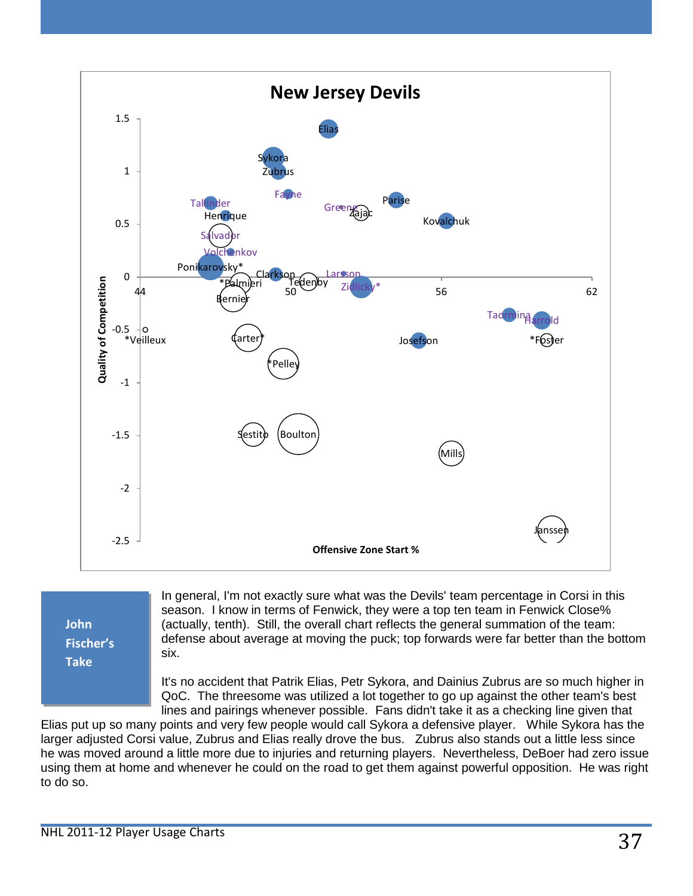## New Jersey Devils

*(Chart: Quality of Competition vs. Offensive Zone Start %)*

**John Fischer's Take**

In general, I'm not exactly sure what was the Devils' team percentage in Corsi in this season. I know in terms of Fenwick, they were a top ten team in Fenwick Close% (actually, tenth). Still, the overall chart reflects the general summation of the team: defense about average at moving the puck; top forwards were far better than the bottom six.

It's no accident that Patrik Elias, Petr Sykora, and Dainius Zubrus are so much higher in QoC. The threesome was utilized a lot together to go up against the other team's best lines and pairings whenever possible. Fans didn't take it as a checking line given that Elias put up so many points and very few people would call Sykora a defensive player. While Sykora has the larger adjusted Corsi value, Zubrus and Elias really drove the bus. Zubrus also stands out a little less since he was moved around a little more due to injuries and returning players. Nevertheless, DeBoer had zero issue using them at home and whenever he could on the road to get them against powerful opposition. He was right to do so.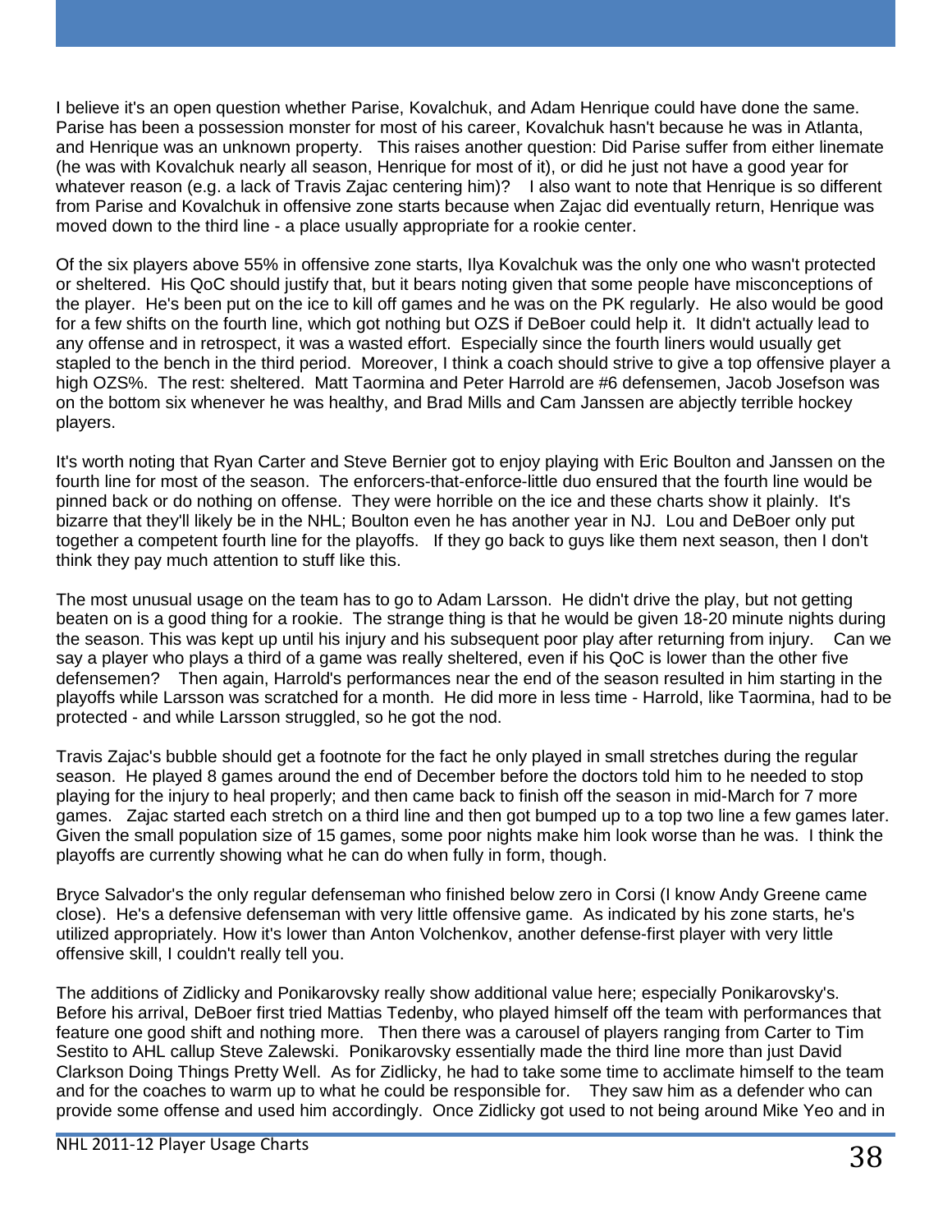I believe it's an open question whether Parise, Kovalchuk, and Adam Henrique could have done the same. Parise has been a possession monster for most of his career, Kovalchuk hasn't because he was in Atlanta, and Henrique was an unknown property. This raises another question: Did Parise suffer from either linemate (he was with Kovalchuk nearly all season, Henrique for most of it), or did he just not have a good year for whatever reason (e.g. a lack of Travis Zajac centering him)? I also want to note that Henrique is so different from Parise and Kovalchuk in offensive zone starts because when Zajac did eventually return, Henrique was moved down to the third line - a place usually appropriate for a rookie center.

Of the six players above 55% in offensive zone starts, Ilya Kovalchuk was the only one who wasn't protected or sheltered. His QoC should justify that, but it bears noting given that some people have misconceptions of the player. He's been put on the ice to kill off games and he was on the PK regularly. He also would be good for a few shifts on the fourth line, which got nothing but OZS if DeBoer could help it. It didn't actually lead to any offense and in retrospect, it was a wasted effort. Especially since the fourth liners would usually get stapled to the bench in the third period. Moreover, I think a coach should strive to give a top offensive player a high OZS%. The rest: sheltered. Matt Taormina and Peter Harrold are #6 defensemen, Jacob Josefson was on the bottom six whenever he was healthy, and Brad Mills and Cam Janssen are abjectly terrible hockey players.

It's worth noting that Ryan Carter and Steve Bernier got to enjoy playing with Eric Boulton and Janssen on the fourth line for most of the season. The enforcers-that-enforce-little duo ensured that the fourth line would be pinned back or do nothing on offense. They were horrible on the ice and these charts show it plainly. It's bizarre that they'll likely be in the NHL; Boulton even he has another year in NJ. Lou and DeBoer only put together a competent fourth line for the playoffs. If they go back to guys like them next season, then I don't think they pay much attention to stuff like this.

The most unusual usage on the team has to go to Adam Larsson. He didn't drive the play, but not getting beaten on is a good thing for a rookie. The strange thing is that he would be given 18-20 minute nights during the season. This was kept up until his injury and his subsequent poor play after returning from injury. Can we say a player who plays a third of a game was really sheltered, even if his QoC is lower than the other five defensemen? Then again, Harrold's performances near the end of the season resulted in him starting in the playoffs while Larsson was scratched for a month. He did more in less time - Harrold, like Taormina, had to be protected - and while Larsson struggled, so he got the nod.

Travis Zajac's bubble should get a footnote for the fact he only played in small stretches during the regular season. He played 8 games around the end of December before the doctors told him to he needed to stop playing for the injury to heal properly; and then came back to finish off the season in mid-March for 7 more games. Zajac started each stretch on a third line and then got bumped up to a top two line a few games later. Given the small population size of 15 games, some poor nights make him look worse than he was. I think the playoffs are currently showing what he can do when fully in form, though.

Bryce Salvador's the only regular defenseman who finished below zero in Corsi (I know Andy Greene came close). He's a defensive defenseman with very little offensive game. As indicated by his zone starts, he's utilized appropriately. How it's lower than Anton Volchenkov, another defense-first player with very little offensive skill, I couldn't really tell you.

The additions of Zidlicky and Ponikarovsky really show additional value here; especially Ponikarovsky's. Before his arrival, DeBoer first tried Mattias Tedenby, who played himself off the team with performances that feature one good shift and nothing more. Then there was a carousel of players ranging from Carter to Tim Sestito to AHL callup Steve Zalewski. Ponikarovsky essentially made the third line more than just David Clarkson Doing Things Pretty Well. As for Zidlicky, he had to take some time to acclimate himself to the team and for the coaches to warm up to what he could be responsible for. They saw him as a defender who can provide some offense and used him accordingly. Once Zidlicky got used to not being around Mike Yeo and in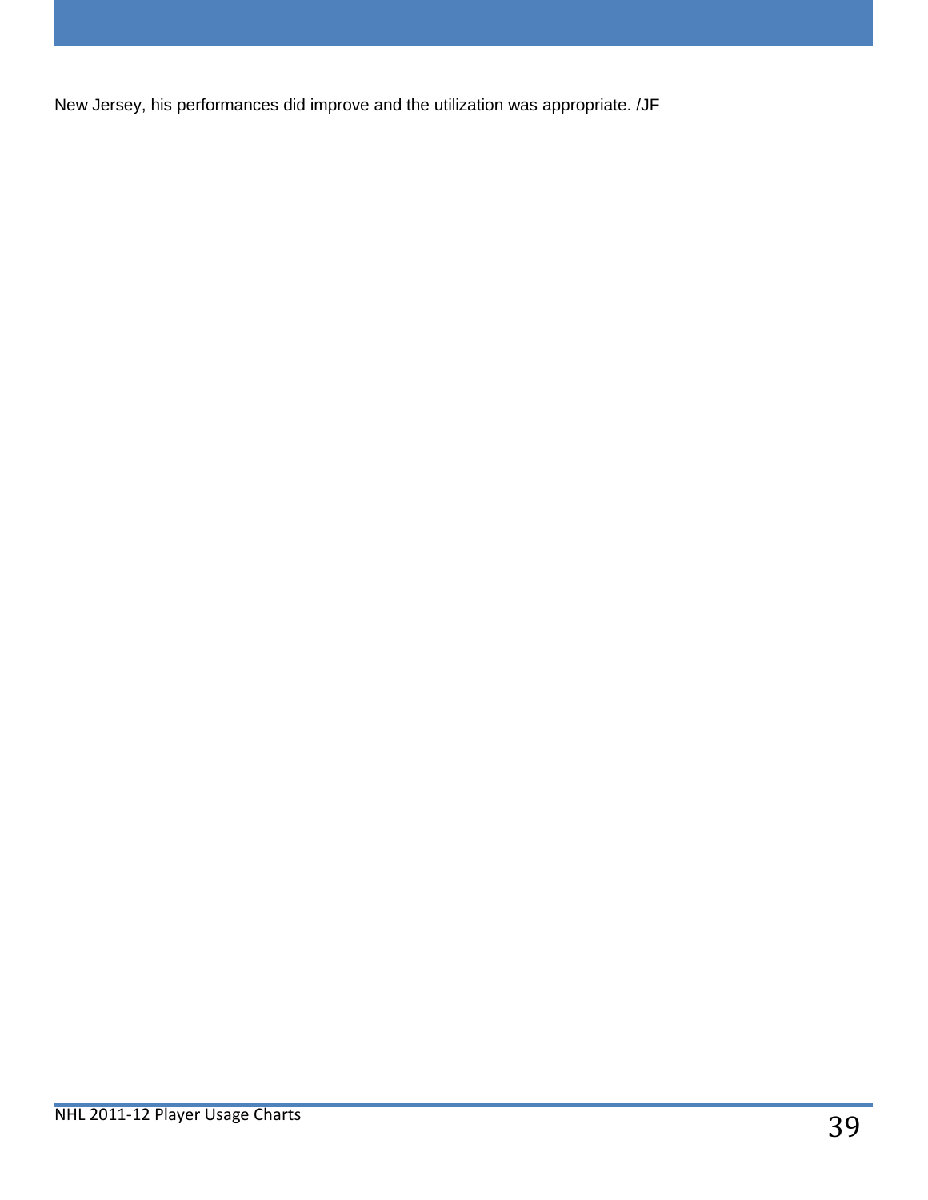New Jersey, his performances did improve and the utilization was appropriate. /JF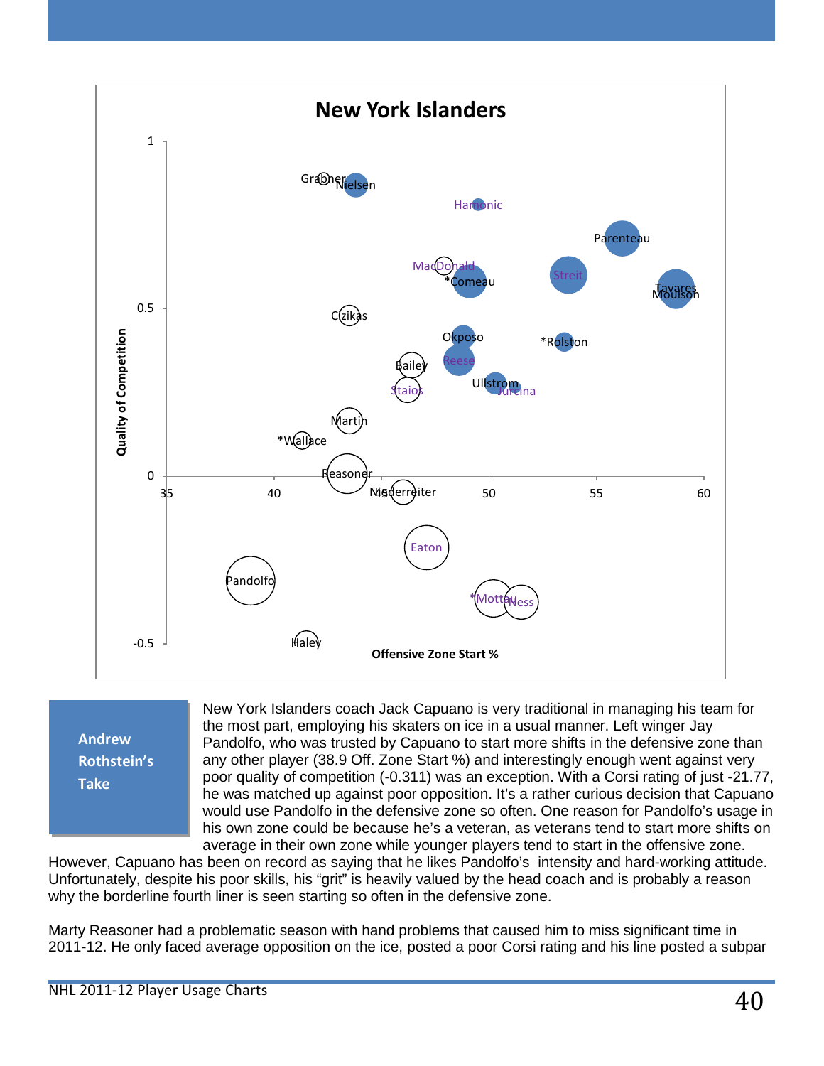## New York Islanders

### Andrew Rothstein's Take

New York Islanders coach Jack Capuano is very traditional in managing his team for the most part, employing his skaters on ice in a usual manner. Left winger Jay Pandolfo, who was trusted by Capuano to start more shifts in the defensive zone than any other player (38.9 Off. Zone Start %) and interestingly enough went against very poor quality of competition (-0.311) was an exception. With a Corsi rating of just -21.77, he was matched up against poor opposition. It's a rather curious decision that Capuano would use Pandolfo in the defensive zone so often. One reason for Pandolfo's usage in his own zone could be because he's a veteran, as veterans tend to start more shifts on average in their own zone while younger players tend to start in the offensive zone. However, Capuano has been on record as saying that he likes Pandolfo's intensity and hard-working attitude. Unfortunately, despite his poor skills, his "grit" is heavily valued by the head coach and is probably a reason why the borderline fourth liner is seen starting so often in the defensive zone.

Marty Reasoner had a problematic season with hand problems that caused him to miss significant time in 2011-12. He only faced average opposition on the ice, posted a poor Corsi rating and his line posted a subpar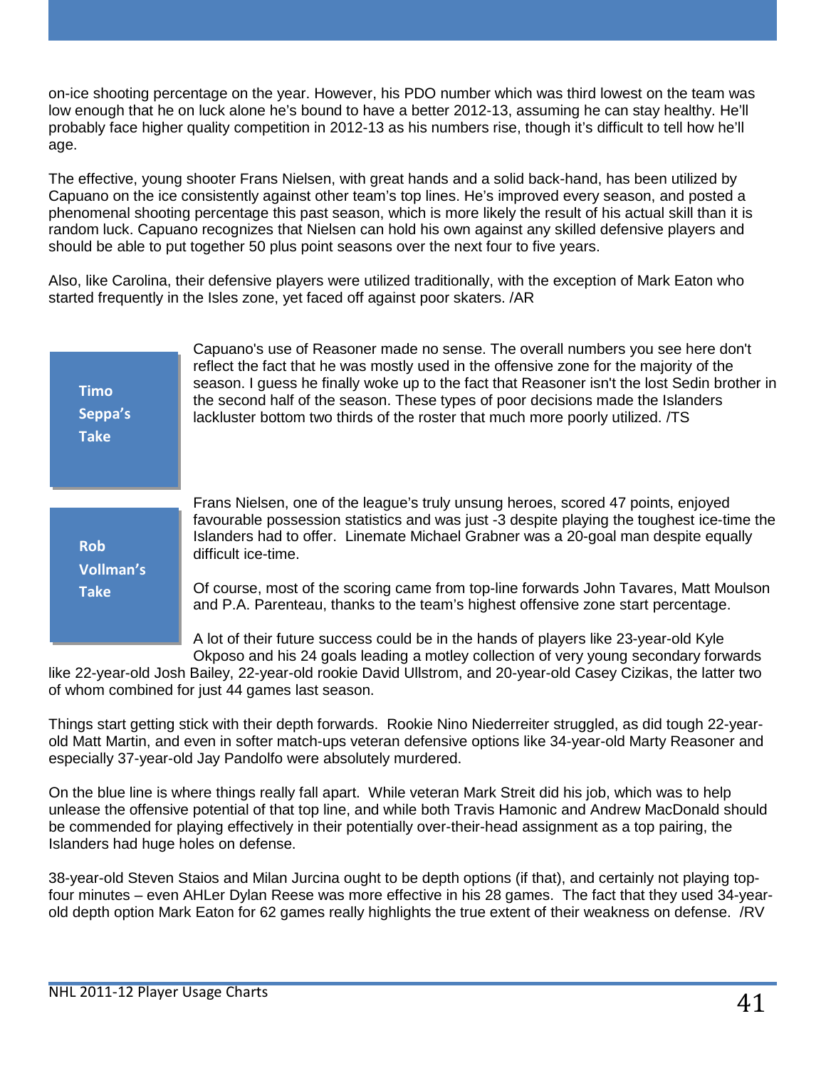on-ice shooting percentage on the year. However, his PDO number which was third lowest on the team was low enough that he on luck alone he's bound to have a better 2012-13, assuming he can stay healthy. He'll probably face higher quality competition in 2012-13 as his numbers rise, though it's difficult to tell how he'll age.

The effective, young shooter Frans Nielsen, with great hands and a solid back-hand, has been utilized by Capuano on the ice consistently against other team's top lines. He's improved every season, and posted a phenomenal shooting percentage this past season, which is more likely the result of his actual skill than it is random luck. Capuano recognizes that Nielsen can hold his own against any skilled defensive players and should be able to put together 50 plus point seasons over the next four to five years.

Also, like Carolina, their defensive players were utilized traditionally, with the exception of Mark Eaton who started frequently in the Isles zone, yet faced off against poor skaters. /AR

**Timo Seppa's Take**

Capuano's use of Reasoner made no sense. The overall numbers you see here don't reflect the fact that he was mostly used in the offensive zone for the majority of the season. I guess he finally woke up to the fact that Reasoner isn't the lost Sedin brother in the second half of the season. These types of poor decisions made the Islanders lackluster bottom two thirds of the roster that much more poorly utilized. /TS

**Rob Vollman's Take**

Frans Nielsen, one of the league's truly unsung heroes, scored 47 points, enjoyed favourable possession statistics and was just -3 despite playing the toughest ice-time the Islanders had to offer. Linemate Michael Grabner was a 20-goal man despite equally difficult ice-time.

Of course, most of the scoring came from top-line forwards John Tavares, Matt Moulson and P.A. Parenteau, thanks to the team's highest offensive zone start percentage.

A lot of their future success could be in the hands of players like 23-year-old Kyle Okposo and his 24 goals leading a motley collection of very young secondary forwards like 22-year-old Josh Bailey, 22-year-old rookie David Ullstrom, and 20-year-old Casey Cizikas, the latter two of whom combined for just 44 games last season.

Things start getting stick with their depth forwards. Rookie Nino Niederreiter struggled, as did tough 22-year-old Matt Martin, and even in softer match-ups veteran defensive options like 34-year-old Marty Reasoner and especially 37-year-old Jay Pandolfo were absolutely murdered.

On the blue line is where things really fall apart. While veteran Mark Streit did his job, which was to help unlease the offensive potential of that top line, and while both Travis Hamonic and Andrew MacDonald should be commended for playing effectively in their potentially over-their-head assignment as a top pairing, the Islanders had huge holes on defense.

38-year-old Steven Staios and Milan Jurcina ought to be depth options (if that), and certainly not playing top-four minutes – even AHLer Dylan Reese was more effective in his 28 games. The fact that they used 34-year-old depth option Mark Eaton for 62 games really highlights the true extent of their weakness on defense. /RV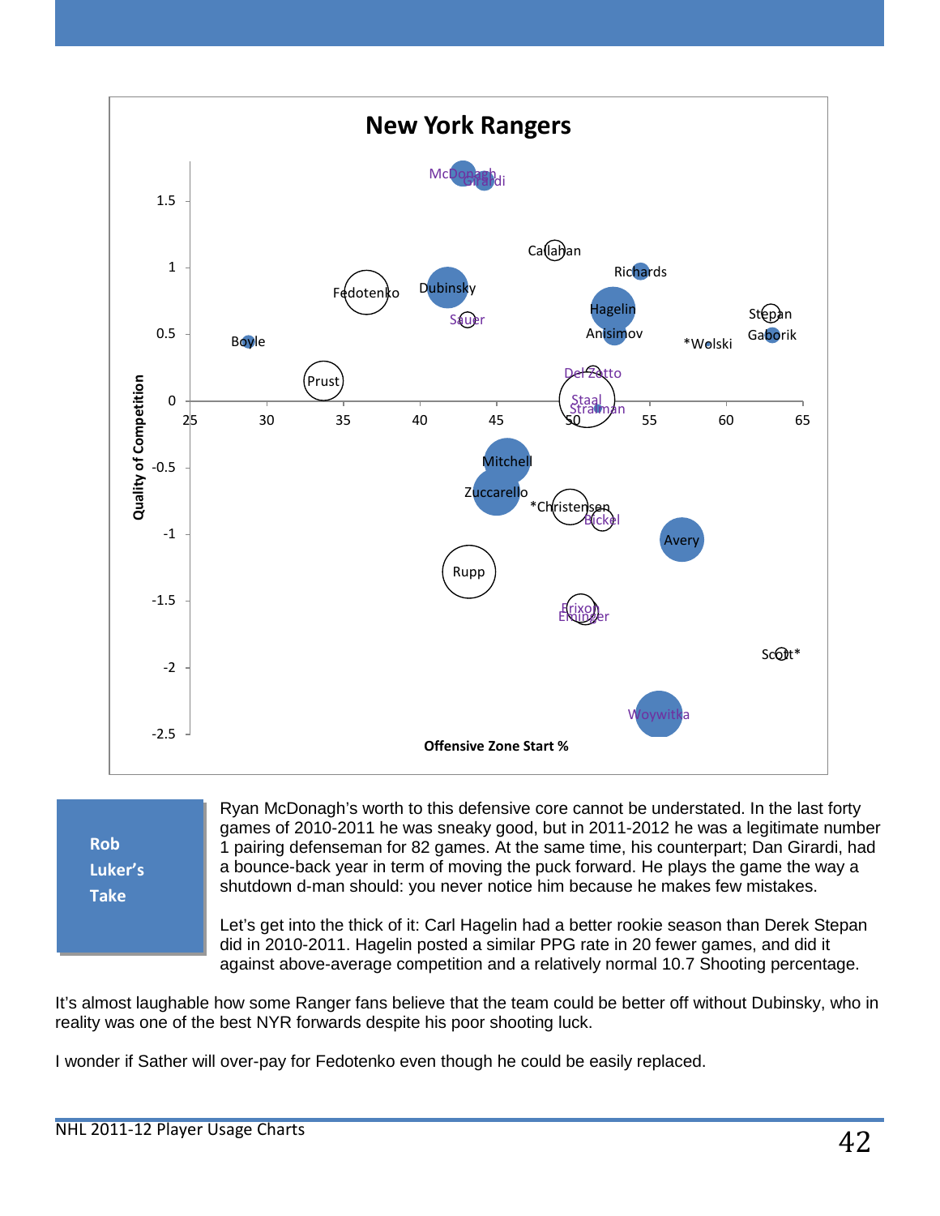## New York Rangers

Offensive Zone Start % (x-axis) vs. Quality of Competition (y-axis)

**Rob Luker's Take**

Ryan McDonagh's worth to this defensive core cannot be understated. In the last forty games of 2010-2011 he was sneaky good, but in 2011-2012 he was a legitimate number 1 pairing defenseman for 82 games. At the same time, his counterpart; Dan Girardi, had a bounce-back year in term of moving the puck forward. He plays the game the way a shutdown d-man should: you never notice him because he makes few mistakes.

Let's get into the thick of it: Carl Hagelin had a better rookie season than Derek Stepan did in 2010-2011. Hagelin posted a similar PPG rate in 20 fewer games, and did it against above-average competition and a relatively normal 10.7 Shooting percentage.

It's almost laughable how some Ranger fans believe that the team could be better off without Dubinsky, who in reality was one of the best NYR forwards despite his poor shooting luck.

I wonder if Sather will over-pay for Fedotenko even though he could be easily replaced.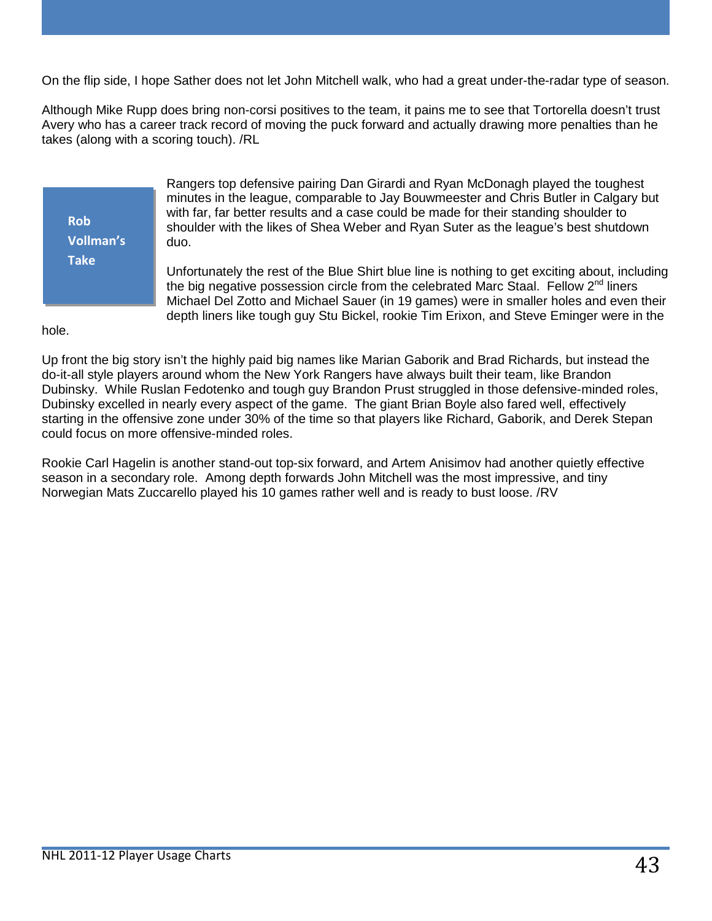On the flip side, I hope Sather does not let John Mitchell walk, who had a great under-the-radar type of season.

Although Mike Rupp does bring non-corsi positives to the team, it pains me to see that Tortorella doesn't trust Avery who has a career track record of moving the puck forward and actually drawing more penalties than he takes (along with a scoring touch). /RL

**Rob Vollman's Take**

Rangers top defensive pairing Dan Girardi and Ryan McDonagh played the toughest minutes in the league, comparable to Jay Bouwmeester and Chris Butler in Calgary but with far, far better results and a case could be made for their standing shoulder to shoulder with the likes of Shea Weber and Ryan Suter as the league's best shutdown duo.

Unfortunately the rest of the Blue Shirt blue line is nothing to get exciting about, including the big negative possession circle from the celebrated Marc Staal. Fellow 2nd liners Michael Del Zotto and Michael Sauer (in 19 games) were in smaller holes and even their depth liners like tough guy Stu Bickel, rookie Tim Erixon, and Steve Eminger were in the hole.

Up front the big story isn't the highly paid big names like Marian Gaborik and Brad Richards, but instead the do-it-all style players around whom the New York Rangers have always built their team, like Brandon Dubinsky. While Ruslan Fedotenko and tough guy Brandon Prust struggled in those defensive-minded roles, Dubinsky excelled in nearly every aspect of the game. The giant Brian Boyle also fared well, effectively starting in the offensive zone under 30% of the time so that players like Richard, Gaborik, and Derek Stepan could focus on more offensive-minded roles.

Rookie Carl Hagelin is another stand-out top-six forward, and Artem Anisimov had another quietly effective season in a secondary role. Among depth forwards John Mitchell was the most impressive, and tiny Norwegian Mats Zuccarello played his 10 games rather well and is ready to bust loose. /RV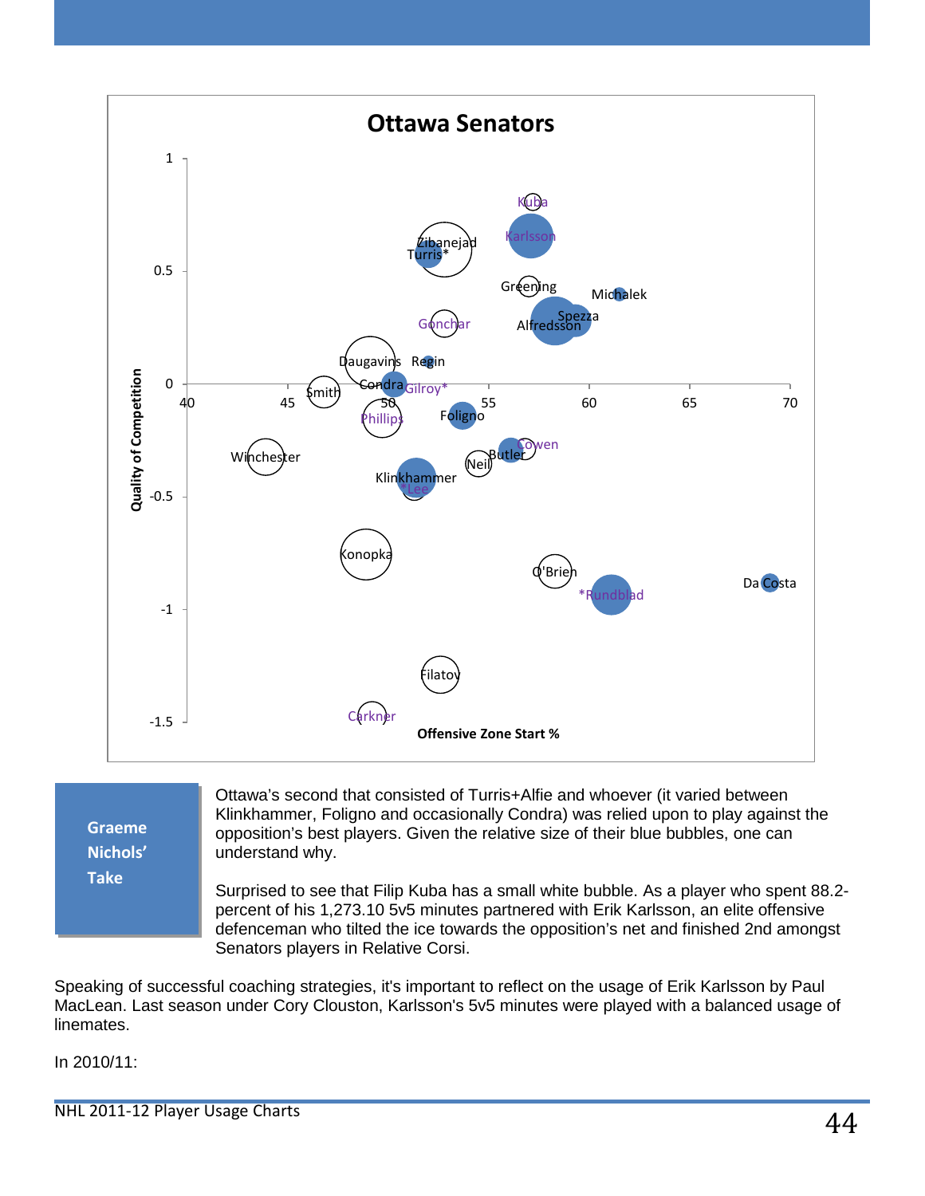## Ottawa Senators

Quality of Competition vs. Offensive Zone Start %

Players plotted: Kuba, Karlsson, Zibanejad, Turris*, Greening, Michalek, Spezza, Alfredsson, Gonchar, Daugavins, Regin, Condra, Gilroy*, Smith, Phillips, Foligno, Cowen, Butler, Neil, Winchester, Klinkhammer, *Lee, Konopka, O'Brien, *Rundblad, Da Costa, Filatov, Carkner

**Graeme Nichols' Take**

Ottawa's second that consisted of Turris+Alfie and whoever (it varied between Klinkhammer, Foligno and occasionally Condra) was relied upon to play against the opposition's best players. Given the relative size of their blue bubbles, one can understand why.

Surprised to see that Filip Kuba has a small white bubble. As a player who spent 88.2-percent of his 1,273.10 5v5 minutes partnered with Erik Karlsson, an elite offensive defenceman who tilted the ice towards the opposition's net and finished 2nd amongst Senators players in Relative Corsi.

Speaking of successful coaching strategies, it's important to reflect on the usage of Erik Karlsson by Paul MacLean. Last season under Cory Clouston, Karlsson's 5v5 minutes were played with a balanced usage of linemates.

In 2010/11: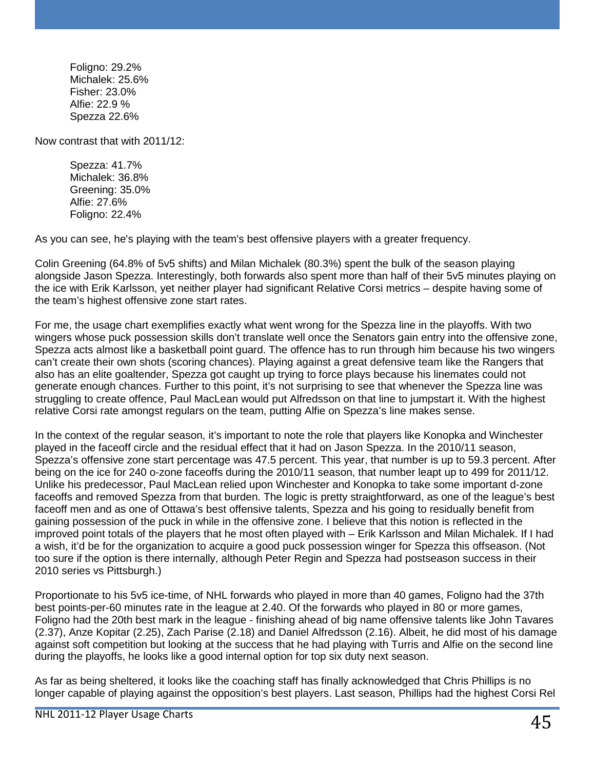Foligno: 29.2%
Michalek: 25.6%
Fisher: 23.0%
Alfie: 22.9 %
Spezza 22.6%

Now contrast that with 2011/12:

Spezza: 41.7%
Michalek: 36.8%
Greening: 35.0%
Alfie: 27.6%
Foligno: 22.4%

As you can see, he's playing with the team's best offensive players with a greater frequency.

Colin Greening (64.8% of 5v5 shifts) and Milan Michalek (80.3%) spent the bulk of the season playing alongside Jason Spezza. Interestingly, both forwards also spent more than half of their 5v5 minutes playing on the ice with Erik Karlsson, yet neither player had significant Relative Corsi metrics – despite having some of the team's highest offensive zone start rates.

For me, the usage chart exemplifies exactly what went wrong for the Spezza line in the playoffs. With two wingers whose puck possession skills don't translate well once the Senators gain entry into the offensive zone, Spezza acts almost like a basketball point guard. The offence has to run through him because his two wingers can't create their own shots (scoring chances). Playing against a great defensive team like the Rangers that also has an elite goaltender, Spezza got caught up trying to force plays because his linemates could not generate enough chances. Further to this point, it's not surprising to see that whenever the Spezza line was struggling to create offence, Paul MacLean would put Alfredsson on that line to jumpstart it. With the highest relative Corsi rate amongst regulars on the team, putting Alfie on Spezza's line makes sense.

In the context of the regular season, it's important to note the role that players like Konopka and Winchester played in the faceoff circle and the residual effect that it had on Jason Spezza. In the 2010/11 season, Spezza's offensive zone start percentage was 47.5 percent. This year, that number is up to 59.3 percent. After being on the ice for 240 o-zone faceoffs during the 2010/11 season, that number leapt up to 499 for 2011/12. Unlike his predecessor, Paul MacLean relied upon Winchester and Konopka to take some important d-zone faceoffs and removed Spezza from that burden. The logic is pretty straightforward, as one of the league's best faceoff men and as one of Ottawa's best offensive talents, Spezza and his going to residually benefit from gaining possession of the puck in while in the offensive zone. I believe that this notion is reflected in the improved point totals of the players that he most often played with – Erik Karlsson and Milan Michalek. If I had a wish, it'd be for the organization to acquire a good puck possession winger for Spezza this offseason. (Not too sure if the option is there internally, although Peter Regin and Spezza had postseason success in their 2010 series vs Pittsburgh.)

Proportionate to his 5v5 ice-time, of NHL forwards who played in more than 40 games, Foligno had the 37th best points-per-60 minutes rate in the league at 2.40. Of the forwards who played in 80 or more games, Foligno had the 20th best mark in the league - finishing ahead of big name offensive talents like John Tavares (2.37), Anze Kopitar (2.25), Zach Parise (2.18) and Daniel Alfredsson (2.16). Albeit, he did most of his damage against soft competition but looking at the success that he had playing with Turris and Alfie on the second line during the playoffs, he looks like a good internal option for top six duty next season.

As far as being sheltered, it looks like the coaching staff has finally acknowledged that Chris Phillips is no longer capable of playing against the opposition's best players. Last season, Phillips had the highest Corsi Rel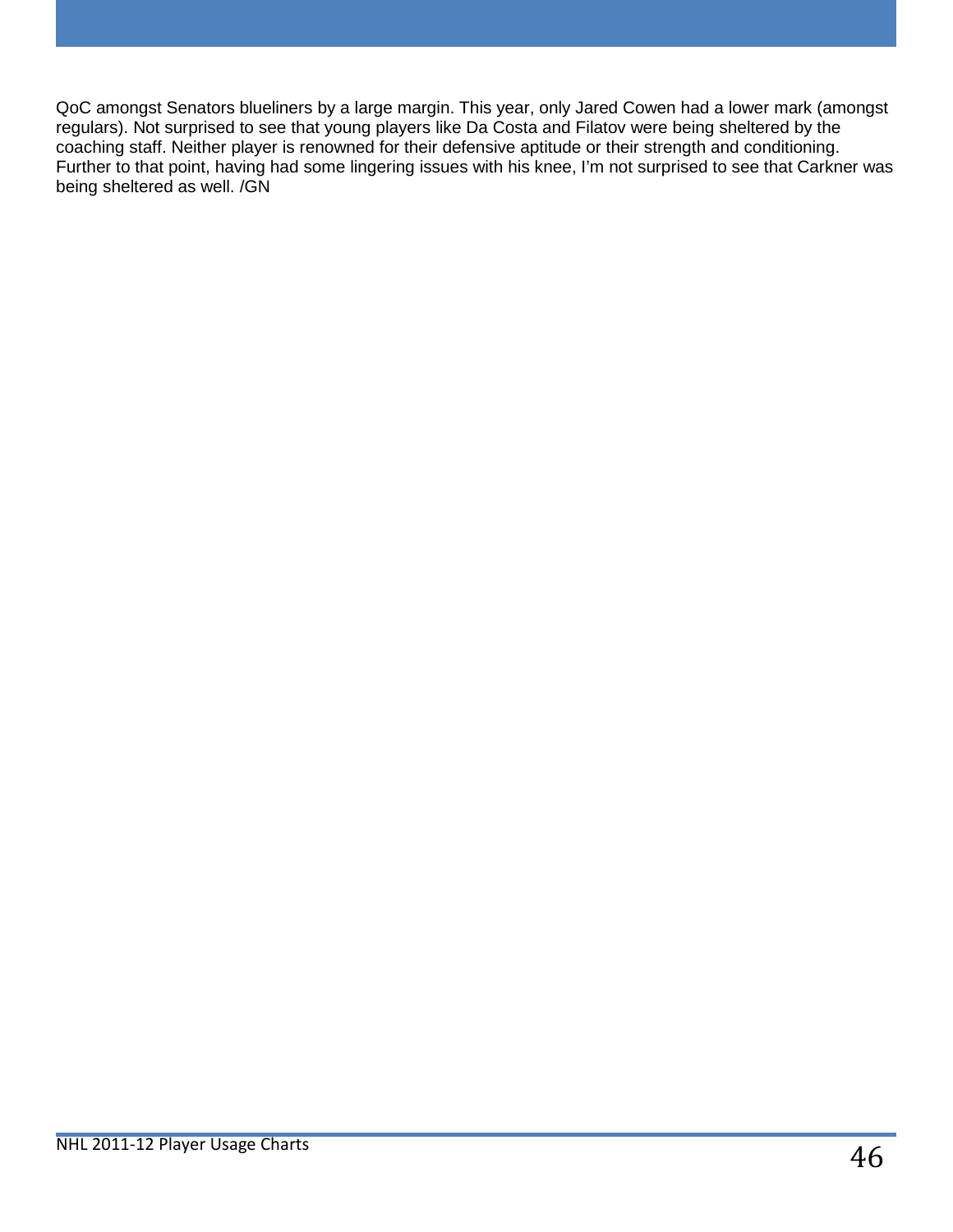QoC amongst Senators blueliners by a large margin. This year, only Jared Cowen had a lower mark (amongst regulars). Not surprised to see that young players like Da Costa and Filatov were being sheltered by the coaching staff. Neither player is renowned for their defensive aptitude or their strength and conditioning. Further to that point, having had some lingering issues with his knee, I'm not surprised to see that Carkner was being sheltered as well. /GN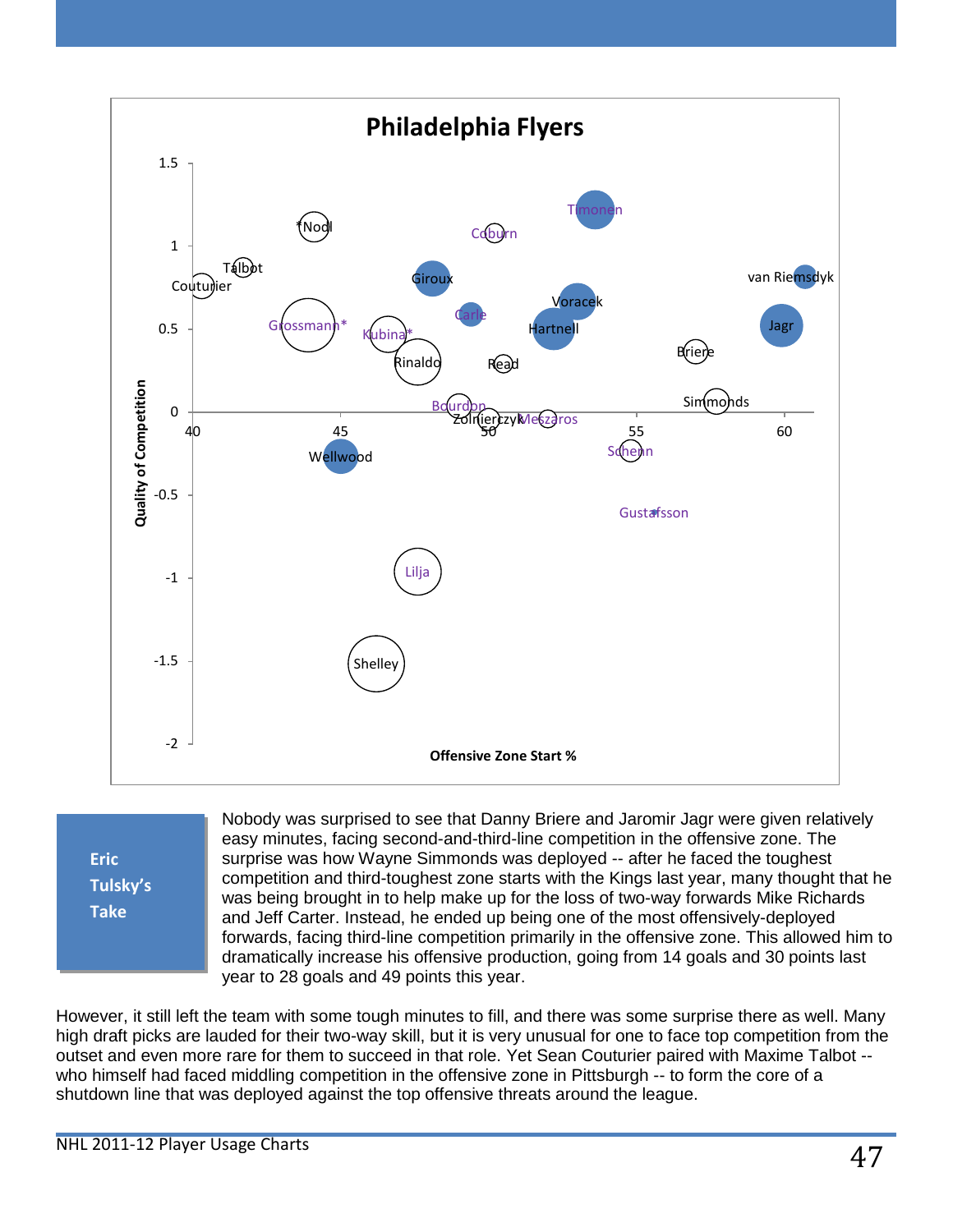**Philadelphia Flyers**

**Eric Tulsky's Take**

Nobody was surprised to see that Danny Briere and Jaromir Jagr were given relatively easy minutes, facing second-and-third-line competition in the offensive zone. The surprise was how Wayne Simmonds was deployed -- after he faced the toughest competition and third-toughest zone starts with the Kings last year, many thought that he was being brought in to help make up for the loss of two-way forwards Mike Richards and Jeff Carter. Instead, he ended up being one of the most offensively-deployed forwards, facing third-line competition primarily in the offensive zone. This allowed him to dramatically increase his offensive production, going from 14 goals and 30 points last year to 28 goals and 49 points this year.

However, it still left the team with some tough minutes to fill, and there was some surprise there as well. Many high draft picks are lauded for their two-way skill, but it is very unusual for one to face top competition from the outset and even more rare for them to succeed in that role. Yet Sean Couturier paired with Maxime Talbot -- who himself had faced middling competition in the offensive zone in Pittsburgh -- to form the core of a shutdown line that was deployed against the top offensive threats around the league.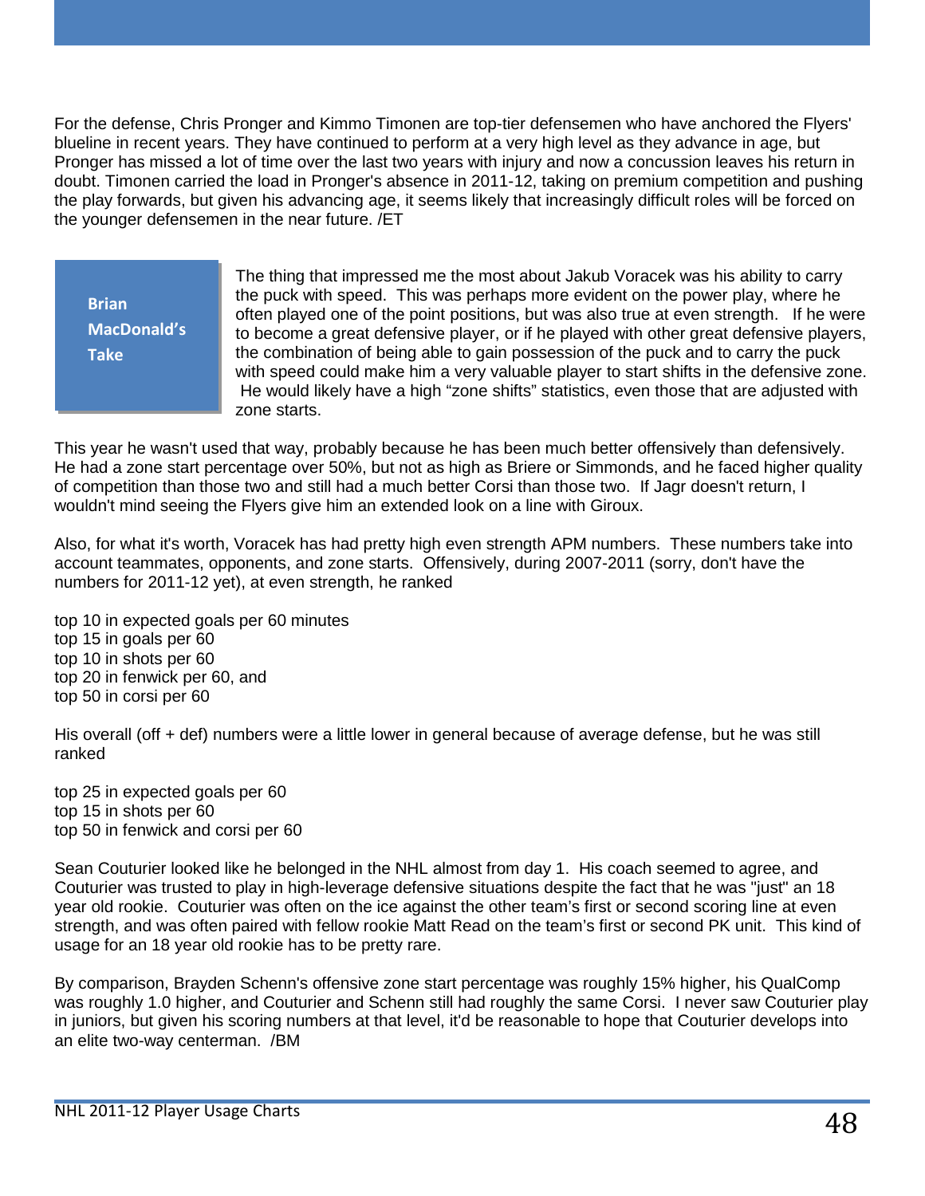For the defense, Chris Pronger and Kimmo Timonen are top-tier defensemen who have anchored the Flyers' blueline in recent years. They have continued to perform at a very high level as they advance in age, but Pronger has missed a lot of time over the last two years with injury and now a concussion leaves his return in doubt. Timonen carried the load in Pronger's absence in 2011-12, taking on premium competition and pushing the play forwards, but given his advancing age, it seems likely that increasingly difficult roles will be forced on the younger defensemen in the near future. /ET

**Brian MacDonald's Take**

The thing that impressed me the most about Jakub Voracek was his ability to carry the puck with speed. This was perhaps more evident on the power play, where he often played one of the point positions, but was also true at even strength. If he were to become a great defensive player, or if he played with other great defensive players, the combination of being able to gain possession of the puck and to carry the puck with speed could make him a very valuable player to start shifts in the defensive zone. He would likely have a high "zone shifts" statistics, even those that are adjusted with zone starts.

This year he wasn't used that way, probably because he has been much better offensively than defensively. He had a zone start percentage over 50%, but not as high as Briere or Simmonds, and he faced higher quality of competition than those two and still had a much better Corsi than those two. If Jagr doesn't return, I wouldn't mind seeing the Flyers give him an extended look on a line with Giroux.

Also, for what it's worth, Voracek has had pretty high even strength APM numbers. These numbers take into account teammates, opponents, and zone starts. Offensively, during 2007-2011 (sorry, don't have the numbers for 2011-12 yet), at even strength, he ranked

top 10 in expected goals per 60 minutes
top 15 in goals per 60
top 10 in shots per 60
top 20 in fenwick per 60, and
top 50 in corsi per 60

His overall (off + def) numbers were a little lower in general because of average defense, but he was still ranked

top 25 in expected goals per 60
top 15 in shots per 60
top 50 in fenwick and corsi per 60

Sean Couturier looked like he belonged in the NHL almost from day 1. His coach seemed to agree, and Couturier was trusted to play in high-leverage defensive situations despite the fact that he was "just" an 18 year old rookie. Couturier was often on the ice against the other team's first or second scoring line at even strength, and was often paired with fellow rookie Matt Read on the team's first or second PK unit. This kind of usage for an 18 year old rookie has to be pretty rare.

By comparison, Brayden Schenn's offensive zone start percentage was roughly 15% higher, his QualComp was roughly 1.0 higher, and Couturier and Schenn still had roughly the same Corsi. I never saw Couturier play in juniors, but given his scoring numbers at that level, it'd be reasonable to hope that Couturier develops into an elite two-way centerman. /BM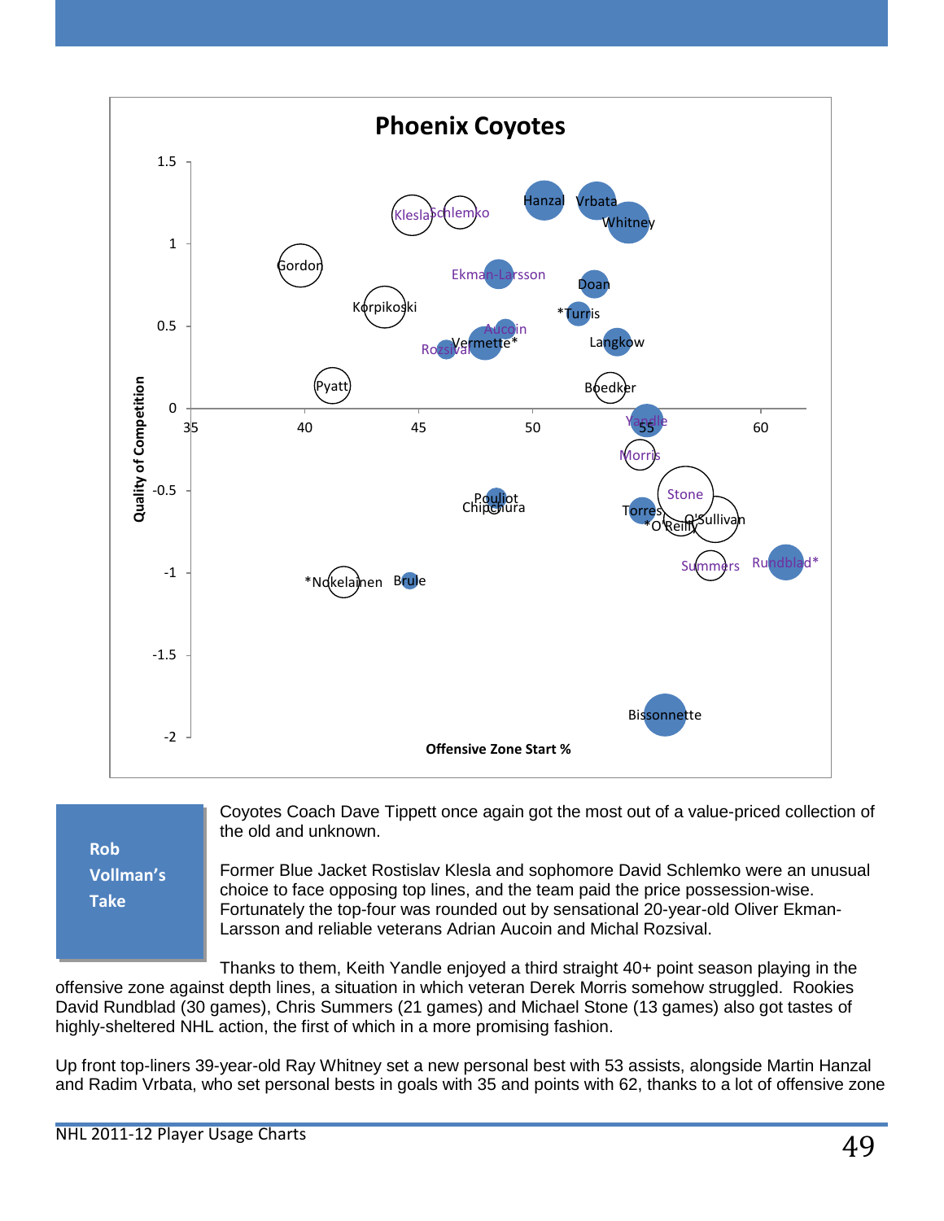## Phoenix Coyotes

Quality of Competition

Offensive Zone Start %

1.5, 1, 0.5, 0, -0.5, -1, -1.5, -2

35, 40, 45, 50, 55, 60

Klesla, Schlemko, Hanzal, Vrbata, Whitney, Gordon, Ekman-Larsson, Doan, Korpikoski, *Turris, Aucoin, Rozsival, Vermette*, Langkow, Pyatt, Boedker, Yandle, Morris, Pouliot, Chipchura, Stone, Torres, *O'Reilly, O'Sullivan, Summers, Rundblad*, *Nokelainen, Brule, Bissonnette

**Rob Vollman's Take**

Coyotes Coach Dave Tippett once again got the most out of a value-priced collection of the old and unknown.

Former Blue Jacket Rostislav Klesla and sophomore David Schlemko were an unusual choice to face opposing top lines, and the team paid the price possession-wise. Fortunately the top-four was rounded out by sensational 20-year-old Oliver Ekman-Larsson and reliable veterans Adrian Aucoin and Michal Rozsival.

Thanks to them, Keith Yandle enjoyed a third straight 40+ point season playing in the offensive zone against depth lines, a situation in which veteran Derek Morris somehow struggled. Rookies David Rundblad (30 games), Chris Summers (21 games) and Michael Stone (13 games) also got tastes of highly-sheltered NHL action, the first of which in a more promising fashion.

Up front top-liners 39-year-old Ray Whitney set a new personal best with 53 assists, alongside Martin Hanzal and Radim Vrbata, who set personal bests in goals with 35 and points with 62, thanks to a lot of offensive zone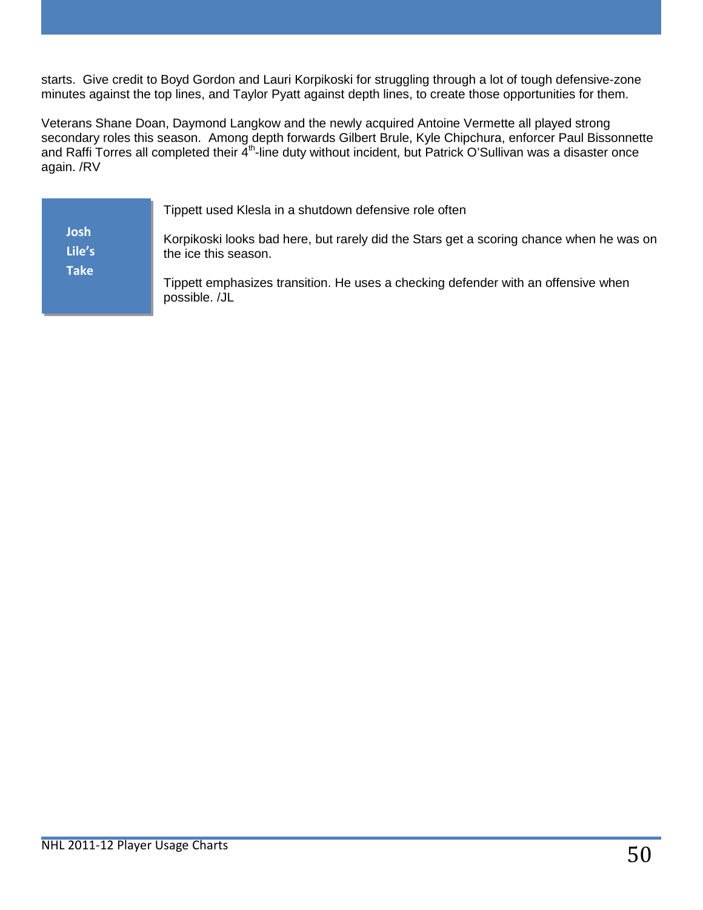starts. Give credit to Boyd Gordon and Lauri Korpikoski for struggling through a lot of tough defensive-zone minutes against the top lines, and Taylor Pyatt against depth lines, to create those opportunities for them.

Veterans Shane Doan, Daymond Langkow and the newly acquired Antoine Vermette all played strong secondary roles this season. Among depth forwards Gilbert Brule, Kyle Chipchura, enforcer Paul Bissonnette and Raffi Torres all completed their 4th-line duty without incident, but Patrick O'Sullivan was a disaster once again. /RV

**Josh Lile's Take**

Tippett used Klesla in a shutdown defensive role often

Korpikoski looks bad here, but rarely did the Stars get a scoring chance when he was on the ice this season.

Tippett emphasizes transition. He uses a checking defender with an offensive when possible. /JL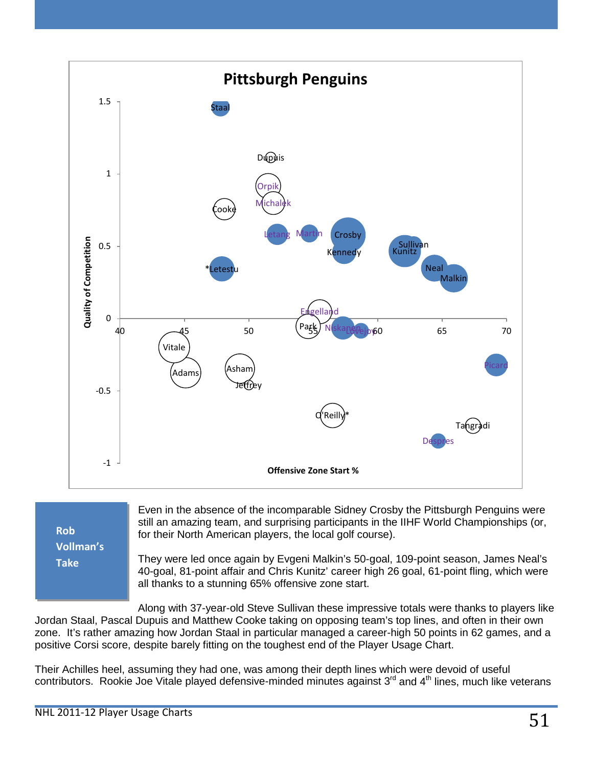**Rob Vollman's Take**

Even in the absence of the incomparable Sidney Crosby the Pittsburgh Penguins were still an amazing team, and surprising participants in the IIHF World Championships (or, for their North American players, the local golf course).

They were led once again by Evgeni Malkin's 50-goal, 109-point season, James Neal's 40-goal, 81-point affair and Chris Kunitz' career high 26 goal, 61-point fling, which were all thanks to a stunning 65% offensive zone start.

Along with 37-year-old Steve Sullivan these impressive totals were thanks to players like Jordan Staal, Pascal Dupuis and Matthew Cooke taking on opposing team's top lines, and often in their own zone. It's rather amazing how Jordan Staal in particular managed a career-high 50 points in 62 games, and a positive Corsi score, despite barely fitting on the toughest end of the Player Usage Chart.

Their Achilles heel, assuming they had one, was among their depth lines which were devoid of useful contributors. Rookie Joe Vitale played defensive-minded minutes against 3rd and 4th lines, much like veterans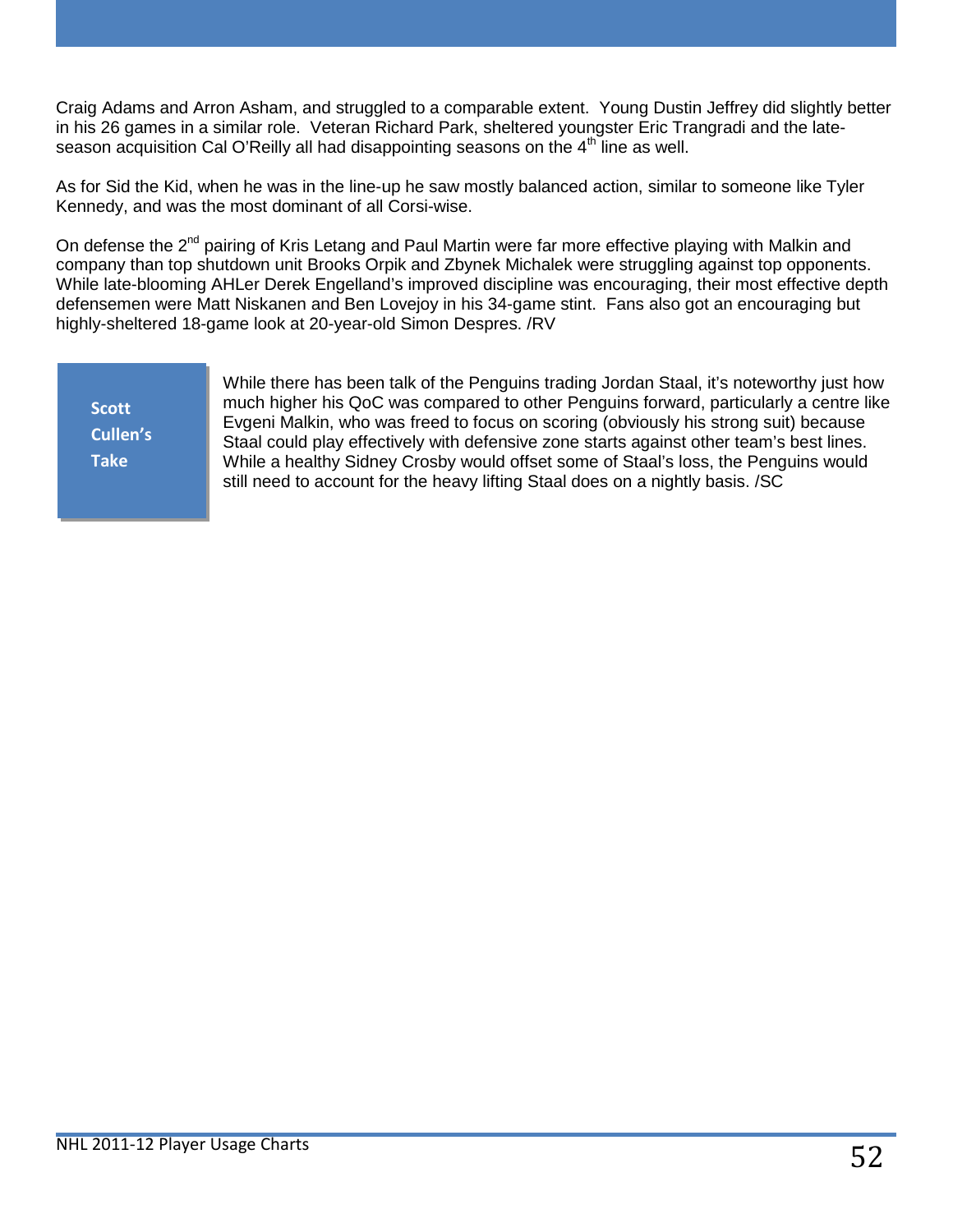Craig Adams and Arron Asham, and struggled to a comparable extent. Young Dustin Jeffrey did slightly better in his 26 games in a similar role. Veteran Richard Park, sheltered youngster Eric Trangradi and the late-season acquisition Cal O'Reilly all had disappointing seasons on the 4th line as well.

As for Sid the Kid, when he was in the line-up he saw mostly balanced action, similar to someone like Tyler Kennedy, and was the most dominant of all Corsi-wise.

On defense the 2nd pairing of Kris Letang and Paul Martin were far more effective playing with Malkin and company than top shutdown unit Brooks Orpik and Zbynek Michalek were struggling against top opponents. While late-blooming AHLer Derek Engelland's improved discipline was encouraging, their most effective depth defensemen were Matt Niskanen and Ben Lovejoy in his 34-game stint. Fans also got an encouraging but highly-sheltered 18-game look at 20-year-old Simon Despres. /RV

**Scott Cullen's Take**

While there has been talk of the Penguins trading Jordan Staal, it's noteworthy just how much higher his QoC was compared to other Penguins forward, particularly a centre like Evgeni Malkin, who was freed to focus on scoring (obviously his strong suit) because Staal could play effectively with defensive zone starts against other team's best lines. While a healthy Sidney Crosby would offset some of Staal's loss, the Penguins would still need to account for the heavy lifting Staal does on a nightly basis. /SC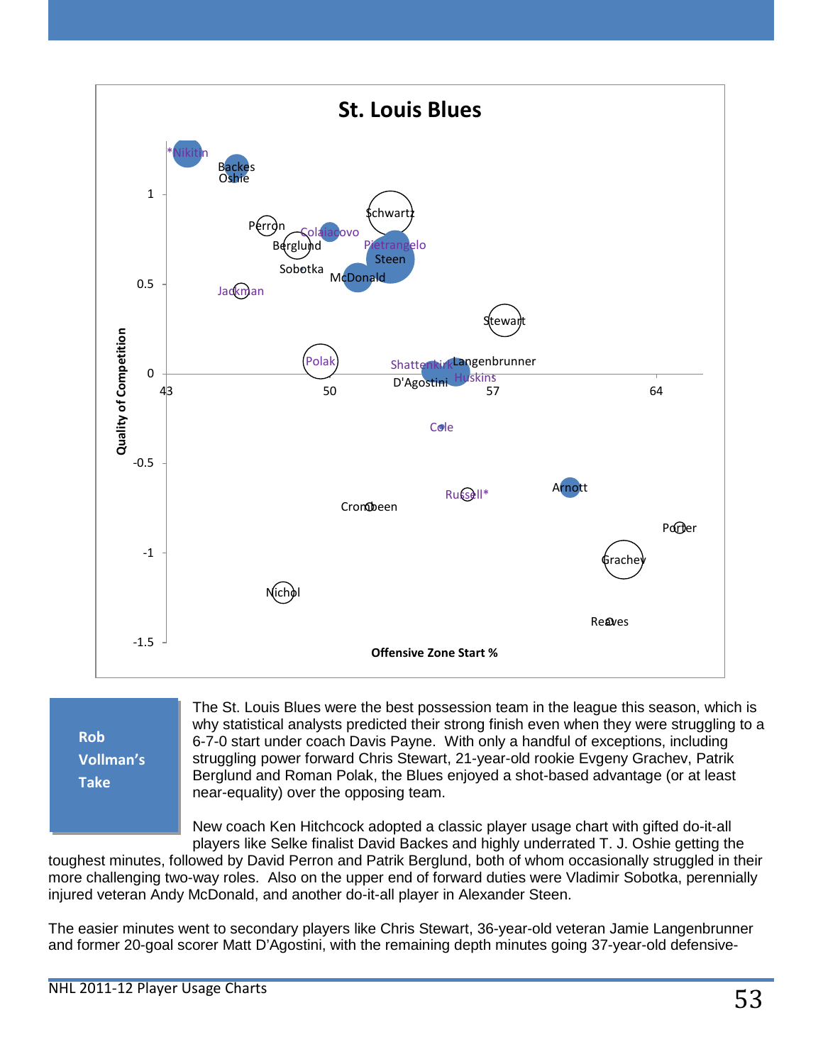# St. Louis Blues

*Nikitin
Backes
Oshie
Schwartz
Perron
Colaiacovo
Berglund
Pietrangelo
Steen
Sobotka
McDonald
Jackman
Stewart
Polak
Shattenkirk
Langenbrunner
Huskins
D'Agostini
Cole
Arnott
Russell*
Crombeen
Porter
Grachev
Nichol
Reaves

Quality of Competition: 1, 0.5, 0, -0.5, -1, -1.5

Offensive Zone Start %: 43, 50, 57, 64

**Rob Vollman's Take**

The St. Louis Blues were the best possession team in the league this season, which is why statistical analysts predicted their strong finish even when they were struggling to a 6-7-0 start under coach Davis Payne. With only a handful of exceptions, including struggling power forward Chris Stewart, 21-year-old rookie Evgeny Grachev, Patrik Berglund and Roman Polak, the Blues enjoyed a shot-based advantage (or at least near-equality) over the opposing team.

New coach Ken Hitchcock adopted a classic player usage chart with gifted do-it-all players like Selke finalist David Backes and highly underrated T. J. Oshie getting the toughest minutes, followed by David Perron and Patrik Berglund, both of whom occasionally struggled in their more challenging two-way roles. Also on the upper end of forward duties were Vladimir Sobotka, perennially injured veteran Andy McDonald, and another do-it-all player in Alexander Steen.

The easier minutes went to secondary players like Chris Stewart, 36-year-old veteran Jamie Langenbrunner and former 20-goal scorer Matt D'Agostini, with the remaining depth minutes going 37-year-old defensive-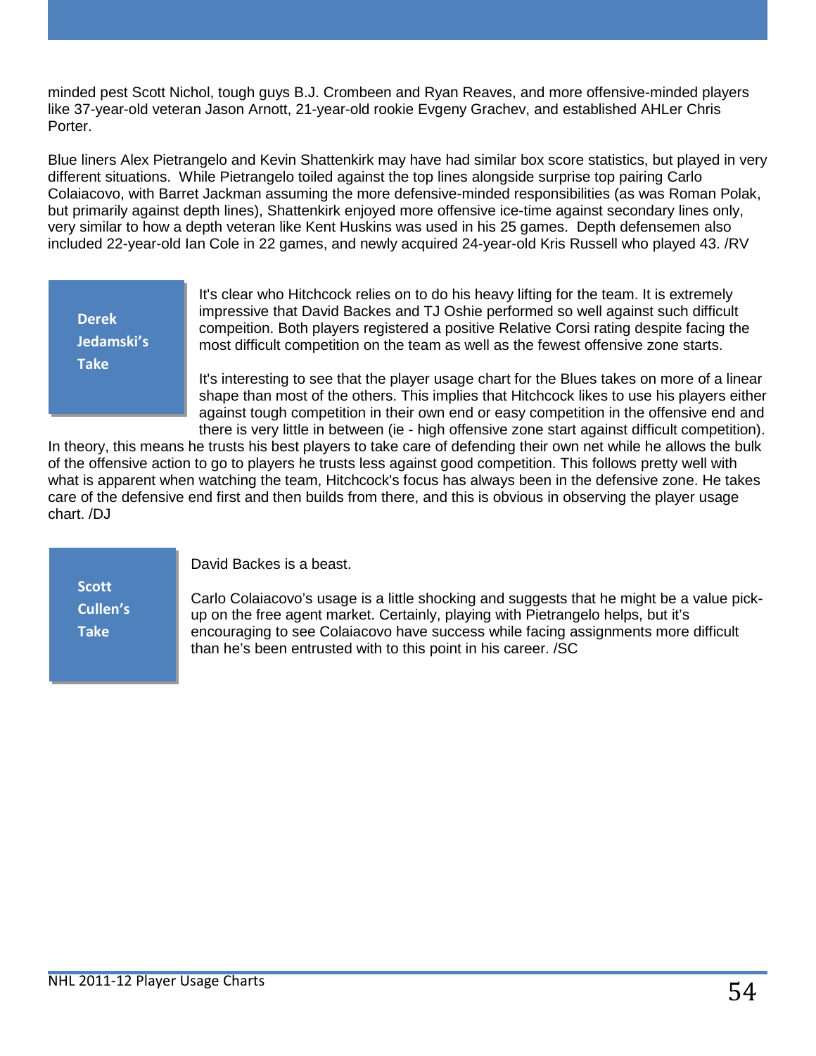minded pest Scott Nichol, tough guys B.J. Crombeen and Ryan Reaves, and more offensive-minded players like 37-year-old veteran Jason Arnott, 21-year-old rookie Evgeny Grachev, and established AHLer Chris Porter.

Blue liners Alex Pietrangelo and Kevin Shattenkirk may have had similar box score statistics, but played in very different situations. While Pietrangelo toiled against the top lines alongside surprise top pairing Carlo Colaiacovo, with Barret Jackman assuming the more defensive-minded responsibilities (as was Roman Polak, but primarily against depth lines), Shattenkirk enjoyed more offensive ice-time against secondary lines only, very similar to how a depth veteran like Kent Huskins was used in his 25 games. Depth defensemen also included 22-year-old Ian Cole in 22 games, and newly acquired 24-year-old Kris Russell who played 43. /RV

**Derek Jedamski's Take**

It's clear who Hitchcock relies on to do his heavy lifting for the team. It is extremely impressive that David Backes and TJ Oshie performed so well against such difficult compeition. Both players registered a positive Relative Corsi rating despite facing the most difficult competition on the team as well as the fewest offensive zone starts.

It's interesting to see that the player usage chart for the Blues takes on more of a linear shape than most of the others. This implies that Hitchcock likes to use his players either against tough competition in their own end or easy competition in the offensive end and there is very little in between (ie - high offensive zone start against difficult competition). In theory, this means he trusts his best players to take care of defending their own net while he allows the bulk of the offensive action to go to players he trusts less against good competition. This follows pretty well with what is apparent when watching the team, Hitchcock's focus has always been in the defensive zone. He takes care of the defensive end first and then builds from there, and this is obvious in observing the player usage chart. /DJ

**Scott Cullen's Take**

David Backes is a beast.

Carlo Colaiacovo's usage is a little shocking and suggests that he might be a value pick-up on the free agent market. Certainly, playing with Pietrangelo helps, but it's encouraging to see Colaiacovo have success while facing assignments more difficult than he's been entrusted with to this point in his career. /SC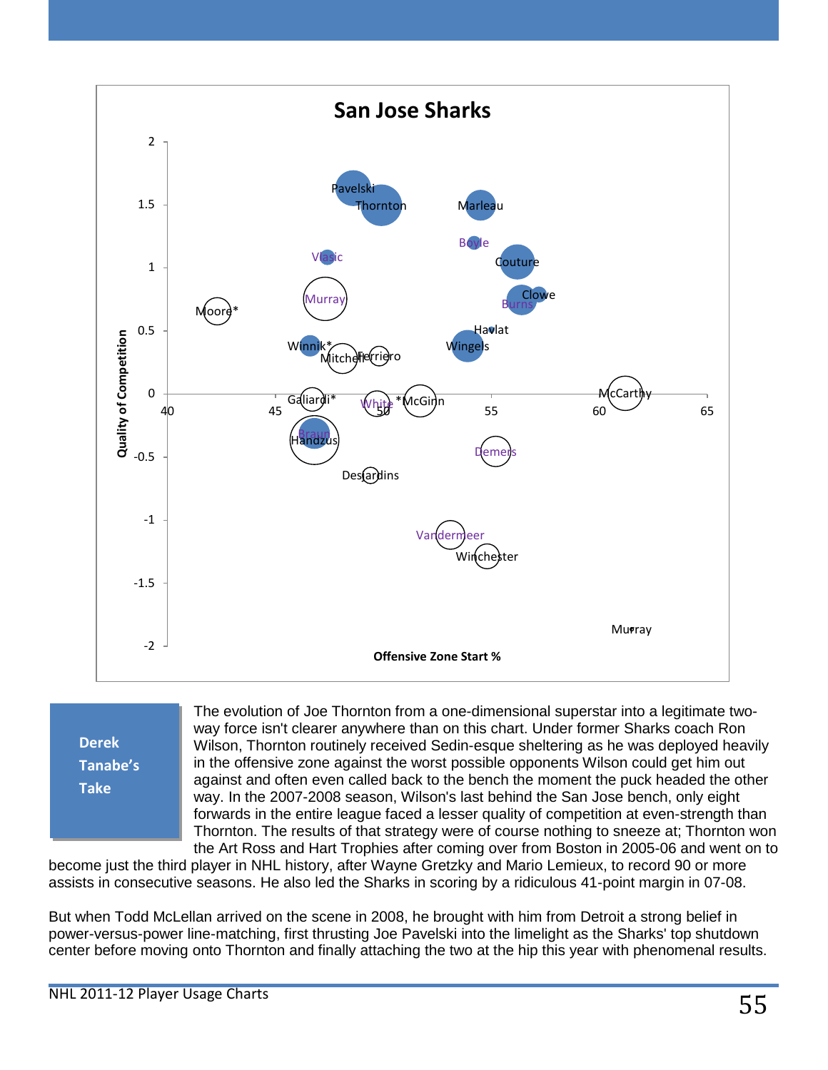## San Jose Sharks

**Derek Tanabe's Take**

The evolution of Joe Thornton from a one-dimensional superstar into a legitimate two-way force isn't clearer anywhere than on this chart. Under former Sharks coach Ron Wilson, Thornton routinely received Sedin-esque sheltering as he was deployed heavily in the offensive zone against the worst possible opponents Wilson could get him out against and often even called back to the bench the moment the puck headed the other way. In the 2007-2008 season, Wilson's last behind the San Jose bench, only eight forwards in the entire league faced a lesser quality of competition at even-strength than Thornton. The results of that strategy were of course nothing to sneeze at; Thornton won the Art Ross and Hart Trophies after coming over from Boston in 2005-06 and went on to become just the third player in NHL history, after Wayne Gretzky and Mario Lemieux, to record 90 or more assists in consecutive seasons. He also led the Sharks in scoring by a ridiculous 41-point margin in 07-08.

But when Todd McLellan arrived on the scene in 2008, he brought with him from Detroit a strong belief in power-versus-power line-matching, first thrusting Joe Pavelski into the limelight as the Sharks' top shutdown center before moving onto Thornton and finally attaching the two at the hip this year with phenomenal results.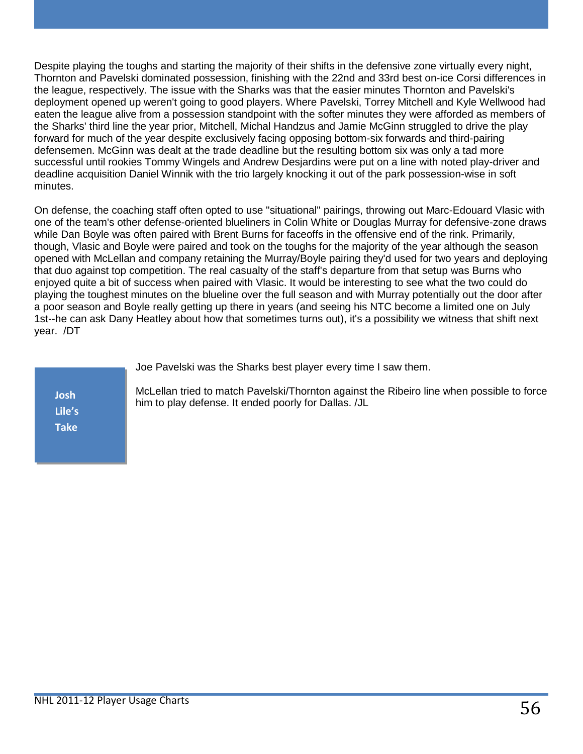Despite playing the toughs and starting the majority of their shifts in the defensive zone virtually every night, Thornton and Pavelski dominated possession, finishing with the 22nd and 33rd best on-ice Corsi differences in the league, respectively. The issue with the Sharks was that the easier minutes Thornton and Pavelski's deployment opened up weren't going to good players. Where Pavelski, Torrey Mitchell and Kyle Wellwood had eaten the league alive from a possession standpoint with the softer minutes they were afforded as members of the Sharks' third line the year prior, Mitchell, Michal Handzus and Jamie McGinn struggled to drive the play forward for much of the year despite exclusively facing opposing bottom-six forwards and third-pairing defensemen. McGinn was dealt at the trade deadline but the resulting bottom six was only a tad more successful until rookies Tommy Wingels and Andrew Desjardins were put on a line with noted play-driver and deadline acquisition Daniel Winnik with the trio largely knocking it out of the park possession-wise in soft minutes.

On defense, the coaching staff often opted to use "situational" pairings, throwing out Marc-Edouard Vlasic with one of the team's other defense-oriented blueliners in Colin White or Douglas Murray for defensive-zone draws while Dan Boyle was often paired with Brent Burns for faceoffs in the offensive end of the rink. Primarily, though, Vlasic and Boyle were paired and took on the toughs for the majority of the year although the season opened with McLellan and company retaining the Murray/Boyle pairing they'd used for two years and deploying that duo against top competition. The real casualty of the staff's departure from that setup was Burns who enjoyed quite a bit of success when paired with Vlasic. It would be interesting to see what the two could do playing the toughest minutes on the blueline over the full season and with Murray potentially out the door after a poor season and Boyle really getting up there in years (and seeing his NTC become a limited one on July 1st--he can ask Dany Heatley about how that sometimes turns out), it's a possibility we witness that shift next year. /DT

**Josh Lile's Take**

Joe Pavelski was the Sharks best player every time I saw them.

McLellan tried to match Pavelski/Thornton against the Ribeiro line when possible to force him to play defense. It ended poorly for Dallas. /JL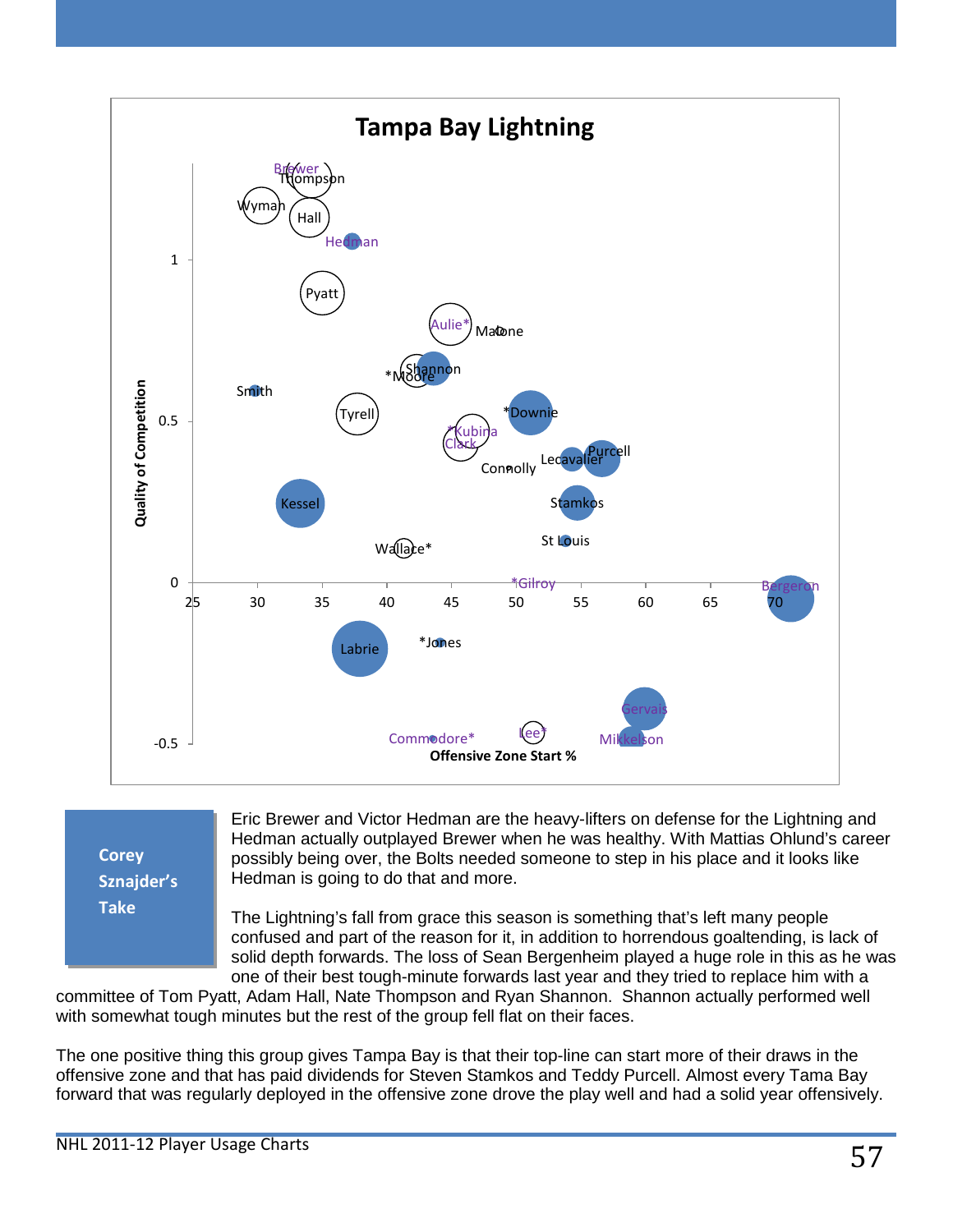## Tampa Bay Lightning

Quality of Competition vs. Offensive Zone Start %

Brewer, Thompson, Wyman, Hall, Hedman, Pyatt, Aulie*, Malone, *Moore, Shannon, Smith, Tyrell, *Downie, *Kubina, Clark, Lecavalier, Purcell, Connolly, Kessel, Stamkos, St Louis, Wallace*, *Gilroy, Bergeron, Labrie, *Jones, Gervais, Commodore*, Lee*, Mikkelson

**Corey Sznajder's Take**

Eric Brewer and Victor Hedman are the heavy-lifters on defense for the Lightning and Hedman actually outplayed Brewer when he was healthy. With Mattias Ohlund's career possibly being over, the Bolts needed someone to step in his place and it looks like Hedman is going to do that and more.

The Lightning's fall from grace this season is something that's left many people confused and part of the reason for it, in addition to horrendous goaltending, is lack of solid depth forwards. The loss of Sean Bergenheim played a huge role in this as he was one of their best tough-minute forwards last year and they tried to replace him with a committee of Tom Pyatt, Adam Hall, Nate Thompson and Ryan Shannon. Shannon actually performed well with somewhat tough minutes but the rest of the group fell flat on their faces.

The one positive thing this group gives Tampa Bay is that their top-line can start more of their draws in the offensive zone and that has paid dividends for Steven Stamkos and Teddy Purcell. Almost every Tama Bay forward that was regularly deployed in the offensive zone drove the play well and had a solid year offensively.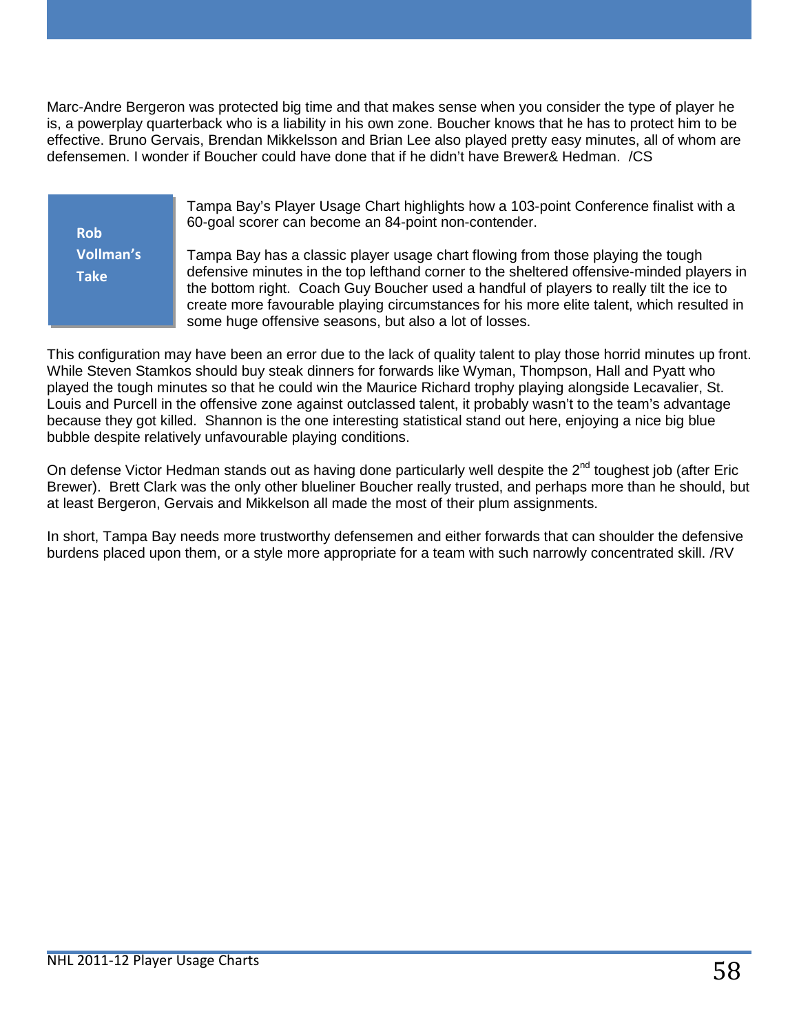Marc-Andre Bergeron was protected big time and that makes sense when you consider the type of player he is, a powerplay quarterback who is a liability in his own zone. Boucher knows that he has to protect him to be effective. Bruno Gervais, Brendan Mikkelsson and Brian Lee also played pretty easy minutes, all of whom are defensemen. I wonder if Boucher could have done that if he didn't have Brewer& Hedman. /CS

**Rob Vollman's Take**

Tampa Bay's Player Usage Chart highlights how a 103-point Conference finalist with a 60-goal scorer can become an 84-point non-contender.

Tampa Bay has a classic player usage chart flowing from those playing the tough defensive minutes in the top lefthand corner to the sheltered offensive-minded players in the bottom right. Coach Guy Boucher used a handful of players to really tilt the ice to create more favourable playing circumstances for his more elite talent, which resulted in some huge offensive seasons, but also a lot of losses.

This configuration may have been an error due to the lack of quality talent to play those horrid minutes up front. While Steven Stamkos should buy steak dinners for forwards like Wyman, Thompson, Hall and Pyatt who played the tough minutes so that he could win the Maurice Richard trophy playing alongside Lecavalier, St. Louis and Purcell in the offensive zone against outclassed talent, it probably wasn't to the team's advantage because they got killed. Shannon is the one interesting statistical stand out here, enjoying a nice big blue bubble despite relatively unfavourable playing conditions.

On defense Victor Hedman stands out as having done particularly well despite the 2nd toughest job (after Eric Brewer). Brett Clark was the only other blueliner Boucher really trusted, and perhaps more than he should, but at least Bergeron, Gervais and Mikkelson all made the most of their plum assignments.

In short, Tampa Bay needs more trustworthy defensemen and either forwards that can shoulder the defensive burdens placed upon them, or a style more appropriate for a team with such narrowly concentrated skill. /RV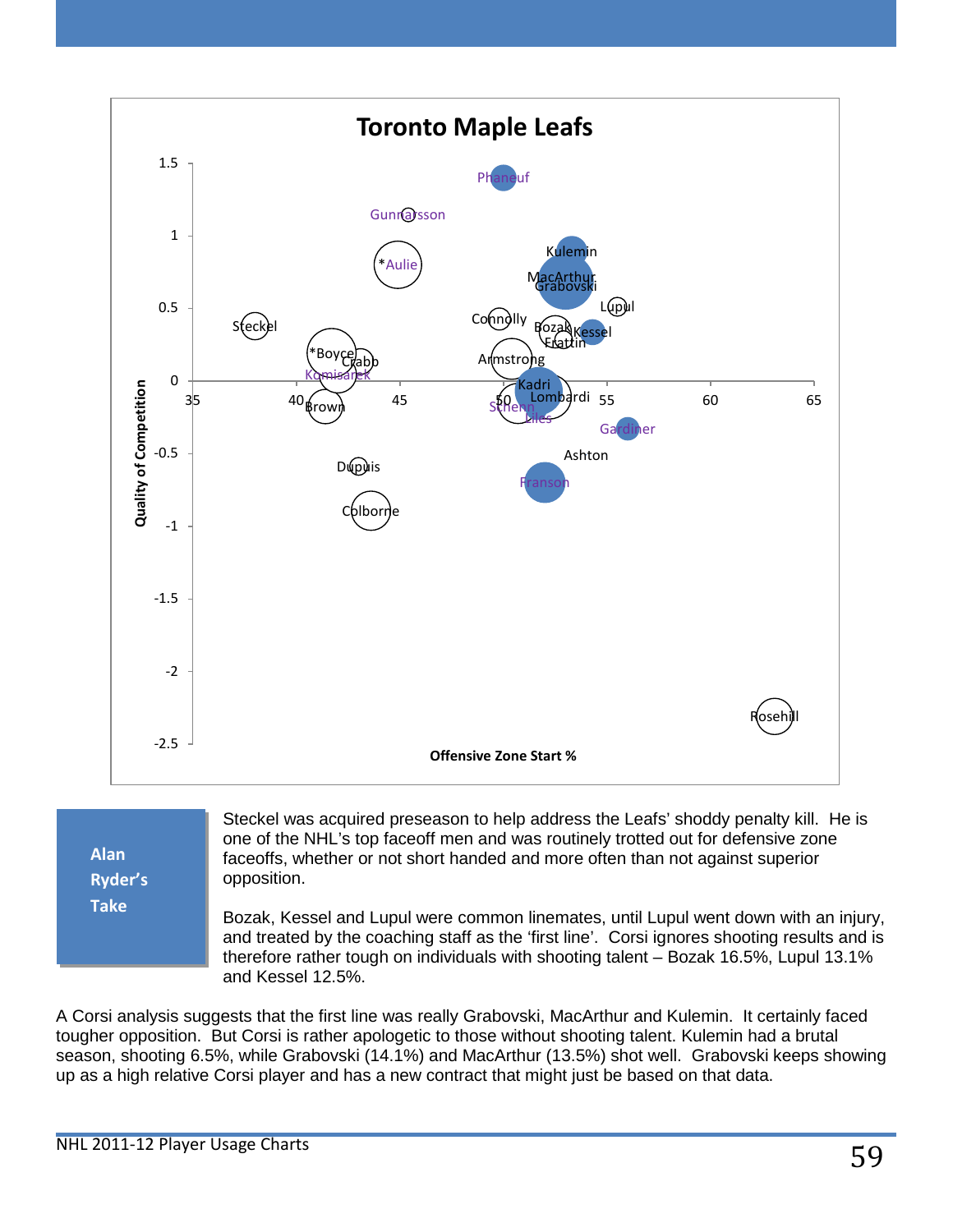## Toronto Maple Leafs

| Player | Offensive Zone Start % (approx.) | Quality of Competition (approx.) |
|---|---|---|
| Phaneuf | | |
| Gunnarsson | | |
| *Aulie | | |
| Kulemin | | |
| MacArthur | | |
| Grabovski | | |
| Lupul | | |
| Steckel | | |
| Connolly | | |
| Bozak | | |
| Kessel | | |
| Frattin | | |
| *Boyce | | |
| Crabb | | |
| Komisarek | | |
| Armstrong | | |
| Kadri | | |
| Lombardi | | |
| Brown | | |
| Schenn | | |
| Liles | | |
| Gardiner | | |
| Ashton | | |
| Dupuis | | |
| Franson | | |
| Colborne | | |
| Rosehill | | |

Quality of Competition (y-axis: -2.5 to 1.5) vs. Offensive Zone Start % (x-axis: 35 to 65)

**Alan Ryder's Take**

Steckel was acquired preseason to help address the Leafs' shoddy penalty kill. He is one of the NHL's top faceoff men and was routinely trotted out for defensive zone faceoffs, whether or not short handed and more often than not against superior opposition.

Bozak, Kessel and Lupul were common linemates, until Lupul went down with an injury, and treated by the coaching staff as the 'first line'. Corsi ignores shooting results and is therefore rather tough on individuals with shooting talent – Bozak 16.5%, Lupul 13.1% and Kessel 12.5%.

A Corsi analysis suggests that the first line was really Grabovski, MacArthur and Kulemin. It certainly faced tougher opposition. But Corsi is rather apologetic to those without shooting talent. Kulemin had a brutal season, shooting 6.5%, while Grabovski (14.1%) and MacArthur (13.5%) shot well. Grabovski keeps showing up as a high relative Corsi player and has a new contract that might just be based on that data.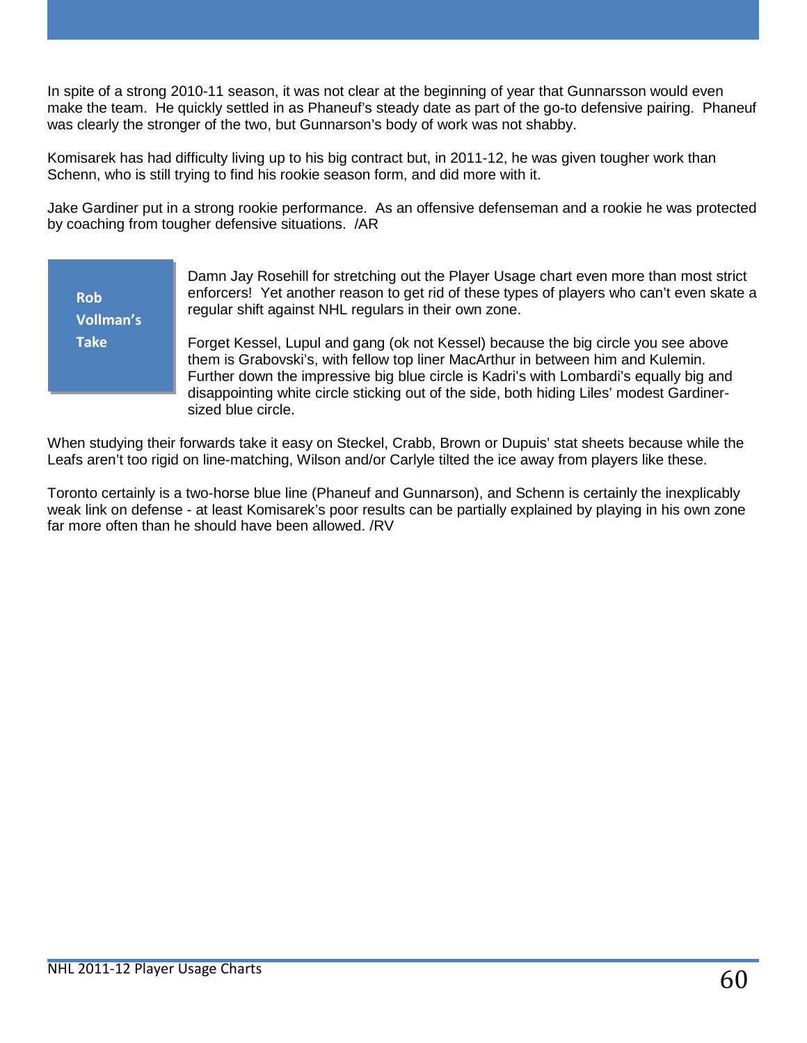In spite of a strong 2010-11 season, it was not clear at the beginning of year that Gunnarsson would even make the team.  He quickly settled in as Phaneuf's steady date as part of the go-to defensive pairing.  Phaneuf was clearly the stronger of the two, but Gunnarson's body of work was not shabby.

Komisarek has had difficulty living up to his big contract but, in 2011-12, he was given tougher work than Schenn, who is still trying to find his rookie season form, and did more with it.

Jake Gardiner put in a strong rookie performance.  As an offensive defenseman and a rookie he was protected by coaching from tougher defensive situations.  /AR

**Rob Vollman's Take**

Damn Jay Rosehill for stretching out the Player Usage chart even more than most strict enforcers!  Yet another reason to get rid of these types of players who can't even skate a regular shift against NHL regulars in their own zone.

Forget Kessel, Lupul and gang (ok not Kessel) because the big circle you see above them is Grabovski's, with fellow top liner MacArthur in between him and Kulemin. Further down the impressive big blue circle is Kadri's with Lombardi's equally big and disappointing white circle sticking out of the side, both hiding Liles' modest Gardiner-sized blue circle.

When studying their forwards take it easy on Steckel, Crabb, Brown or Dupuis' stat sheets because while the Leafs aren't too rigid on line-matching, Wilson and/or Carlyle tilted the ice away from players like these.

Toronto certainly is a two-horse blue line (Phaneuf and Gunnarson), and Schenn is certainly the inexplicably weak link on defense - at least Komisarek's poor results can be partially explained by playing in his own zone far more often than he should have been allowed. /RV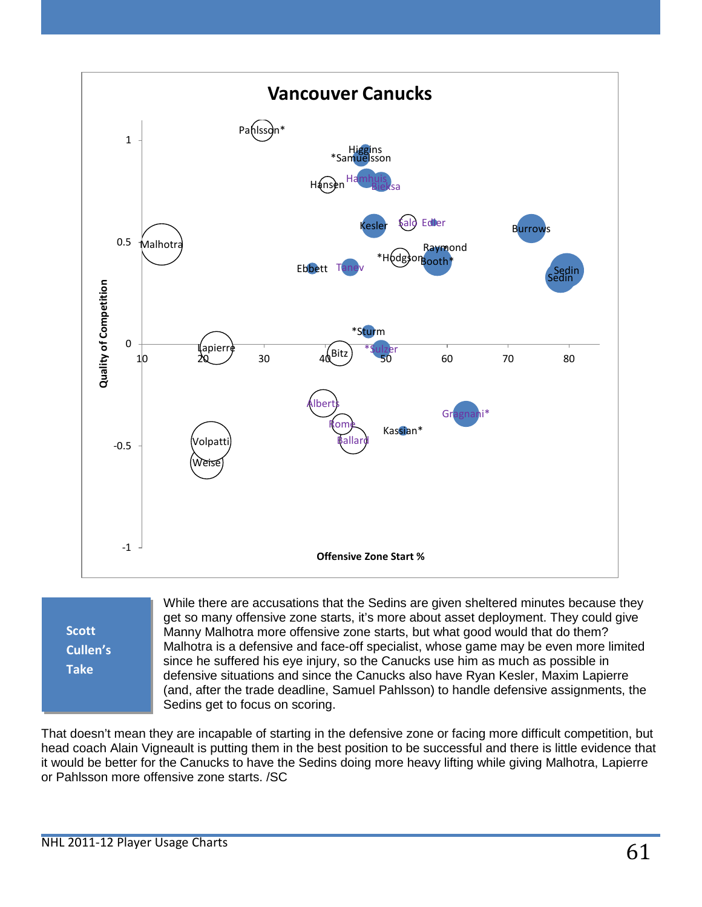# Vancouver Canucks

Quality of Competition

Offensive Zone Start %

Pahlsson*, Higgins, *Samuelsson, Hansen, Hamhuis, Bieksa, Kesler, Salo, Ehrhoff, Burrows, Malhotra, Raymond, *Hodgson, Booth*, Ebbett, Tanev, Sedin, Sedin, *Sturm, Lapierre, Bitz, *Sulzer, Alberts, Gragnani*, Rome, Kassian*, Ballard, Volpatti, Weise

**Scott Cullen's Take**

While there are accusations that the Sedins are given sheltered minutes because they get so many offensive zone starts, it's more about asset deployment. They could give Manny Malhotra more offensive zone starts, but what good would that do them? Malhotra is a defensive and face-off specialist, whose game may be even more limited since he suffered his eye injury, so the Canucks use him as much as possible in defensive situations and since the Canucks also have Ryan Kesler, Maxim Lapierre (and, after the trade deadline, Samuel Pahlsson) to handle defensive assignments, the Sedins get to focus on scoring.

That doesn't mean they are incapable of starting in the defensive zone or facing more difficult competition, but head coach Alain Vigneault is putting them in the best position to be successful and there is little evidence that it would be better for the Canucks to have the Sedins doing more heavy lifting while giving Malhotra, Lapierre or Pahlsson more offensive zone starts. /SC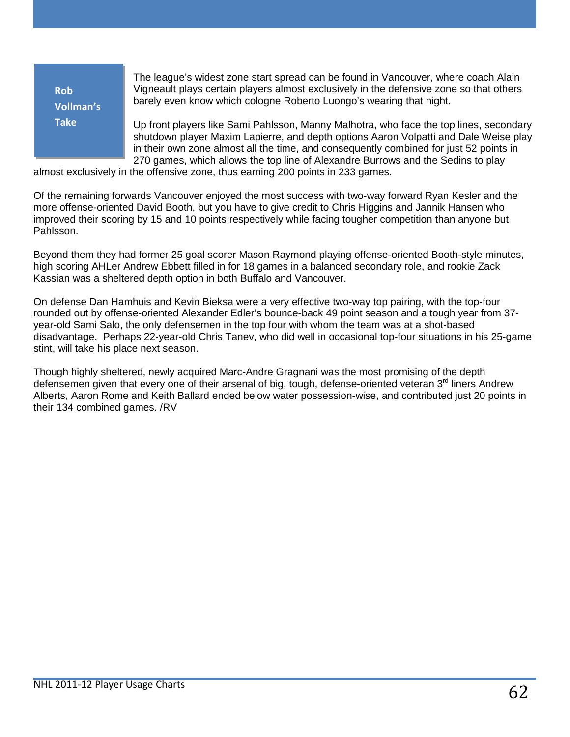**Rob Vollman's Take**

The league's widest zone start spread can be found in Vancouver, where coach Alain Vigneault plays certain players almost exclusively in the defensive zone so that others barely even know which cologne Roberto Luongo's wearing that night.

Up front players like Sami Pahlsson, Manny Malhotra, who face the top lines, secondary shutdown player Maxim Lapierre, and depth options Aaron Volpatti and Dale Weise play in their own zone almost all the time, and consequently combined for just 52 points in 270 games, which allows the top line of Alexandre Burrows and the Sedins to play almost exclusively in the offensive zone, thus earning 200 points in 233 games.

Of the remaining forwards Vancouver enjoyed the most success with two-way forward Ryan Kesler and the more offense-oriented David Booth, but you have to give credit to Chris Higgins and Jannik Hansen who improved their scoring by 15 and 10 points respectively while facing tougher competition than anyone but Pahlsson.

Beyond them they had former 25 goal scorer Mason Raymond playing offense-oriented Booth-style minutes, high scoring AHLer Andrew Ebbett filled in for 18 games in a balanced secondary role, and rookie Zack Kassian was a sheltered depth option in both Buffalo and Vancouver.

On defense Dan Hamhuis and Kevin Bieksa were a very effective two-way top pairing, with the top-four rounded out by offense-oriented Alexander Edler's bounce-back 49 point season and a tough year from 37-year-old Sami Salo, the only defensemen in the top four with whom the team was at a shot-based disadvantage. Perhaps 22-year-old Chris Tanev, who did well in occasional top-four situations in his 25-game stint, will take his place next season.

Though highly sheltered, newly acquired Marc-Andre Gragnani was the most promising of the depth defensemen given that every one of their arsenal of big, tough, defense-oriented veteran 3rd liners Andrew Alberts, Aaron Rome and Keith Ballard ended below water possession-wise, and contributed just 20 points in their 134 combined games. /RV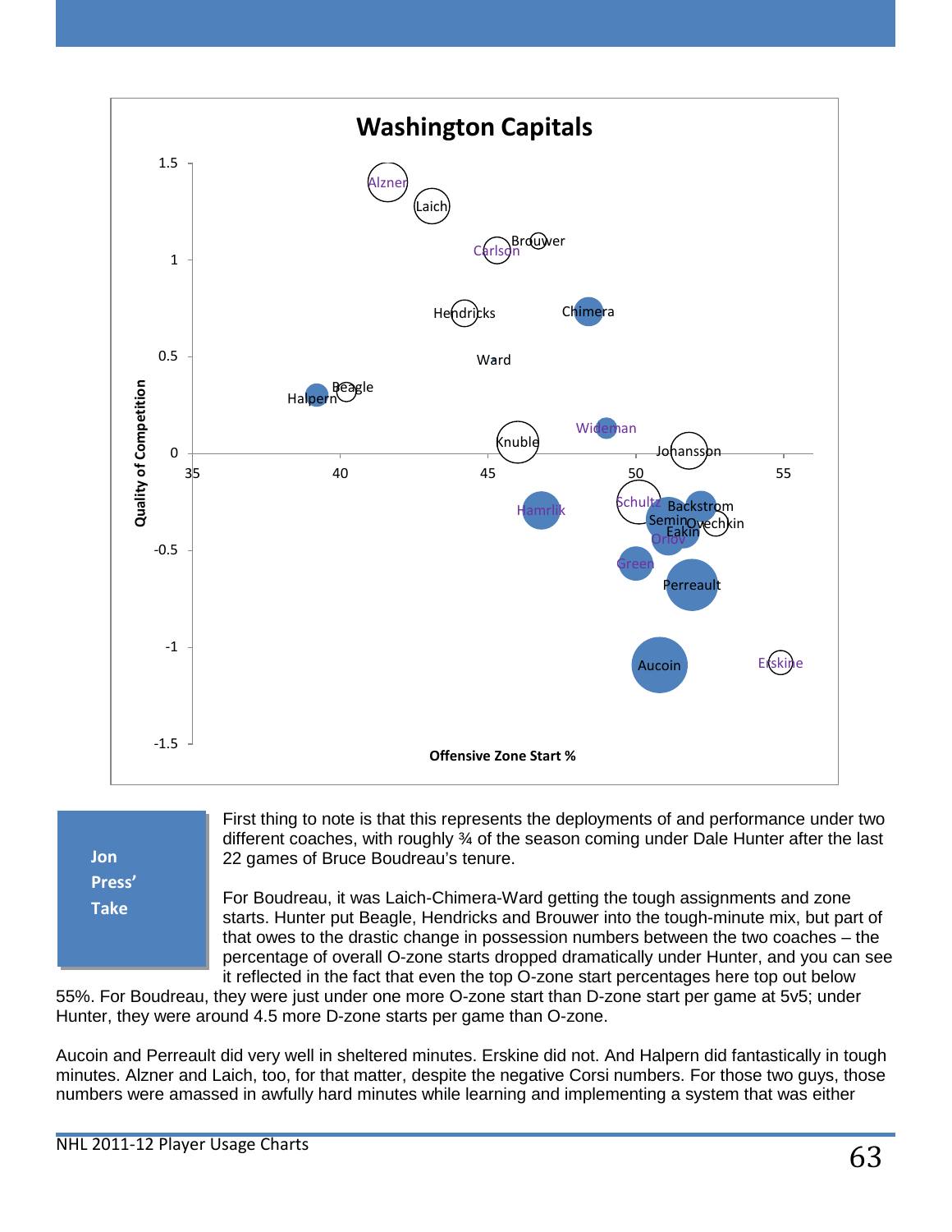## Washington Capitals

**Jon Press' Take**

First thing to note is that this represents the deployments of and performance under two different coaches, with roughly ¾ of the season coming under Dale Hunter after the last 22 games of Bruce Boudreau's tenure.

For Boudreau, it was Laich-Chimera-Ward getting the tough assignments and zone starts. Hunter put Beagle, Hendricks and Brouwer into the tough-minute mix, but part of that owes to the drastic change in possession numbers between the two coaches – the percentage of overall O-zone starts dropped dramatically under Hunter, and you can see it reflected in the fact that even the top O-zone start percentages here top out below 55%. For Boudreau, they were just under one more O-zone start than D-zone start per game at 5v5; under Hunter, they were around 4.5 more D-zone starts per game than O-zone.

Aucoin and Perreault did very well in sheltered minutes. Erskine did not. And Halpern did fantastically in tough minutes. Alzner and Laich, too, for that matter, despite the negative Corsi numbers. For those two guys, those numbers were amassed in awfully hard minutes while learning and implementing a system that was either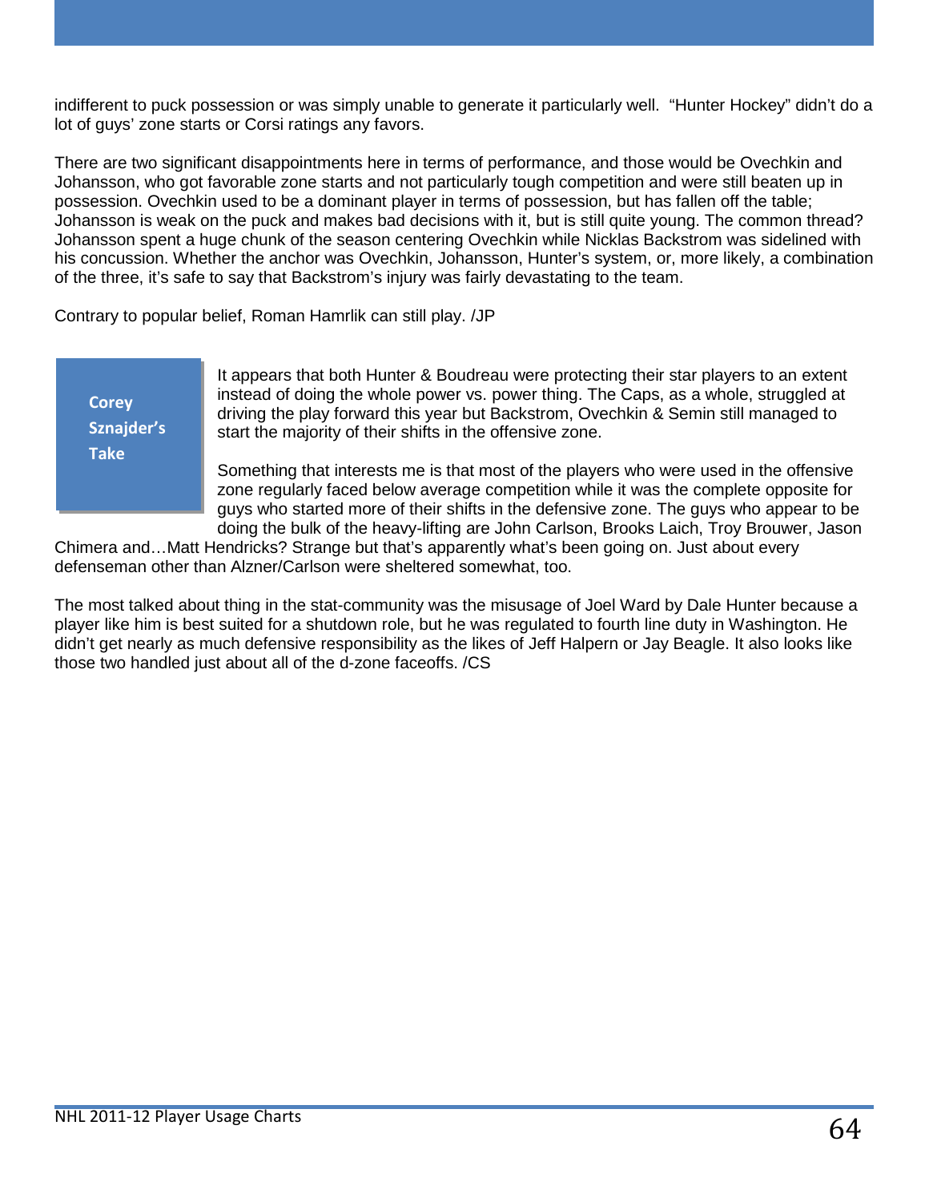indifferent to puck possession or was simply unable to generate it particularly well. "Hunter Hockey" didn't do a lot of guys' zone starts or Corsi ratings any favors.

There are two significant disappointments here in terms of performance, and those would be Ovechkin and Johansson, who got favorable zone starts and not particularly tough competition and were still beaten up in possession. Ovechkin used to be a dominant player in terms of possession, but has fallen off the table; Johansson is weak on the puck and makes bad decisions with it, but is still quite young. The common thread? Johansson spent a huge chunk of the season centering Ovechkin while Nicklas Backstrom was sidelined with his concussion. Whether the anchor was Ovechkin, Johansson, Hunter's system, or, more likely, a combination of the three, it's safe to say that Backstrom's injury was fairly devastating to the team.

Contrary to popular belief, Roman Hamrlik can still play. /JP

**Corey Sznajder's Take**

It appears that both Hunter & Boudreau were protecting their star players to an extent instead of doing the whole power vs. power thing. The Caps, as a whole, struggled at driving the play forward this year but Backstrom, Ovechkin & Semin still managed to start the majority of their shifts in the offensive zone.

Something that interests me is that most of the players who were used in the offensive zone regularly faced below average competition while it was the complete opposite for guys who started more of their shifts in the defensive zone. The guys who appear to be doing the bulk of the heavy-lifting are John Carlson, Brooks Laich, Troy Brouwer, Jason Chimera and…Matt Hendricks? Strange but that's apparently what's been going on. Just about every defenseman other than Alzner/Carlson were sheltered somewhat, too.

The most talked about thing in the stat-community was the misusage of Joel Ward by Dale Hunter because a player like him is best suited for a shutdown role, but he was regulated to fourth line duty in Washington. He didn't get nearly as much defensive responsibility as the likes of Jeff Halpern or Jay Beagle. It also looks like those two handled just about all of the d-zone faceoffs. /CS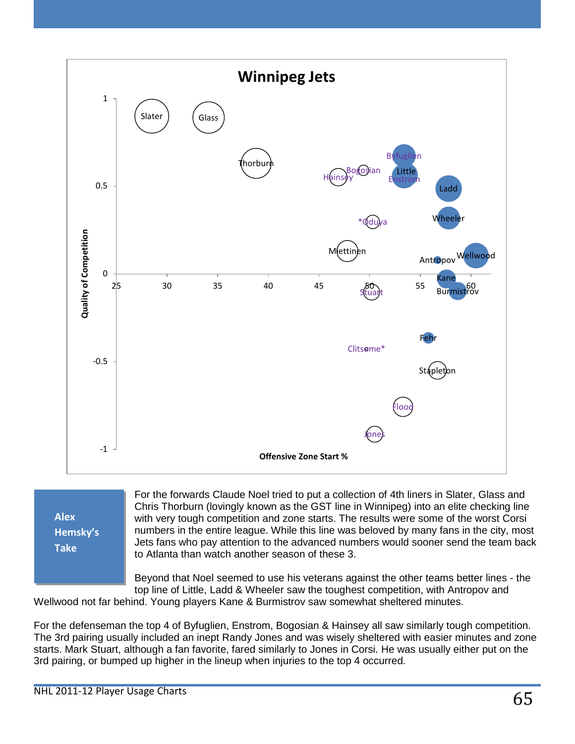# Winnipeg Jets

**Alex Hemsky's Take**

For the forwards Claude Noel tried to put a collection of 4th liners in Slater, Glass and Chris Thorburn (lovingly known as the GST line in Winnipeg) into an elite checking line with very tough competition and zone starts. The results were some of the worst Corsi numbers in the entire league. While this line was beloved by many fans in the city, most Jets fans who pay attention to the advanced numbers would sooner send the team back to Atlanta than watch another season of these 3.

Beyond that Noel seemed to use his veterans against the other teams better lines - the top line of Little, Ladd & Wheeler saw the toughest competition, with Antropov and Wellwood not far behind. Young players Kane & Burmistrov saw somewhat sheltered minutes.

For the defenseman the top 4 of Byfuglien, Enstrom, Bogosian & Hainsey all saw similarly tough competition. The 3rd pairing usually included an inept Randy Jones and was wisely sheltered with easier minutes and zone starts. Mark Stuart, although a fan favorite, fared similarly to Jones in Corsi. He was usually either put on the 3rd pairing, or bumped up higher in the lineup when injuries to the top 4 occurred.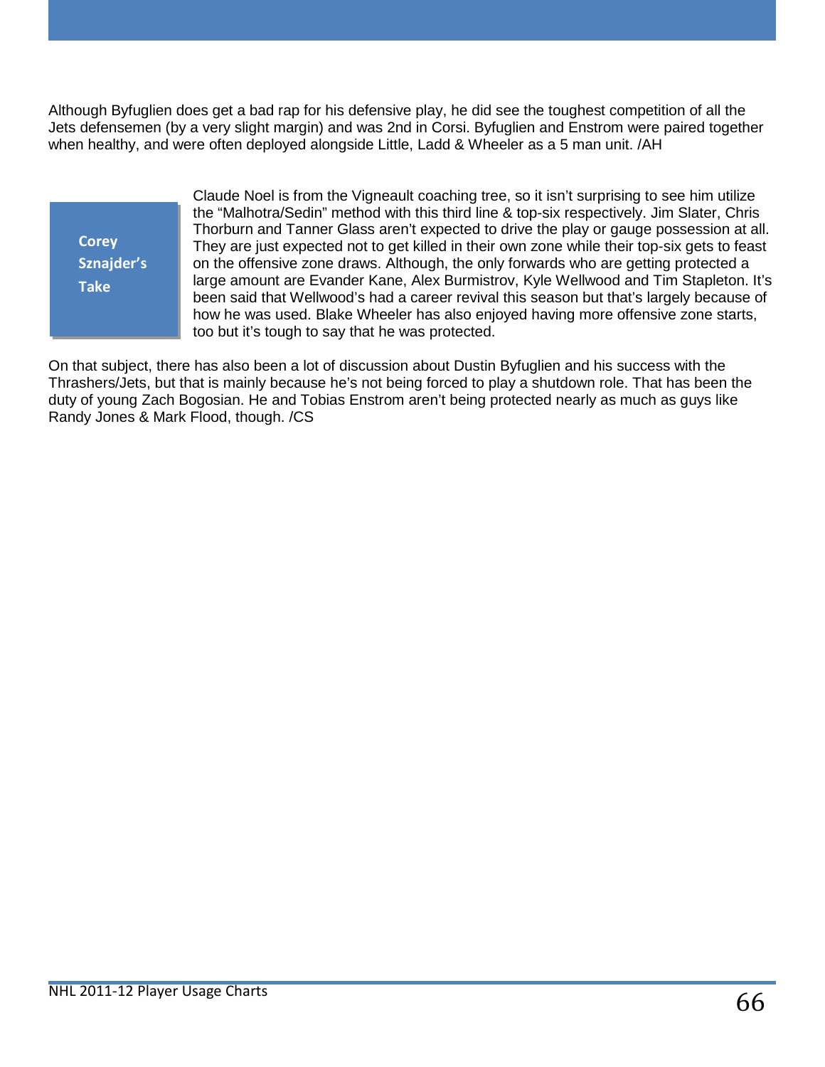Although Byfuglien does get a bad rap for his defensive play, he did see the toughest competition of all the Jets defensemen (by a very slight margin) and was 2nd in Corsi. Byfuglien and Enstrom were paired together when healthy, and were often deployed alongside Little, Ladd & Wheeler as a 5 man unit. /AH

**Corey Sznajder's Take**

Claude Noel is from the Vigneault coaching tree, so it isn't surprising to see him utilize the "Malhotra/Sedin" method with this third line & top-six respectively. Jim Slater, Chris Thorburn and Tanner Glass aren't expected to drive the play or gauge possession at all. They are just expected not to get killed in their own zone while their top-six gets to feast on the offensive zone draws. Although, the only forwards who are getting protected a large amount are Evander Kane, Alex Burmistrov, Kyle Wellwood and Tim Stapleton. It's been said that Wellwood's had a career revival this season but that's largely because of how he was used. Blake Wheeler has also enjoyed having more offensive zone starts, too but it's tough to say that he was protected.

On that subject, there has also been a lot of discussion about Dustin Byfuglien and his success with the Thrashers/Jets, but that is mainly because he's not being forced to play a shutdown role. That has been the duty of young Zach Bogosian. He and Tobias Enstrom aren't being protected nearly as much as guys like Randy Jones & Mark Flood, though. /CS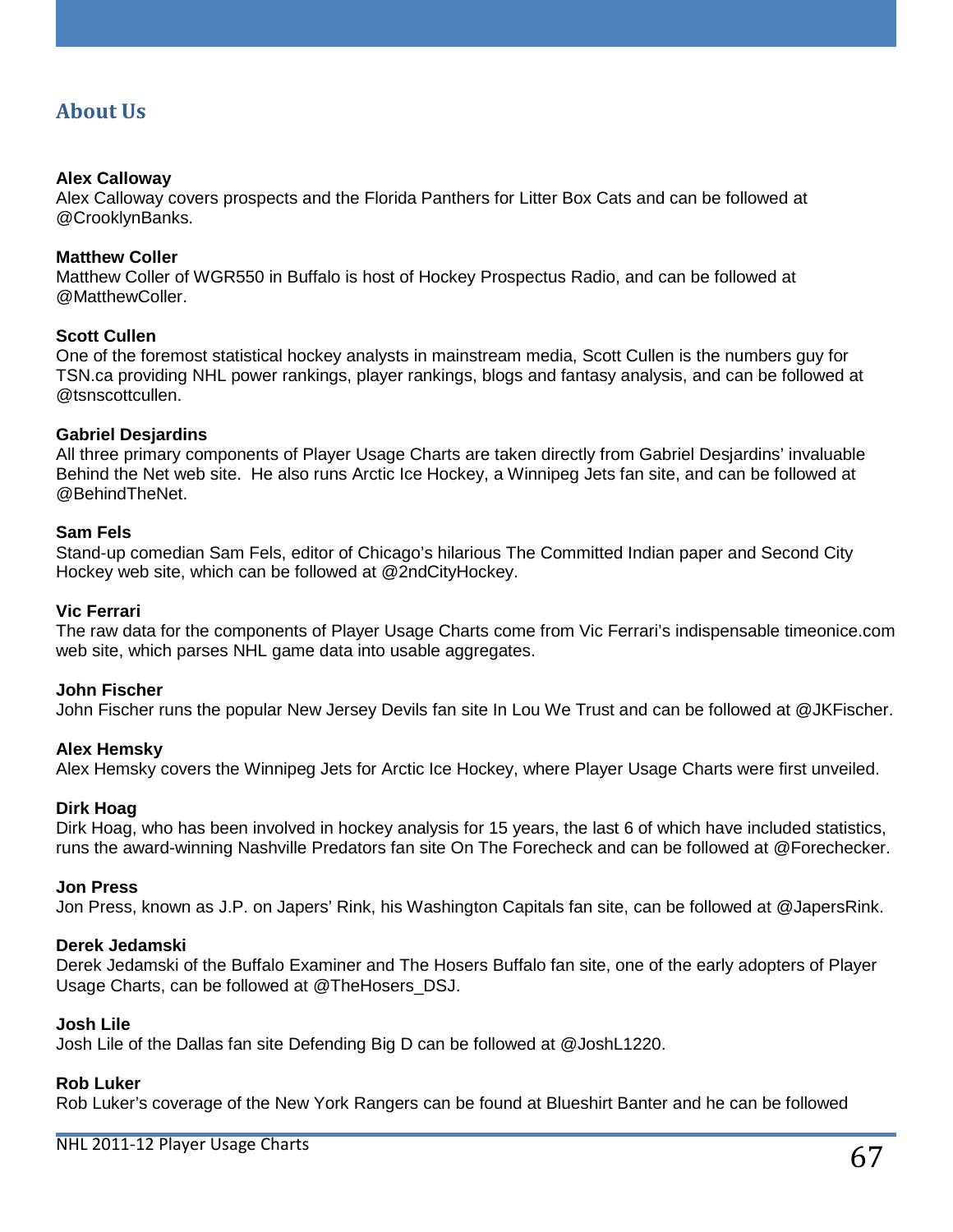## About Us

**Alex Calloway**
Alex Calloway covers prospects and the Florida Panthers for Litter Box Cats and can be followed at @CrooklynBanks.

**Matthew Coller**
Matthew Coller of WGR550 in Buffalo is host of Hockey Prospectus Radio, and can be followed at @MatthewColler.

**Scott Cullen**
One of the foremost statistical hockey analysts in mainstream media, Scott Cullen is the numbers guy for TSN.ca providing NHL power rankings, player rankings, blogs and fantasy analysis, and can be followed at @tsnscottcullen.

**Gabriel Desjardins**
All three primary components of Player Usage Charts are taken directly from Gabriel Desjardins' invaluable Behind the Net web site. He also runs Arctic Ice Hockey, a Winnipeg Jets fan site, and can be followed at @BehindTheNet.

**Sam Fels**
Stand-up comedian Sam Fels, editor of Chicago's hilarious The Committed Indian paper and Second City Hockey web site, which can be followed at @2ndCityHockey.

**Vic Ferrari**
The raw data for the components of Player Usage Charts come from Vic Ferrari's indispensable timeonice.com web site, which parses NHL game data into usable aggregates.

**John Fischer**
John Fischer runs the popular New Jersey Devils fan site In Lou We Trust and can be followed at @JKFischer.

**Alex Hemsky**
Alex Hemsky covers the Winnipeg Jets for Arctic Ice Hockey, where Player Usage Charts were first unveiled.

**Dirk Hoag**
Dirk Hoag, who has been involved in hockey analysis for 15 years, the last 6 of which have included statistics, runs the award-winning Nashville Predators fan site On The Forecheck and can be followed at @Forechecker.

**Jon Press**
Jon Press, known as J.P. on Japers' Rink, his Washington Capitals fan site, can be followed at @JapersRink.

**Derek Jedamski**
Derek Jedamski of the Buffalo Examiner and The Hosers Buffalo fan site, one of the early adopters of Player Usage Charts, can be followed at @TheHosers_DSJ.

**Josh Lile**
Josh Lile of the Dallas fan site Defending Big D can be followed at @JoshL1220.

**Rob Luker**
Rob Luker's coverage of the New York Rangers can be found at Blueshirt Banter and he can be followed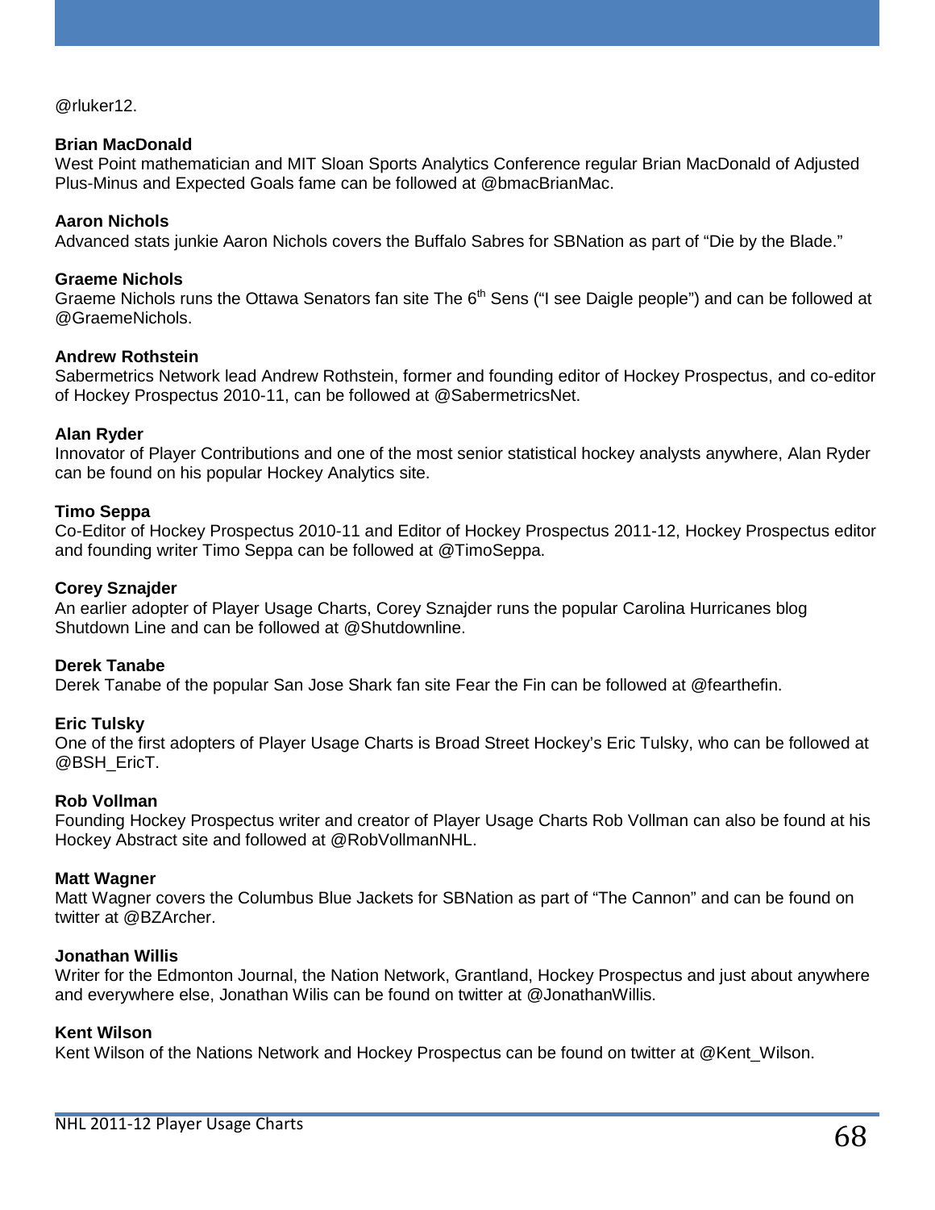@rluker12.

**Brian MacDonald**
West Point mathematician and MIT Sloan Sports Analytics Conference regular Brian MacDonald of Adjusted Plus-Minus and Expected Goals fame can be followed at @bmacBrianMac.

**Aaron Nichols**
Advanced stats junkie Aaron Nichols covers the Buffalo Sabres for SBNation as part of "Die by the Blade."

**Graeme Nichols**
Graeme Nichols runs the Ottawa Senators fan site The 6th Sens ("I see Daigle people") and can be followed at @GraemeNichols.

**Andrew Rothstein**
Sabermetrics Network lead Andrew Rothstein, former and founding editor of Hockey Prospectus, and co-editor of Hockey Prospectus 2010-11, can be followed at @SabermetricsNet.

**Alan Ryder**
Innovator of Player Contributions and one of the most senior statistical hockey analysts anywhere, Alan Ryder can be found on his popular Hockey Analytics site.

**Timo Seppa**
Co-Editor of Hockey Prospectus 2010-11 and Editor of Hockey Prospectus 2011-12, Hockey Prospectus editor and founding writer Timo Seppa can be followed at @TimoSeppa.

**Corey Sznajder**
An earlier adopter of Player Usage Charts, Corey Sznajder runs the popular Carolina Hurricanes blog Shutdown Line and can be followed at @Shutdownline.

**Derek Tanabe**
Derek Tanabe of the popular San Jose Shark fan site Fear the Fin can be followed at @fearthefin.

**Eric Tulsky**
One of the first adopters of Player Usage Charts is Broad Street Hockey's Eric Tulsky, who can be followed at @BSH_EricT.

**Rob Vollman**
Founding Hockey Prospectus writer and creator of Player Usage Charts Rob Vollman can also be found at his Hockey Abstract site and followed at @RobVollmanNHL.

**Matt Wagner**
Matt Wagner covers the Columbus Blue Jackets for SBNation as part of "The Cannon" and can be found on twitter at @BZArcher.

**Jonathan Willis**
Writer for the Edmonton Journal, the Nation Network, Grantland, Hockey Prospectus and just about anywhere and everywhere else, Jonathan Wilis can be found on twitter at @JonathanWillis.

**Kent Wilson**
Kent Wilson of the Nations Network and Hockey Prospectus can be found on twitter at @Kent_Wilson.